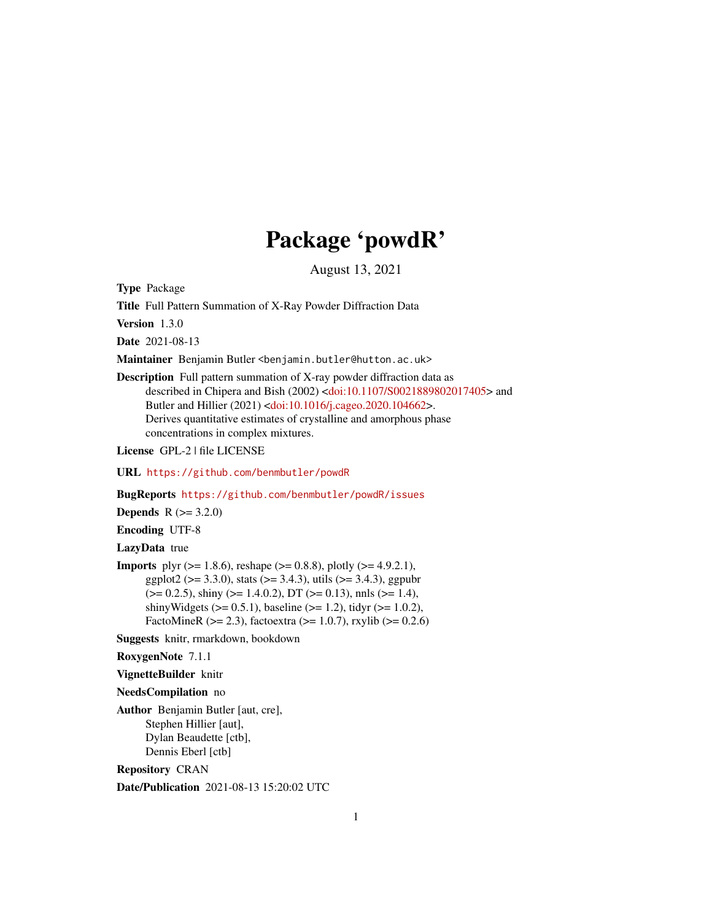# Package 'powdR'

August 13, 2021

**Type** Package

**Title** Full Pattern Summation of X-Ray Powder Diffraction Data

**Version** 1.3.0

**Date** 2021-08-13

**Maintainer** Benjamin Butler <benjamin.butler@hutton.ac.uk>

**Description** Full pattern summation of X-ray powder diffraction data as described in Chipera and Bish (2002) <doi:10.1107/S0021889802017405> and Butler and Hillier (2021) <doi:10.1016/j.cageo.2020.104662>. Derives quantitative estimates of crystalline and amorphous phase concentrations in complex mixtures.

**License** GPL-2 | file LICENSE

**URL** https://github.com/benmbutler/powdR

**BugReports** https://github.com/benmbutler/powdR/issues

**Depends** R (>= 3.2.0)

**Encoding** UTF-8

**LazyData** true

**Imports** plyr (>= 1.8.6), reshape (>= 0.8.8), plotly (>= 4.9.2.1), ggplot2 (>= 3.3.0), stats (>= 3.4.3), utils (>= 3.4.3), ggpubr (>= 0.2.5), shiny (>= 1.4.0.2), DT (>= 0.13), nnls (>= 1.4), shinyWidgets (>= 0.5.1), baseline (>= 1.2), tidyr (>= 1.0.2), FactoMineR (>= 2.3), factoextra (>= 1.0.7), rxylib (>= 0.2.6)

**Suggests** knitr, rmarkdown, bookdown

**RoxygenNote** 7.1.1

**VignetteBuilder** knitr

**NeedsCompilation** no

**Author** Benjamin Butler [aut, cre], Stephen Hillier [aut], Dylan Beaudette [ctb], Dennis Eberl [ctb]

**Repository** CRAN

**Date/Publication** 2021-08-13 15:20:02 UTC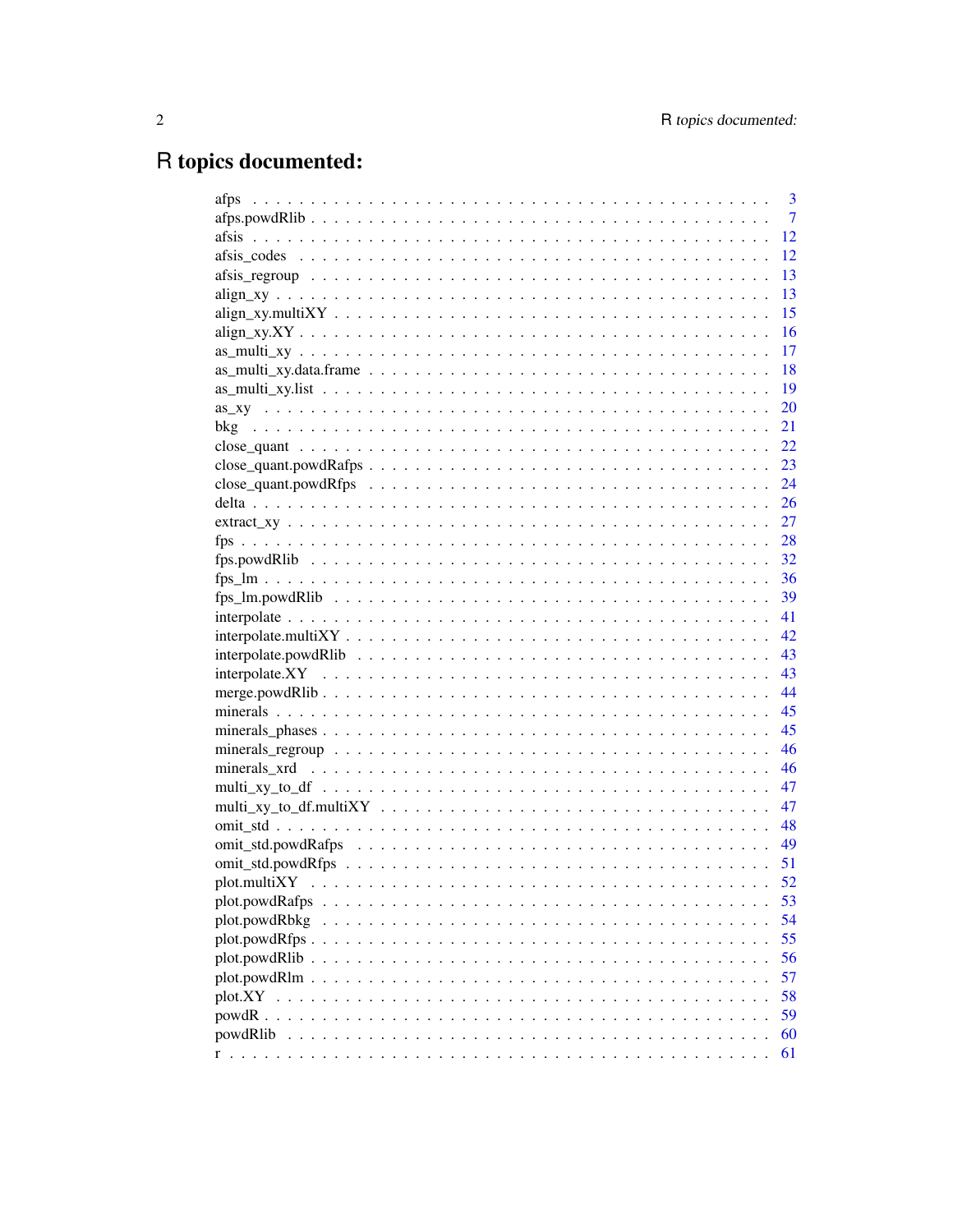# R topics documented:

| | |
|---|---|
| afps | 3 |
| afps.powdRlib | 7 |
| afsis | 12 |
| afsis_codes | 12 |
| afsis_regroup | 13 |
| align_xy | 13 |
| align_xy.multiXY | 15 |
| align_xy.XY | 16 |
| as_multi_xy | 17 |
| as_multi_xy.data.frame | 18 |
| as_multi_xy.list | 19 |
| as_xy | 20 |
| bkg | 21 |
| close_quant | 22 |
| close_quant.powdRafps | 23 |
| close_quant.powdRfps | 24 |
| delta | 26 |
| extract_xy | 27 |
| fps | 28 |
| fps.powdRlib | 32 |
| fps_lm | 36 |
| fps_lm.powdRlib | 39 |
| interpolate | 41 |
| interpolate.multiXY | 42 |
| interpolate.powdRlib | 43 |
| interpolate.XY | 43 |
| merge.powdRlib | 44 |
| minerals | 45 |
| minerals_phases | 45 |
| minerals_regroup | 46 |
| minerals_xrd | 46 |
| multi_xy_to_df | 47 |
| multi_xy_to_df.multiXY | 47 |
| omit_std | 48 |
| omit_std.powdRafps | 49 |
| omit_std.powdRfps | 51 |
| plot.multiXY | 52 |
| plot.powdRafps | 53 |
| plot.powdRbkg | 54 |
| plot.powdRfps | 55 |
| plot.powdRlib | 56 |
| plot.powdRlm | 57 |
| plot.XY | 58 |
| powdR | 59 |
| powdRlib | 60 |
| r | 61 |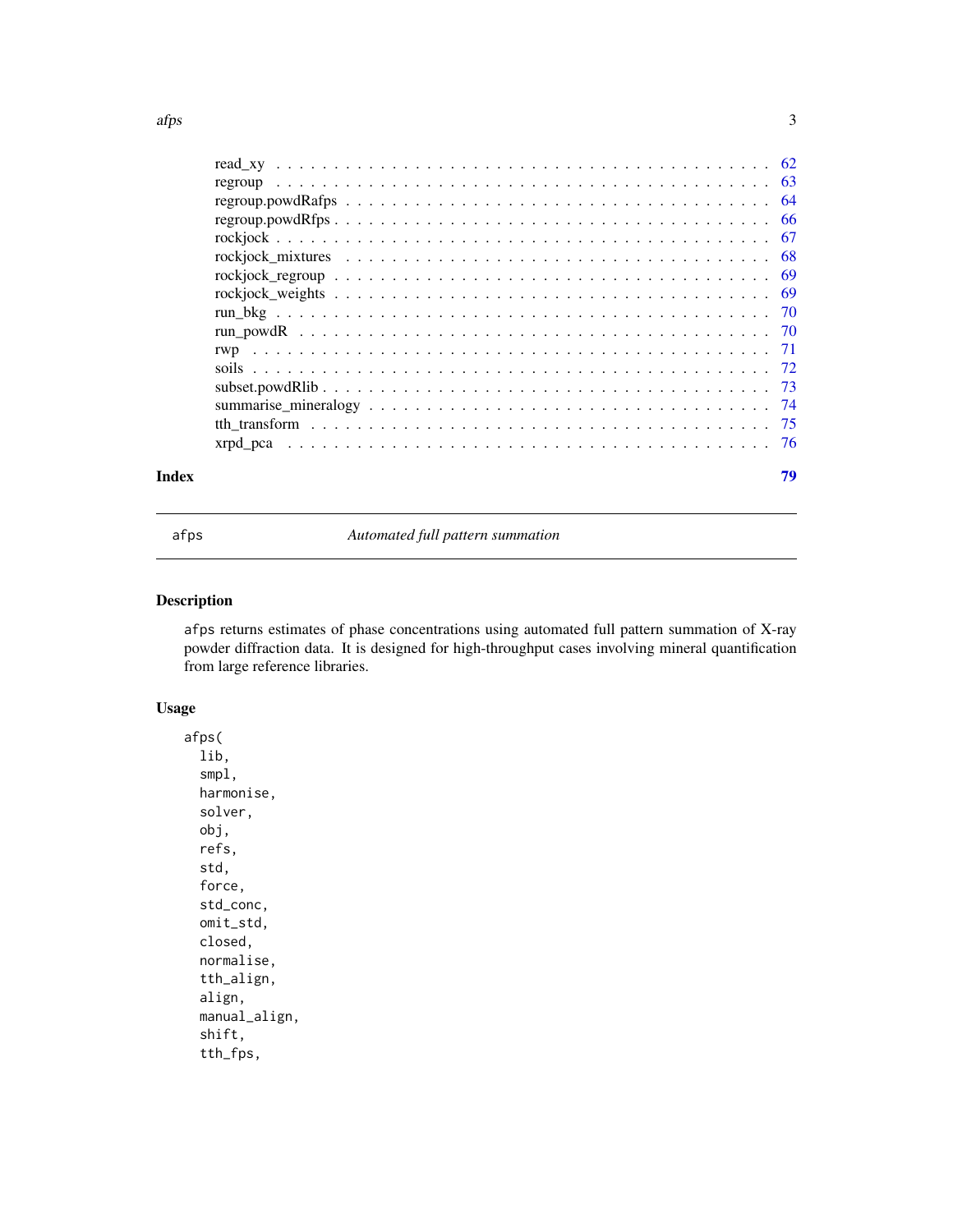read_xy . . . . . . . . . . . . . . . . . . . . . . . . . . . . . . . . . . . . . 62
regroup . . . . . . . . . . . . . . . . . . . . . . . . . . . . . . . . . . . . . 63
regroup.powdRafps . . . . . . . . . . . . . . . . . . . . . . . . . . . . . . . . 64
regroup.powdRfps . . . . . . . . . . . . . . . . . . . . . . . . . . . . . . . . . 66
rockjock . . . . . . . . . . . . . . . . . . . . . . . . . . . . . . . . . . . . . 67
rockjock_mixtures . . . . . . . . . . . . . . . . . . . . . . . . . . . . . . . . 68
rockjock_regroup . . . . . . . . . . . . . . . . . . . . . . . . . . . . . . . . . 69
rockjock_weights . . . . . . . . . . . . . . . . . . . . . . . . . . . . . . . . . 69
run_bkg . . . . . . . . . . . . . . . . . . . . . . . . . . . . . . . . . . . . . 70
run_powdR . . . . . . . . . . . . . . . . . . . . . . . . . . . . . . . . . . . . 70
rwp . . . . . . . . . . . . . . . . . . . . . . . . . . . . . . . . . . . . . . . 71
soils . . . . . . . . . . . . . . . . . . . . . . . . . . . . . . . . . . . . . . 72
subset.powdRlib . . . . . . . . . . . . . . . . . . . . . . . . . . . . . . . . . 73
summarise_mineralogy . . . . . . . . . . . . . . . . . . . . . . . . . . . . . . . 74
tth_transform . . . . . . . . . . . . . . . . . . . . . . . . . . . . . . . . . . 75
xrpd_pca . . . . . . . . . . . . . . . . . . . . . . . . . . . . . . . . . . . . . 76

**Index** **79**

---

afps — *Automated full pattern summation*

---

## Description

afps returns estimates of phase concentrations using automated full pattern summation of X-ray powder diffraction data. It is designed for high-throughput cases involving mineral quantification from large reference libraries.

## Usage

```
afps(
  lib,
  smpl,
  harmonise,
  solver,
  obj,
  refs,
  std,
  force,
  std_conc,
  omit_std,
  closed,
  normalise,
  tth_align,
  align,
  manual_align,
  shift,
  tth_fps,
```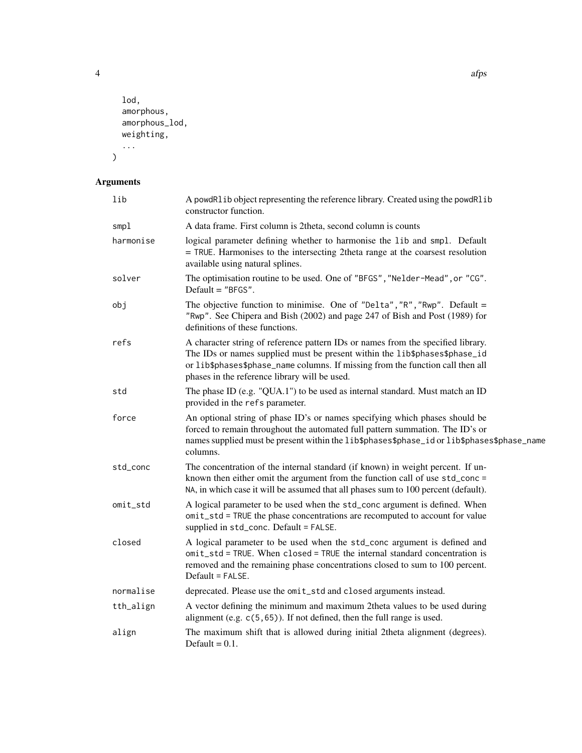```
  lod,
  amorphous,
  amorphous_lod,
  weighting,
  ...
)
```

## Arguments

| | |
|---|---|
| lib | A powdRlib object representing the reference library. Created using the powdRlib constructor function. |
| smpl | A data frame. First column is 2theta, second column is counts |
| harmonise | logical parameter defining whether to harmonise the lib and smpl. Default = TRUE. Harmonises to the intersecting 2theta range at the coarsest resolution available using natural splines. |
| solver | The optimisation routine to be used. One of "BFGS", "Nelder-Mead", or "CG". Default = "BFGS". |
| obj | The objective function to minimise. One of "Delta", "R", "Rwp". Default = "Rwp". See Chipera and Bish (2002) and page 247 of Bish and Post (1989) for definitions of these functions. |
| refs | A character string of reference pattern IDs or names from the specified library. The IDs or names supplied must be present within the lib$phases$phase_id or lib$phases$phase_name columns. If missing from the function call then all phases in the reference library will be used. |
| std | The phase ID (e.g. "QUA.1") to be used as internal standard. Must match an ID provided in the refs parameter. |
| force | An optional string of phase ID's or names specifying which phases should be forced to remain throughout the automated full pattern summation. The ID's or names supplied must be present within the lib$phases$phase_id or lib$phases$phase_name columns. |
| std_conc | The concentration of the internal standard (if known) in weight percent. If unknown then either omit the argument from the function call of use std_conc = NA, in which case it will be assumed that all phases sum to 100 percent (default). |
| omit_std | A logical parameter to be used when the std_conc argument is defined. When omit_std = TRUE the phase concentrations are recomputed to account for value supplied in std_conc. Default = FALSE. |
| closed | A logical parameter to be used when the std_conc argument is defined and omit_std = TRUE. When closed = TRUE the internal standard concentration is removed and the remaining phase concentrations closed to sum to 100 percent. Default = FALSE. |
| normalise | deprecated. Please use the omit_std and closed arguments instead. |
| tth_align | A vector defining the minimum and maximum 2theta values to be used during alignment (e.g. c(5,65)). If not defined, then the full range is used. |
| align | The maximum shift that is allowed during initial 2theta alignment (degrees). Default = 0.1. |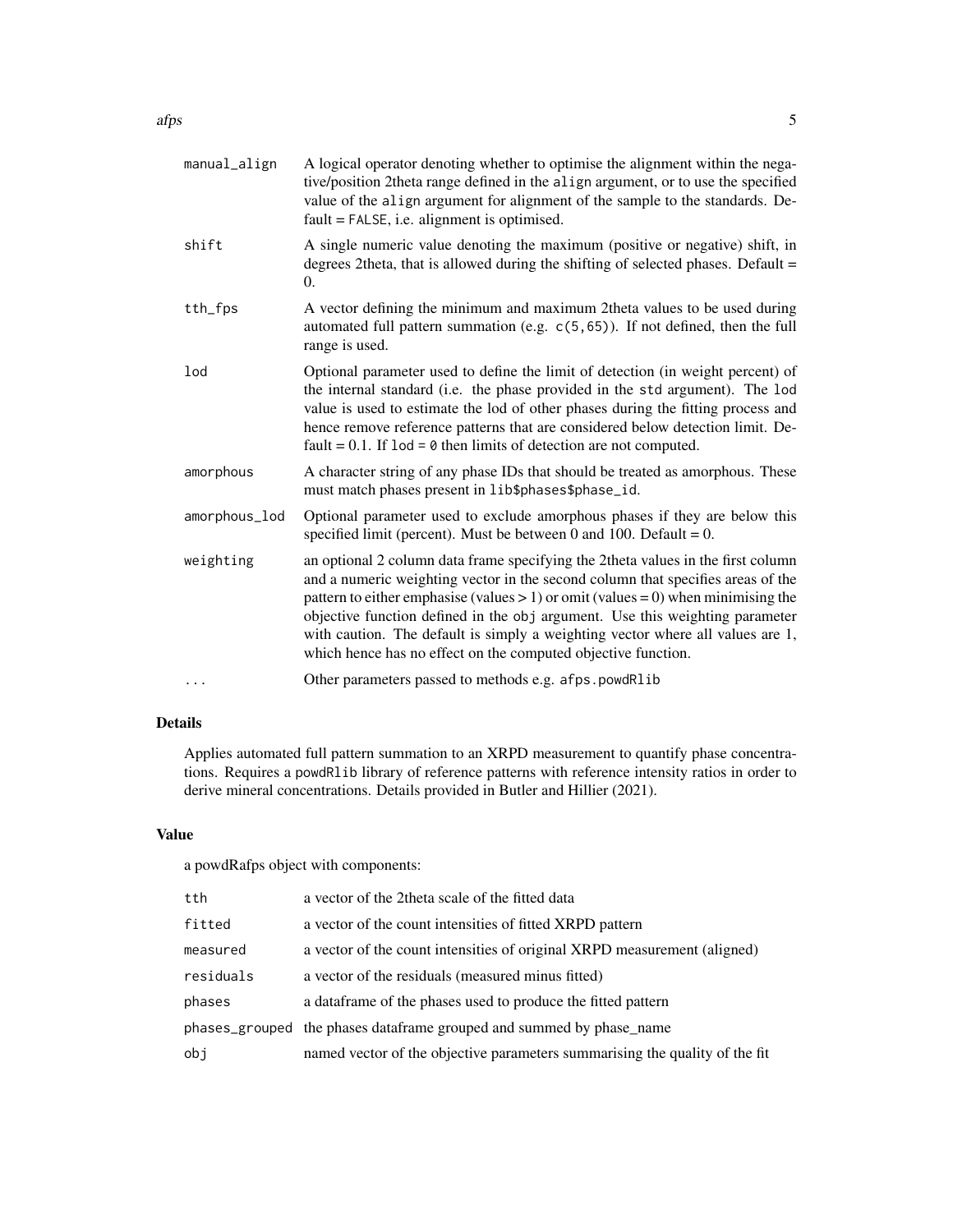| | |
|---|---|
| manual_align | A logical operator denoting whether to optimise the alignment within the negative/position 2theta range defined in the align argument, or to use the specified value of the align argument for alignment of the sample to the standards. Default = FALSE, i.e. alignment is optimised. |
| shift | A single numeric value denoting the maximum (positive or negative) shift, in degrees 2theta, that is allowed during the shifting of selected phases. Default = 0. |
| tth_fps | A vector defining the minimum and maximum 2theta values to be used during automated full pattern summation (e.g. c(5,65)). If not defined, then the full range is used. |
| lod | Optional parameter used to define the limit of detection (in weight percent) of the internal standard (i.e. the phase provided in the std argument). The lod value is used to estimate the lod of other phases during the fitting process and hence remove reference patterns that are considered below detection limit. Default = 0.1. If lod = 0 then limits of detection are not computed. |
| amorphous | A character string of any phase IDs that should be treated as amorphous. These must match phases present in lib$phases$phase_id. |
| amorphous_lod | Optional parameter used to exclude amorphous phases if they are below this specified limit (percent). Must be between 0 and 100. Default = 0. |
| weighting | an optional 2 column data frame specifying the 2theta values in the first column and a numeric weighting vector in the second column that specifies areas of the pattern to either emphasise (values > 1) or omit (values = 0) when minimising the objective function defined in the obj argument. Use this weighting parameter with caution. The default is simply a weighting vector where all values are 1, which hence has no effect on the computed objective function. |
| ... | Other parameters passed to methods e.g. afps.powdRlib |

## Details

Applies automated full pattern summation to an XRPD measurement to quantify phase concentrations. Requires a powdRlib library of reference patterns with reference intensity ratios in order to derive mineral concentrations. Details provided in Butler and Hillier (2021).

## Value

a powdRafps object with components:

| | |
|---|---|
| tth | a vector of the 2theta scale of the fitted data |
| fitted | a vector of the count intensities of fitted XRPD pattern |
| measured | a vector of the count intensities of original XRPD measurement (aligned) |
| residuals | a vector of the residuals (measured minus fitted) |
| phases | a dataframe of the phases used to produce the fitted pattern |
| phases_grouped | the phases dataframe grouped and summed by phase_name |
| obj | named vector of the objective parameters summarising the quality of the fit |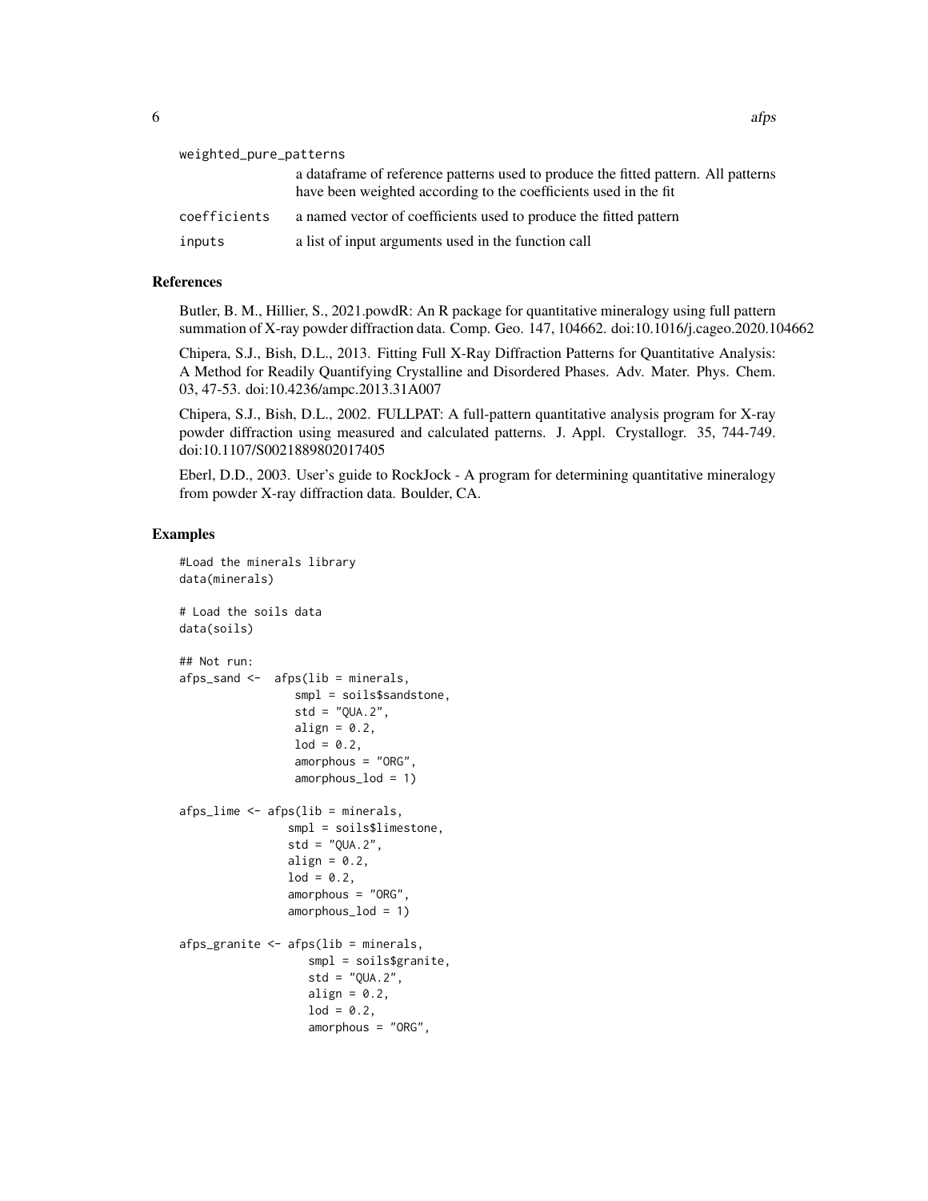`weighted_pure_patterns`
: a dataframe of reference patterns used to produce the fitted pattern. All patterns have been weighted according to the coefficients used in the fit

`coefficients`
: a named vector of coefficients used to produce the fitted pattern

`inputs`
: a list of input arguments used in the function call

## References

Butler, B. M., Hillier, S., 2021.powdR: An R package for quantitative mineralogy using full pattern summation of X-ray powder diffraction data. Comp. Geo. 147, 104662. doi:10.1016/j.cageo.2020.104662

Chipera, S.J., Bish, D.L., 2013. Fitting Full X-Ray Diffraction Patterns for Quantitative Analysis: A Method for Readily Quantifying Crystalline and Disordered Phases. Adv. Mater. Phys. Chem. 03, 47-53. doi:10.4236/ampc.2013.31A007

Chipera, S.J., Bish, D.L., 2002. FULLPAT: A full-pattern quantitative analysis program for X-ray powder diffraction using measured and calculated patterns. J. Appl. Crystallogr. 35, 744-749. doi:10.1107/S0021889802017405

Eberl, D.D., 2003. User's guide to RockJock - A program for determining quantitative mineralogy from powder X-ray diffraction data. Boulder, CA.

## Examples

```
#Load the minerals library
data(minerals)

# Load the soils data
data(soils)

## Not run:
afps_sand <-  afps(lib = minerals,
                 smpl = soils$sandstone,
                 std = "QUA.2",
                 align = 0.2,
                 lod = 0.2,
                 amorphous = "ORG",
                 amorphous_lod = 1)

afps_lime <- afps(lib = minerals,
                smpl = soils$limestone,
                std = "QUA.2",
                align = 0.2,
                lod = 0.2,
                amorphous = "ORG",
                amorphous_lod = 1)

afps_granite <- afps(lib = minerals,
                   smpl = soils$granite,
                   std = "QUA.2",
                   align = 0.2,
                   lod = 0.2,
                   amorphous = "ORG",
```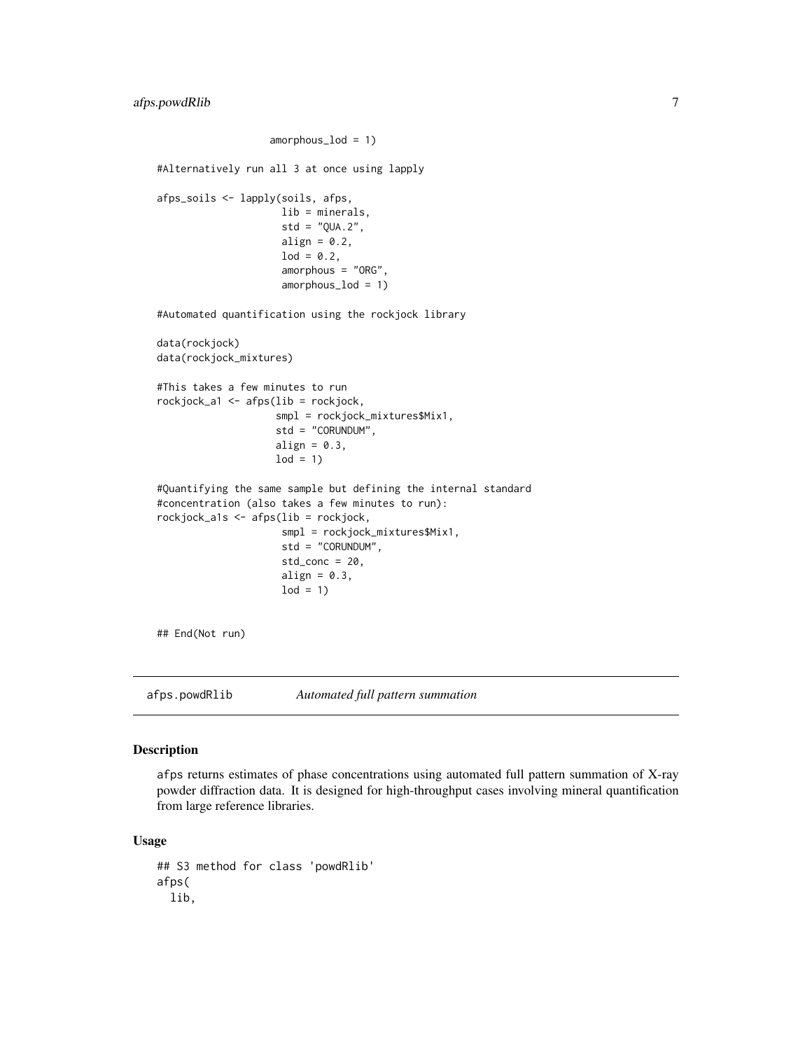```
                    amorphous_lod = 1)

#Alternatively run all 3 at once using lapply

afps_soils <- lapply(soils, afps,
                     lib = minerals,
                     std = "QUA.2",
                     align = 0.2,
                     lod = 0.2,
                     amorphous = "ORG",
                     amorphous_lod = 1)

#Automated quantification using the rockjock library

data(rockjock)
data(rockjock_mixtures)

#This takes a few minutes to run
rockjock_a1 <- afps(lib = rockjock,
                    smpl = rockjock_mixtures$Mix1,
                    std = "CORUNDUM",
                    align = 0.3,
                    lod = 1)

#Quantifying the same sample but defining the internal standard
#concentration (also takes a few minutes to run):
rockjock_a1s <- afps(lib = rockjock,
                     smpl = rockjock_mixtures$Mix1,
                     std = "CORUNDUM",
                     std_conc = 20,
                     align = 0.3,
                     lod = 1)


## End(Not run)
```

---

## afps.powdRlib — *Automated full pattern summation*

### Description

afps returns estimates of phase concentrations using automated full pattern summation of X-ray powder diffraction data. It is designed for high-throughput cases involving mineral quantification from large reference libraries.

### Usage

```
## S3 method for class 'powdRlib'
afps(
  lib,
```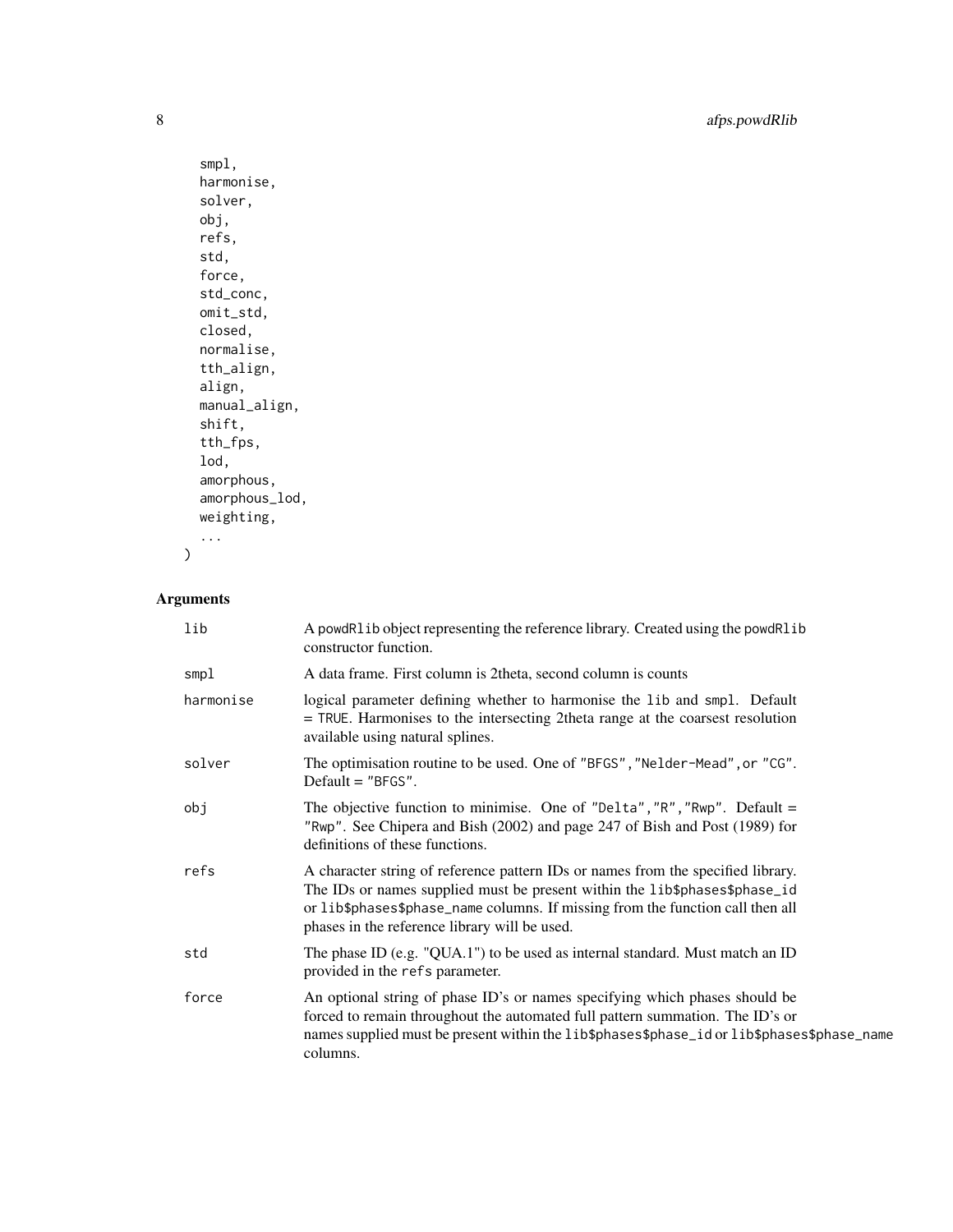```
  smpl,
  harmonise,
  solver,
  obj,
  refs,
  std,
  force,
  std_conc,
  omit_std,
  closed,
  normalise,
  tth_align,
  align,
  manual_align,
  shift,
  tth_fps,
  lod,
  amorphous,
  amorphous_lod,
  weighting,
  ...
)
```

## Arguments

| | |
|---|---|
| lib | A powdRlib object representing the reference library. Created using the powdRlib constructor function. |
| smpl | A data frame. First column is 2theta, second column is counts |
| harmonise | logical parameter defining whether to harmonise the lib and smpl. Default = TRUE. Harmonises to the intersecting 2theta range at the coarsest resolution available using natural splines. |
| solver | The optimisation routine to be used. One of "BFGS", "Nelder-Mead", or "CG". Default = "BFGS". |
| obj | The objective function to minimise. One of "Delta", "R", "Rwp". Default = "Rwp". See Chipera and Bish (2002) and page 247 of Bish and Post (1989) for definitions of these functions. |
| refs | A character string of reference pattern IDs or names from the specified library. The IDs or names supplied must be present within the lib$phases$phase_id or lib$phases$phase_name columns. If missing from the function call then all phases in the reference library will be used. |
| std | The phase ID (e.g. "QUA.1") to be used as internal standard. Must match an ID provided in the refs parameter. |
| force | An optional string of phase ID's or names specifying which phases should be forced to remain throughout the automated full pattern summation. The ID's or names supplied must be present within the lib$phases$phase_id or lib$phases$phase_name columns. |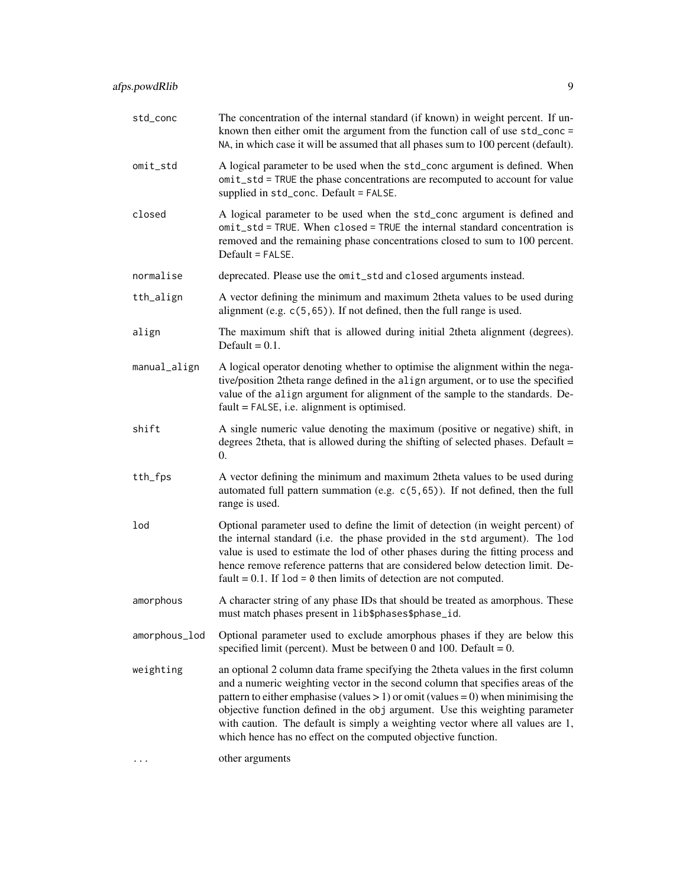| | |
|---|---|
| `std_conc` | The concentration of the internal standard (if known) in weight percent. If unknown then either omit the argument from the function call of use `std_conc = NA`, in which case it will be assumed that all phases sum to 100 percent (default). |
| `omit_std` | A logical parameter to be used when the `std_conc` argument is defined. When `omit_std = TRUE` the phase concentrations are recomputed to account for value supplied in `std_conc`. Default = `FALSE`. |
| `closed` | A logical parameter to be used when the `std_conc` argument is defined and `omit_std = TRUE`. When `closed = TRUE` the internal standard concentration is removed and the remaining phase concentrations closed to sum to 100 percent. Default = `FALSE`. |
| `normalise` | deprecated. Please use the `omit_std` and `closed` arguments instead. |
| `tth_align` | A vector defining the minimum and maximum 2theta values to be used during alignment (e.g. `c(5,65)`). If not defined, then the full range is used. |
| `align` | The maximum shift that is allowed during initial 2theta alignment (degrees). Default = 0.1. |
| `manual_align` | A logical operator denoting whether to optimise the alignment within the negative/position 2theta range defined in the `align` argument, or to use the specified value of the `align` argument for alignment of the sample to the standards. Default = `FALSE`, i.e. alignment is optimised. |
| `shift` | A single numeric value denoting the maximum (positive or negative) shift, in degrees 2theta, that is allowed during the shifting of selected phases. Default = 0. |
| `tth_fps` | A vector defining the minimum and maximum 2theta values to be used during automated full pattern summation (e.g. `c(5,65)`). If not defined, then the full range is used. |
| `lod` | Optional parameter used to define the limit of detection (in weight percent) of the internal standard (i.e. the phase provided in the `std` argument). The `lod` value is used to estimate the lod of other phases during the fitting process and hence remove reference patterns that are considered below detection limit. Default = 0.1. If `lod = 0` then limits of detection are not computed. |
| `amorphous` | A character string of any phase IDs that should be treated as amorphous. These must match phases present in `lib$phases$phase_id`. |
| `amorphous_lod` | Optional parameter used to exclude amorphous phases if they are below this specified limit (percent). Must be between 0 and 100. Default = 0. |
| `weighting` | an optional 2 column data frame specifying the 2theta values in the first column and a numeric weighting vector in the second column that specifies areas of the pattern to either emphasise (values > 1) or omit (values = 0) when minimising the objective function defined in the `obj` argument. Use this weighting parameter with caution. The default is simply a weighting vector where all values are 1, which hence has no effect on the computed objective function. |
| `...` | other arguments |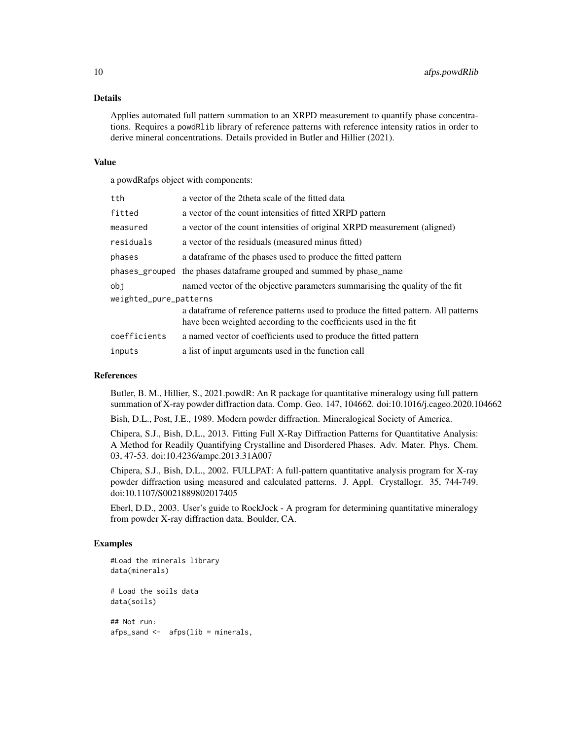## Details

Applies automated full pattern summation to an XRPD measurement to quantify phase concentrations. Requires a `powdRlib` library of reference patterns with reference intensity ratios in order to derive mineral concentrations. Details provided in Butler and Hillier (2021).

## Value

a powdRafps object with components:

| | |
|---|---|
| `tth` | a vector of the 2theta scale of the fitted data |
| `fitted` | a vector of the count intensities of fitted XRPD pattern |
| `measured` | a vector of the count intensities of original XRPD measurement (aligned) |
| `residuals` | a vector of the residuals (measured minus fitted) |
| `phases` | a dataframe of the phases used to produce the fitted pattern |
| `phases_grouped` | the phases dataframe grouped and summed by phase_name |
| `obj` | named vector of the objective parameters summarising the quality of the fit |
| `weighted_pure_patterns` | a dataframe of reference patterns used to produce the fitted pattern. All patterns have been weighted according to the coefficients used in the fit |
| `coefficients` | a named vector of coefficients used to produce the fitted pattern |
| `inputs` | a list of input arguments used in the function call |

## References

Butler, B. M., Hillier, S., 2021.powdR: An R package for quantitative mineralogy using full pattern summation of X-ray powder diffraction data. Comp. Geo. 147, 104662. doi:10.1016/j.cageo.2020.104662

Bish, D.L., Post, J.E., 1989. Modern powder diffraction. Mineralogical Society of America.

Chipera, S.J., Bish, D.L., 2013. Fitting Full X-Ray Diffraction Patterns for Quantitative Analysis: A Method for Readily Quantifying Crystalline and Disordered Phases. Adv. Mater. Phys. Chem. 03, 47-53. doi:10.4236/ampc.2013.31A007

Chipera, S.J., Bish, D.L., 2002. FULLPAT: A full-pattern quantitative analysis program for X-ray powder diffraction using measured and calculated patterns. J. Appl. Crystallogr. 35, 744-749. doi:10.1107/S0021889802017405

Eberl, D.D., 2003. User's guide to RockJock - A program for determining quantitative mineralogy from powder X-ray diffraction data. Boulder, CA.

## Examples

```
#Load the minerals library
data(minerals)

# Load the soils data
data(soils)

## Not run:
afps_sand <-  afps(lib = minerals,
```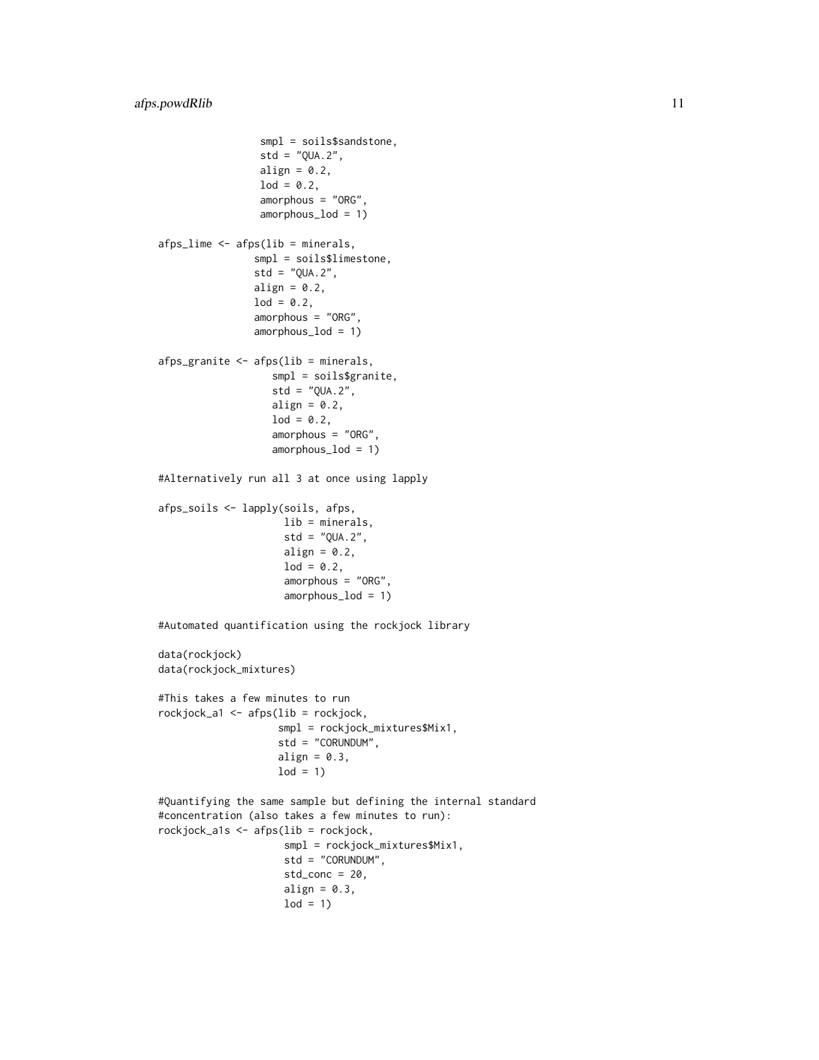```
                smpl = soils$sandstone,
                std = "QUA.2",
                align = 0.2,
                lod = 0.2,
                amorphous = "ORG",
                amorphous_lod = 1)

afps_lime <- afps(lib = minerals,
                smpl = soils$limestone,
                std = "QUA.2",
                align = 0.2,
                lod = 0.2,
                amorphous = "ORG",
                amorphous_lod = 1)

afps_granite <- afps(lib = minerals,
                   smpl = soils$granite,
                   std = "QUA.2",
                   align = 0.2,
                   lod = 0.2,
                   amorphous = "ORG",
                   amorphous_lod = 1)

#Alternatively run all 3 at once using lapply

afps_soils <- lapply(soils, afps,
                     lib = minerals,
                     std = "QUA.2",
                     align = 0.2,
                     lod = 0.2,
                     amorphous = "ORG",
                     amorphous_lod = 1)

#Automated quantification using the rockjock library

data(rockjock)
data(rockjock_mixtures)

#This takes a few minutes to run
rockjock_a1 <- afps(lib = rockjock,
                    smpl = rockjock_mixtures$Mix1,
                    std = "CORUNDUM",
                    align = 0.3,
                    lod = 1)

#Quantifying the same sample but defining the internal standard
#concentration (also takes a few minutes to run):
rockjock_a1s <- afps(lib = rockjock,
                     smpl = rockjock_mixtures$Mix1,
                     std = "CORUNDUM",
                     std_conc = 20,
                     align = 0.3,
                     lod = 1)
```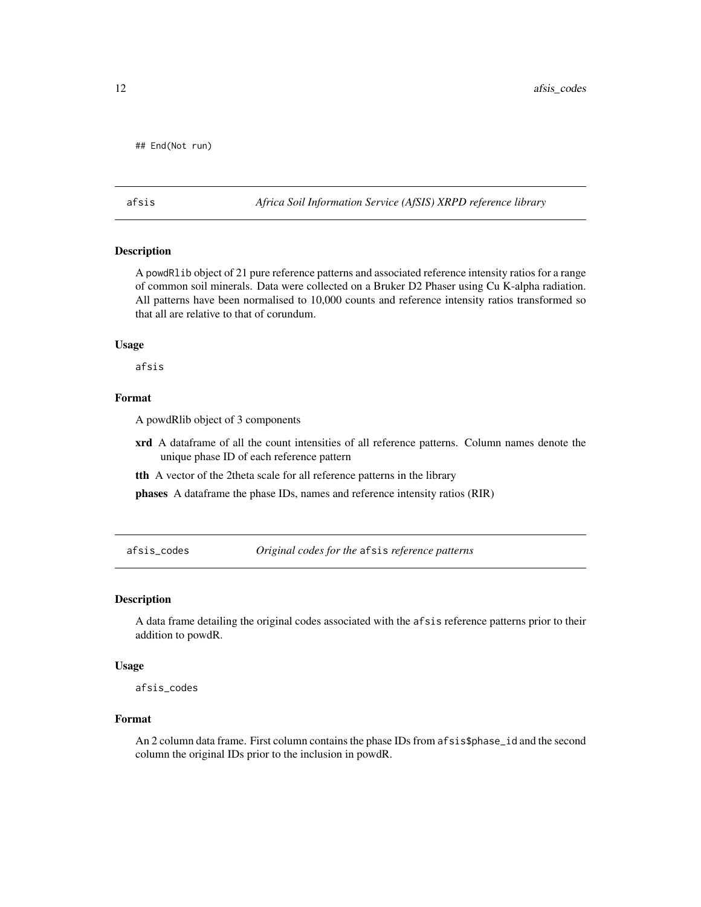```
## End(Not run)
```

## afsis — *Africa Soil Information Service (AfSIS) XRPD reference library*

### Description

A powdRlib object of 21 pure reference patterns and associated reference intensity ratios for a range of common soil minerals. Data were collected on a Bruker D2 Phaser using Cu K-alpha radiation. All patterns have been normalised to 10,000 counts and reference intensity ratios transformed so that all are relative to that of corundum.

### Usage

```
afsis
```

### Format

A powdRlib object of 3 components

- **xrd** A dataframe of all the count intensities of all reference patterns. Column names denote the unique phase ID of each reference pattern
- **tth** A vector of the 2theta scale for all reference patterns in the library
- **phases** A dataframe the phase IDs, names and reference intensity ratios (RIR)

## afsis_codes — *Original codes for the* `afsis` *reference patterns*

### Description

A data frame detailing the original codes associated with the `afsis` reference patterns prior to their addition to powdR.

### Usage

```
afsis_codes
```

### Format

An 2 column data frame. First column contains the phase IDs from `afsis$phase_id` and the second column the original IDs prior to the inclusion in powdR.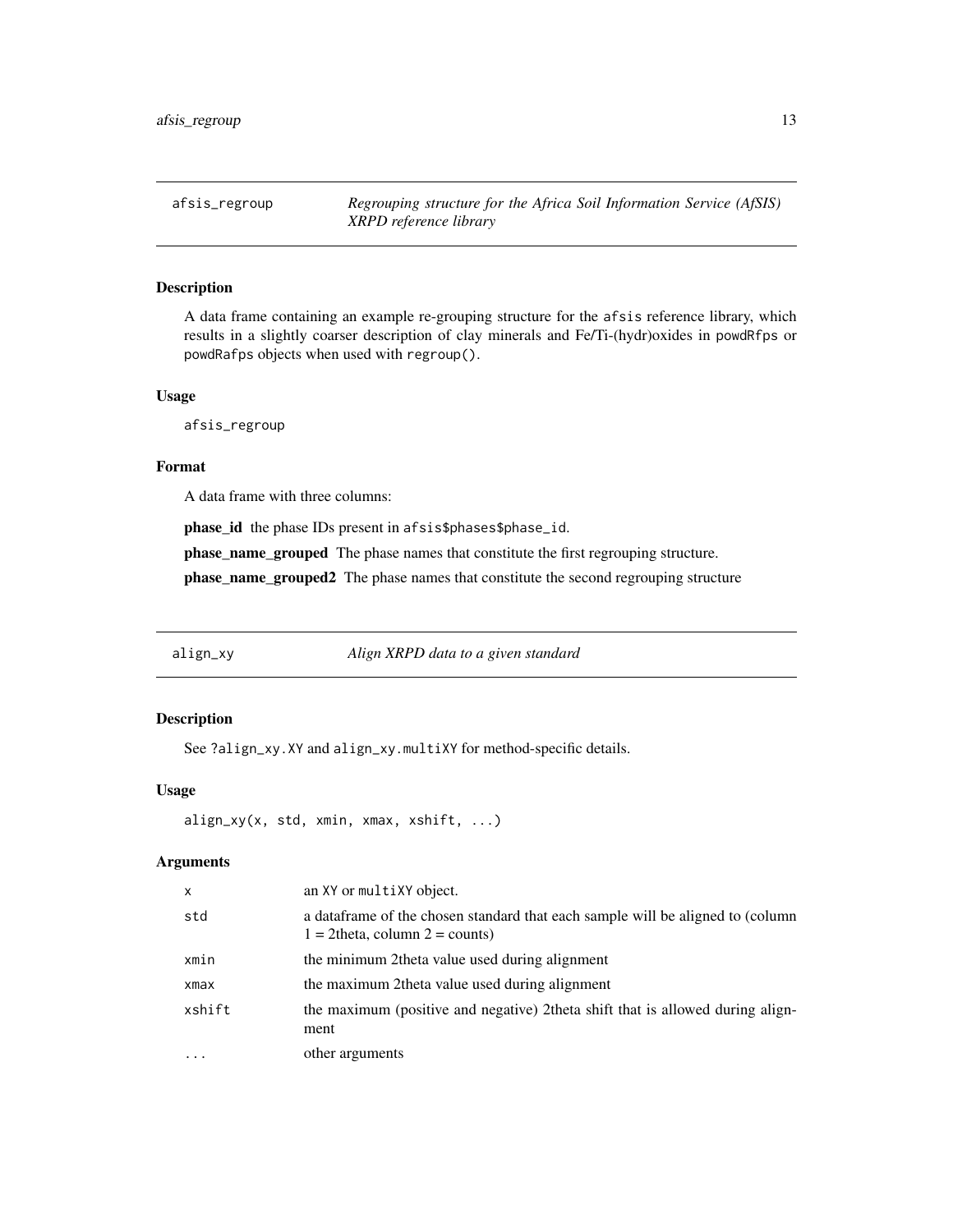## afsis_regroup — *Regrouping structure for the Africa Soil Information Service (AfSIS) XRPD reference library*

### Description

A data frame containing an example re-grouping structure for the afsis reference library, which results in a slightly coarser description of clay minerals and Fe/Ti-(hydr)oxides in powdRfps or powdRafps objects when used with regroup().

### Usage

```
afsis_regroup
```

### Format

A data frame with three columns:

**phase_id** the phase IDs present in afsis$phases$phase_id.

**phase_name_grouped** The phase names that constitute the first regrouping structure.

**phase_name_grouped2** The phase names that constitute the second regrouping structure

## align_xy — *Align XRPD data to a given standard*

### Description

See ?align_xy.XY and align_xy.multiXY for method-specific details.

### Usage

```
align_xy(x, std, xmin, xmax, xshift, ...)
```

### Arguments

| | |
|---|---|
| x | an XY or multiXY object. |
| std | a dataframe of the chosen standard that each sample will be aligned to (column 1 = 2theta, column 2 = counts) |
| xmin | the minimum 2theta value used during alignment |
| xmax | the maximum 2theta value used during alignment |
| xshift | the maximum (positive and negative) 2theta shift that is allowed during alignment |
| ... | other arguments |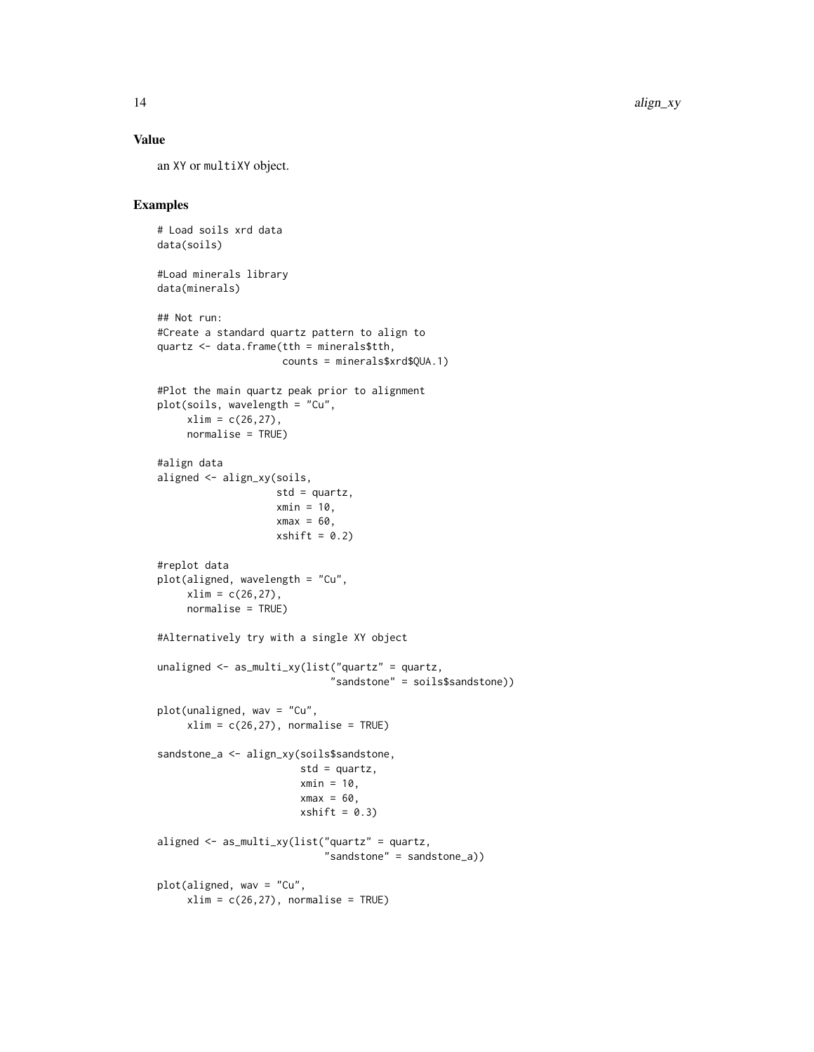## Value

an XY or multiXY object.

## Examples

```
# Load soils xrd data
data(soils)

#Load minerals library
data(minerals)

## Not run:
#Create a standard quartz pattern to align to
quartz <- data.frame(tth = minerals$tth,
                     counts = minerals$xrd$QUA.1)

#Plot the main quartz peak prior to alignment
plot(soils, wavelength = "Cu",
     xlim = c(26,27),
     normalise = TRUE)

#align data
aligned <- align_xy(soils,
                    std = quartz,
                    xmin = 10,
                    xmax = 60,
                    xshift = 0.2)

#replot data
plot(aligned, wavelength = "Cu",
     xlim = c(26,27),
     normalise = TRUE)

#Alternatively try with a single XY object

unaligned <- as_multi_xy(list("quartz" = quartz,
                             "sandstone" = soils$sandstone))

plot(unaligned, wav = "Cu",
     xlim = c(26,27), normalise = TRUE)

sandstone_a <- align_xy(soils$sandstone,
                        std = quartz,
                        xmin = 10,
                        xmax = 60,
                        xshift = 0.3)

aligned <- as_multi_xy(list("quartz" = quartz,
                           "sandstone" = sandstone_a))

plot(aligned, wav = "Cu",
     xlim = c(26,27), normalise = TRUE)
```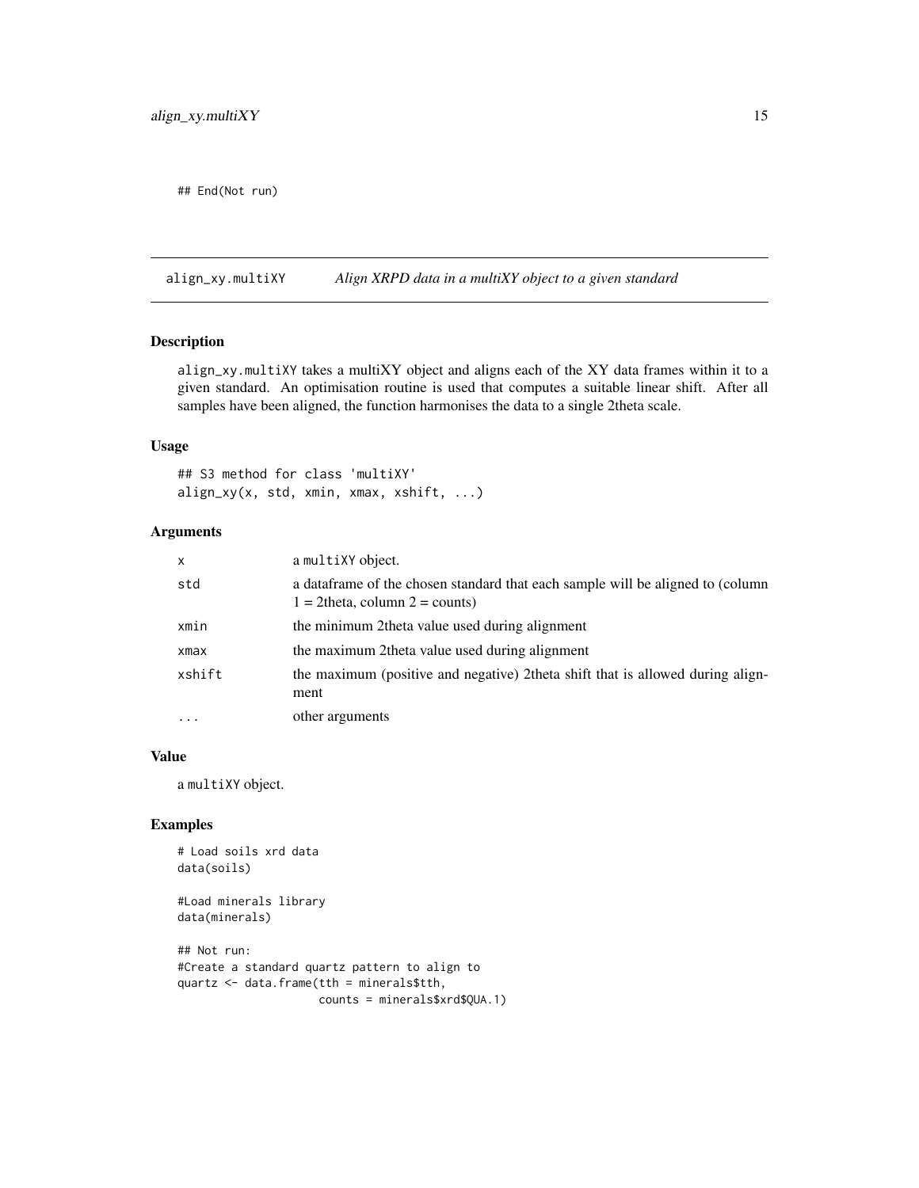```
## End(Not run)
```

## align_xy.multiXY — *Align XRPD data in a multiXY object to a given standard*

### Description

align_xy.multiXY takes a multiXY object and aligns each of the XY data frames within it to a given standard. An optimisation routine is used that computes a suitable linear shift. After all samples have been aligned, the function harmonises the data to a single 2theta scale.

### Usage

```
## S3 method for class 'multiXY'
align_xy(x, std, xmin, xmax, xshift, ...)
```

### Arguments

| | |
|---|---|
| x | a multiXY object. |
| std | a dataframe of the chosen standard that each sample will be aligned to (column 1 = 2theta, column 2 = counts) |
| xmin | the minimum 2theta value used during alignment |
| xmax | the maximum 2theta value used during alignment |
| xshift | the maximum (positive and negative) 2theta shift that is allowed during alignment |
| ... | other arguments |

### Value

a multiXY object.

### Examples

```
# Load soils xrd data
data(soils)

#Load minerals library
data(minerals)

## Not run:
#Create a standard quartz pattern to align to
quartz <- data.frame(tth = minerals$tth,
                     counts = minerals$xrd$QUA.1)
```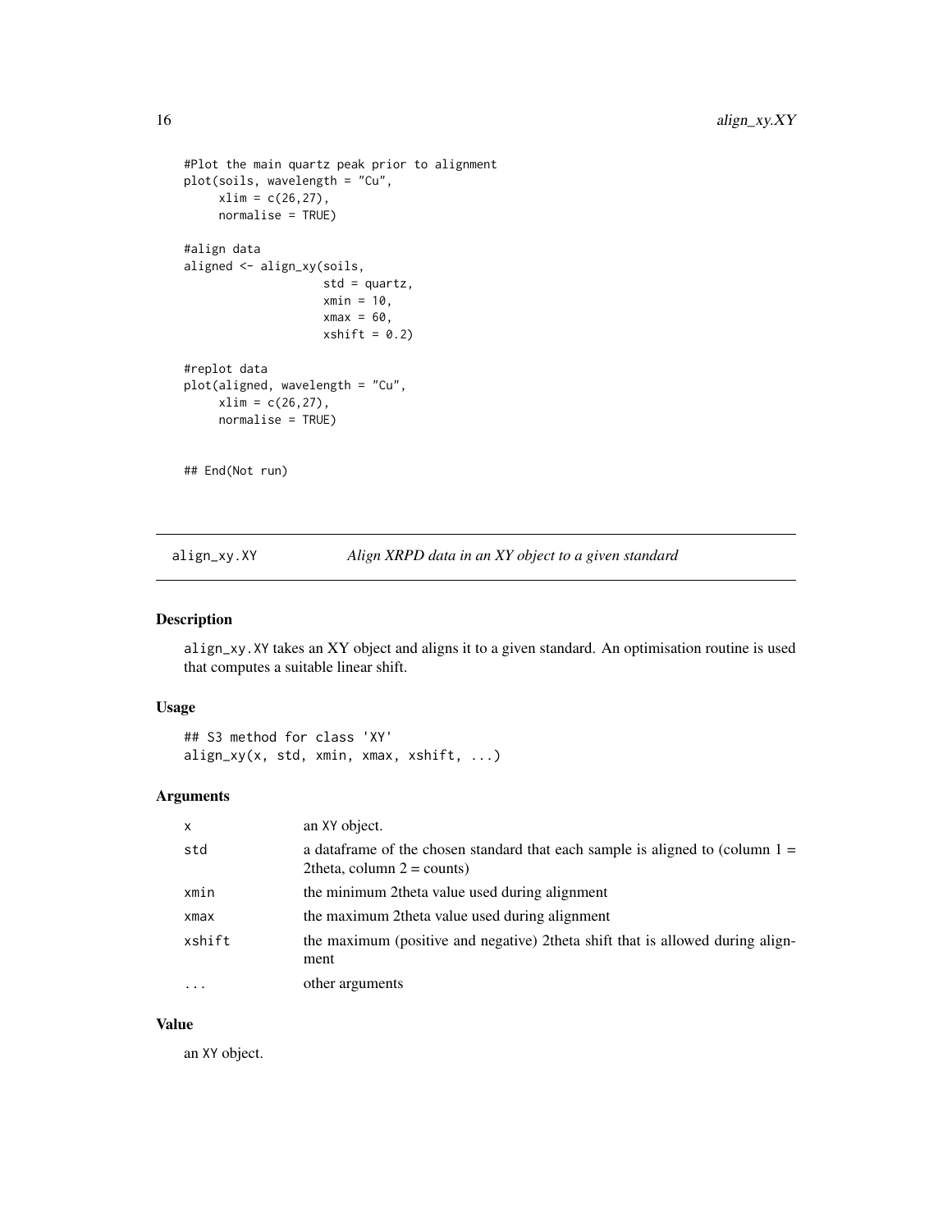```
#Plot the main quartz peak prior to alignment
plot(soils, wavelength = "Cu",
     xlim = c(26,27),
     normalise = TRUE)

#align data
aligned <- align_xy(soils,
                    std = quartz,
                    xmin = 10,
                    xmax = 60,
                    xshift = 0.2)

#replot data
plot(aligned, wavelength = "Cu",
     xlim = c(26,27),
     normalise = TRUE)


## End(Not run)
```

---

## align_xy.XY — *Align XRPD data in an XY object to a given standard*

---

### Description

align_xy.XY takes an XY object and aligns it to a given standard. An optimisation routine is used that computes a suitable linear shift.

### Usage

```
## S3 method for class 'XY'
align_xy(x, std, xmin, xmax, xshift, ...)
```

### Arguments

| | |
|---|---|
| x | an XY object. |
| std | a dataframe of the chosen standard that each sample is aligned to (column 1 = 2theta, column 2 = counts) |
| xmin | the minimum 2theta value used during alignment |
| xmax | the maximum 2theta value used during alignment |
| xshift | the maximum (positive and negative) 2theta shift that is allowed during alignment |
| ... | other arguments |

### Value

an XY object.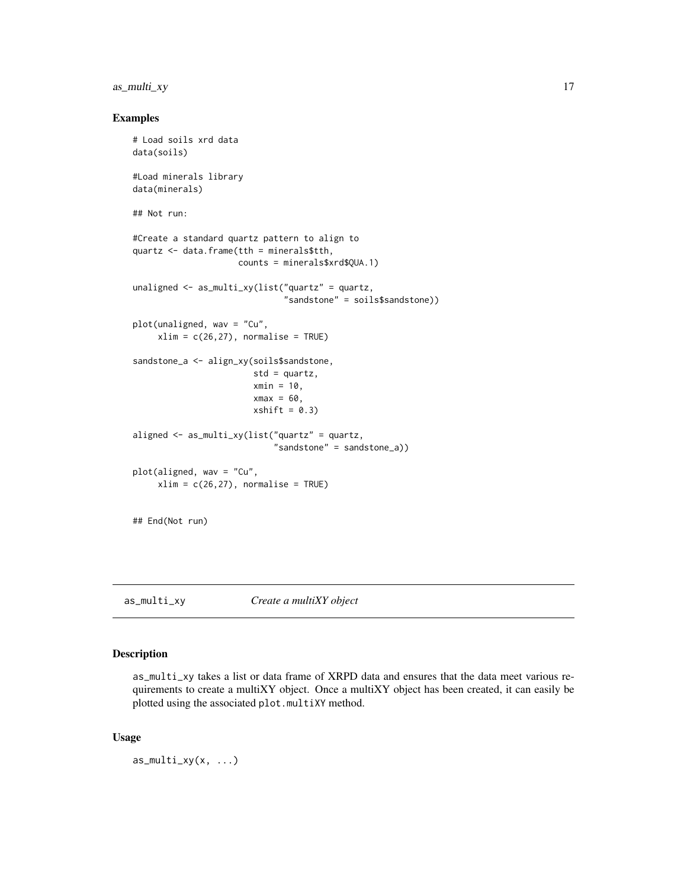## Examples

```
# Load soils xrd data
data(soils)

#Load minerals library
data(minerals)

## Not run:

#Create a standard quartz pattern to align to
quartz <- data.frame(tth = minerals$tth,
                     counts = minerals$xrd$QUA.1)

unaligned <- as_multi_xy(list("quartz" = quartz,
                              "sandstone" = soils$sandstone))

plot(unaligned, wav = "Cu",
     xlim = c(26,27), normalise = TRUE)

sandstone_a <- align_xy(soils$sandstone,
                        std = quartz,
                        xmin = 10,
                        xmax = 60,
                        xshift = 0.3)

aligned <- as_multi_xy(list("quartz" = quartz,
                            "sandstone" = sandstone_a))

plot(aligned, wav = "Cu",
     xlim = c(26,27), normalise = TRUE)


## End(Not run)
```

---

# as_multi_xy &nbsp;&nbsp;&nbsp;&nbsp; *Create a multiXY object*

---

## Description

as_multi_xy takes a list or data frame of XRPD data and ensures that the data meet various requirements to create a multiXY object. Once a multiXY object has been created, it can easily be plotted using the associated plot.multiXY method.

## Usage

```
as_multi_xy(x, ...)
```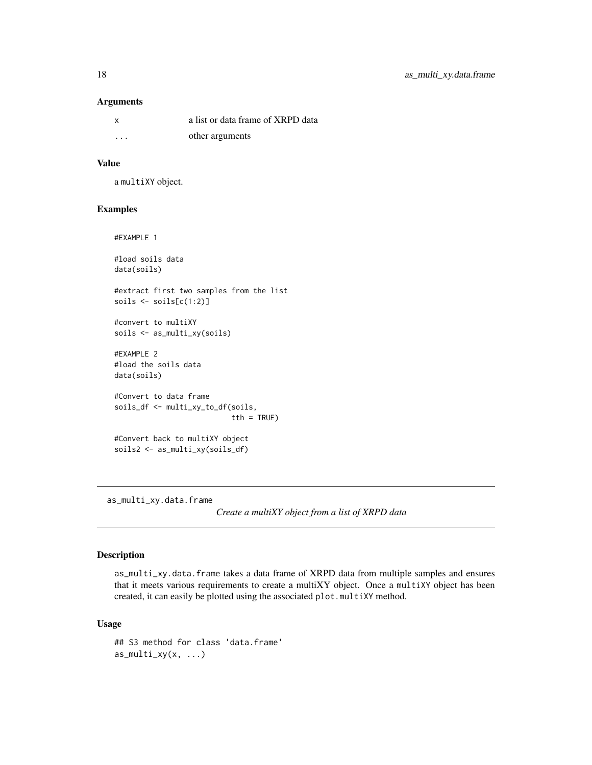### Arguments

| | |
|---|---|
| x | a list or data frame of XRPD data |
| ... | other arguments |

### Value

a multiXY object.

### Examples

```
#EXAMPLE 1

#load soils data
data(soils)

#extract first two samples from the list
soils <- soils[c(1:2)]

#convert to multiXY
soils <- as_multi_xy(soils)

#EXAMPLE 2
#load the soils data
data(soils)

#Convert to data frame
soils_df <- multi_xy_to_df(soils,
                           tth = TRUE)

#Convert back to multiXY object
soils2 <- as_multi_xy(soils_df)
```

---

## as_multi_xy.data.frame

*Create a multiXY object from a list of XRPD data*

---

### Description

as_multi_xy.data.frame takes a data frame of XRPD data from multiple samples and ensures that it meets various requirements to create a multiXY object. Once a multiXY object has been created, it can easily be plotted using the associated plot.multiXY method.

### Usage

```
## S3 method for class 'data.frame'
as_multi_xy(x, ...)
```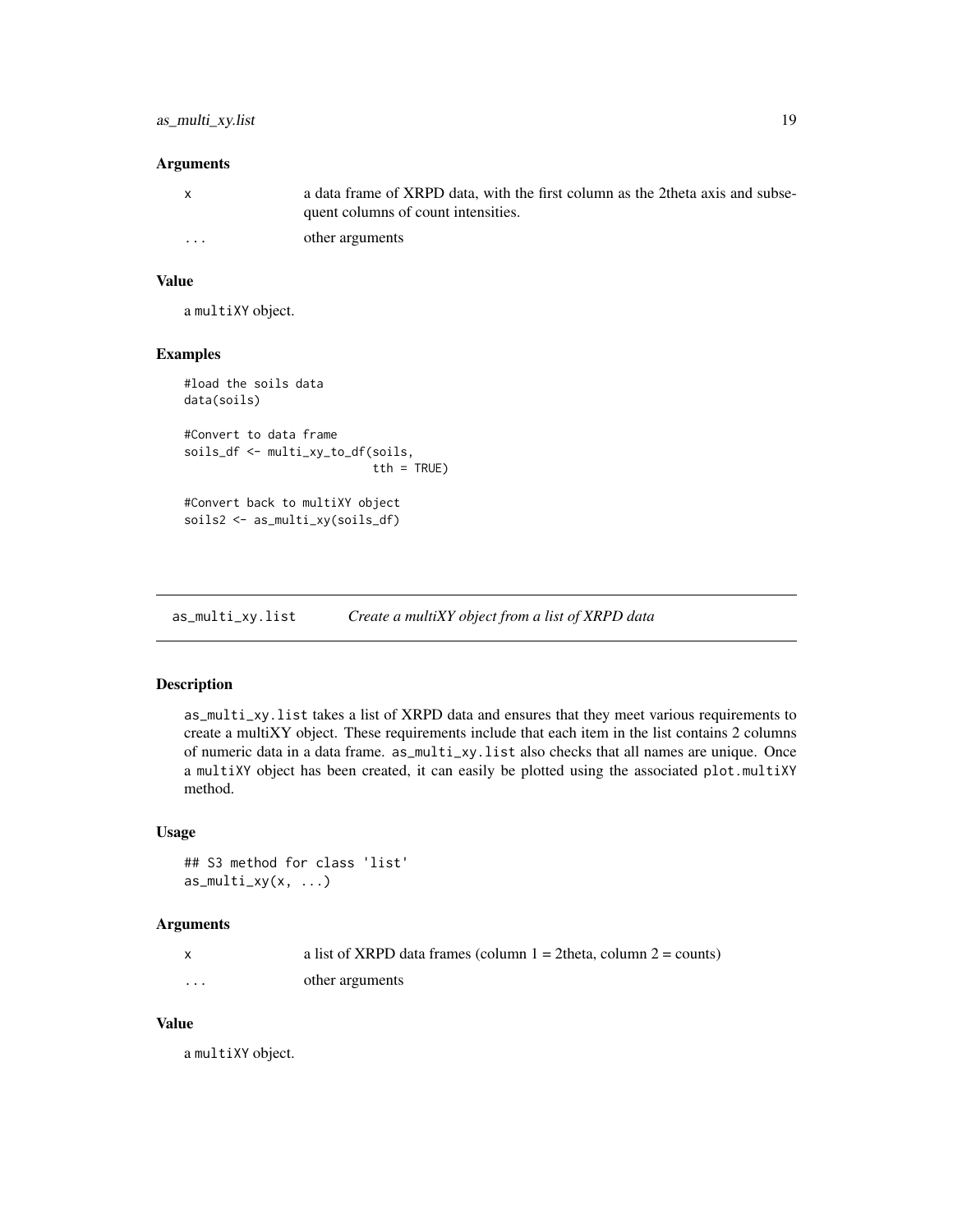### Arguments

| | |
|---|---|
| x | a data frame of XRPD data, with the first column as the 2theta axis and subsequent columns of count intensities. |
| ... | other arguments |

### Value

a multiXY object.

### Examples

```
#load the soils data
data(soils)

#Convert to data frame
soils_df <- multi_xy_to_df(soils,
                           tth = TRUE)

#Convert back to multiXY object
soils2 <- as_multi_xy(soils_df)
```

---

## as_multi_xy.list *Create a multiXY object from a list of XRPD data*

---

### Description

as_multi_xy.list takes a list of XRPD data and ensures that they meet various requirements to create a multiXY object. These requirements include that each item in the list contains 2 columns of numeric data in a data frame. as_multi_xy.list also checks that all names are unique. Once a multiXY object has been created, it can easily be plotted using the associated plot.multiXY method.

### Usage

```
## S3 method for class 'list'
as_multi_xy(x, ...)
```

### Arguments

| | |
|---|---|
| x | a list of XRPD data frames (column 1 = 2theta, column 2 = counts) |
| ... | other arguments |

### Value

a multiXY object.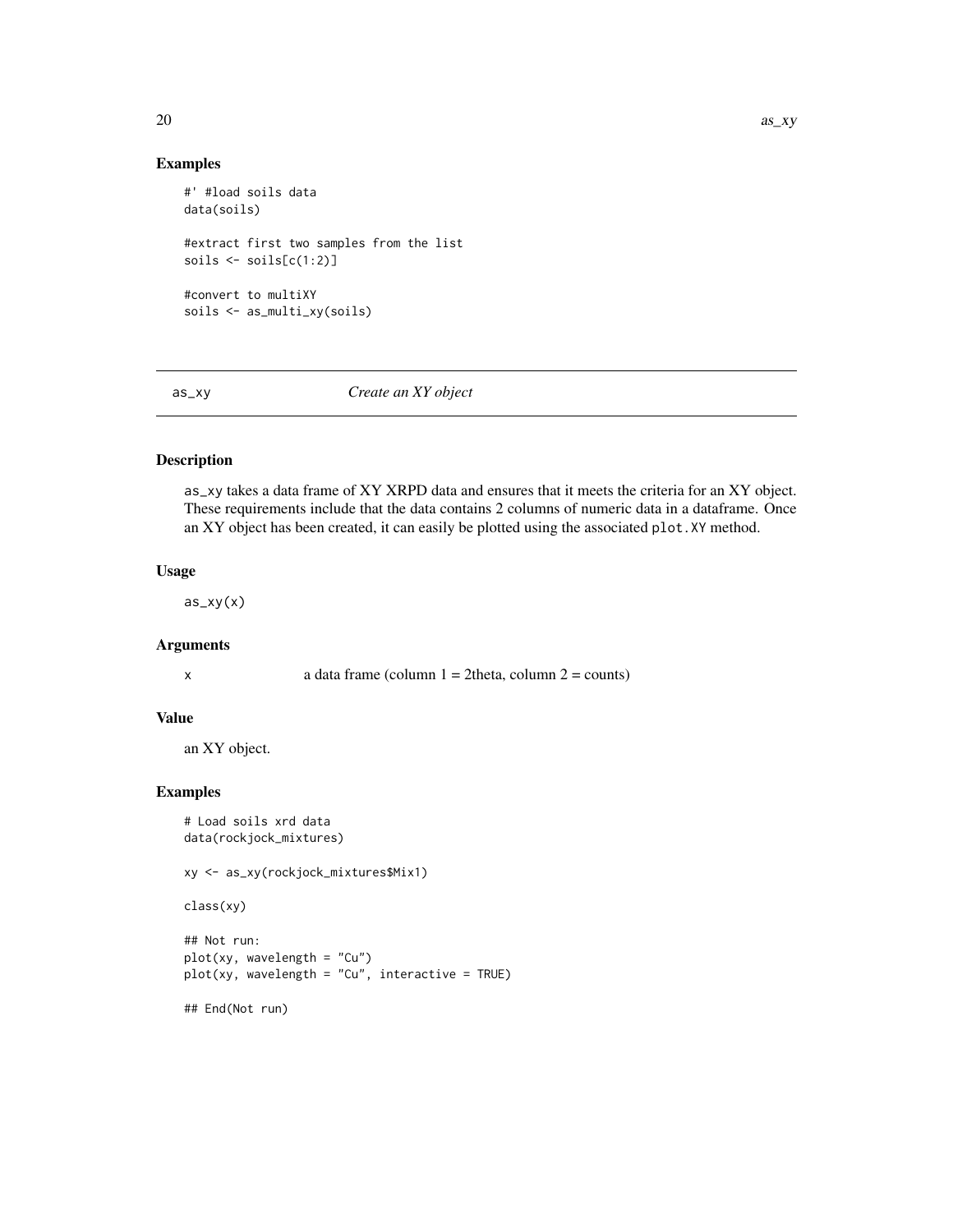## Examples

```
#' #load soils data
data(soils)

#extract first two samples from the list
soils <- soils[c(1:2)]

#convert to multiXY
soils <- as_multi_xy(soils)
```

---

## as_xy    *Create an XY object*

---

### Description

as_xy takes a data frame of XY XRPD data and ensures that it meets the criteria for an XY object. These requirements include that the data contains 2 columns of numeric data in a dataframe. Once an XY object has been created, it can easily be plotted using the associated `plot.XY` method.

### Usage

```
as_xy(x)
```

### Arguments

| | |
|---|---|
| x | a data frame (column 1 = 2theta, column 2 = counts) |

### Value

an XY object.

### Examples

```
# Load soils xrd data
data(rockjock_mixtures)

xy <- as_xy(rockjock_mixtures$Mix1)

class(xy)

## Not run:
plot(xy, wavelength = "Cu")
plot(xy, wavelength = "Cu", interactive = TRUE)

## End(Not run)
```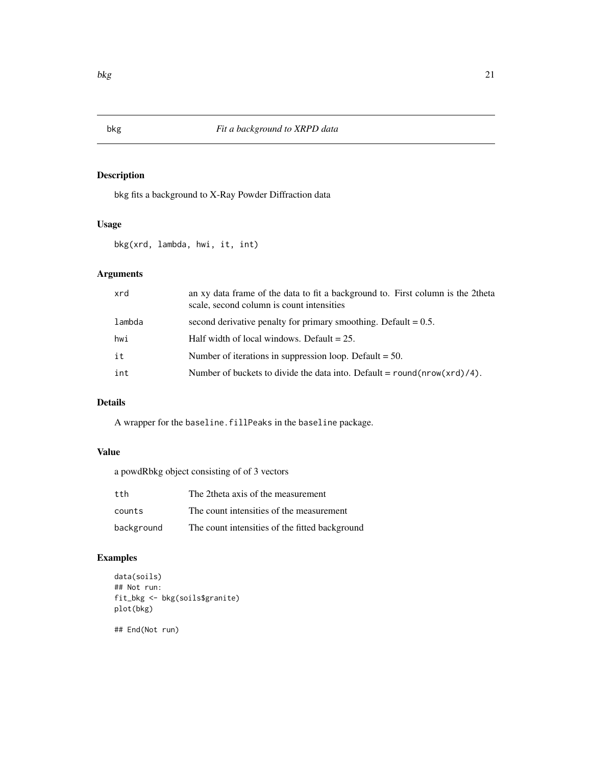# bkg — *Fit a background to XRPD data*

## Description

bkg fits a background to X-Ray Powder Diffraction data

## Usage

```
bkg(xrd, lambda, hwi, it, int)
```

## Arguments

| | |
|---|---|
| `xrd` | an xy data frame of the data to fit a background to. First column is the 2theta scale, second column is count intensities |
| `lambda` | second derivative penalty for primary smoothing. Default = 0.5. |
| `hwi` | Half width of local windows. Default = 25. |
| `it` | Number of iterations in suppression loop. Default = 50. |
| `int` | Number of buckets to divide the data into. Default = `round(nrow(xrd)/4)`. |

## Details

A wrapper for the `baseline.fillPeaks` in the `baseline` package.

## Value

a powdRbkg object consisting of of 3 vectors

| | |
|---|---|
| `tth` | The 2theta axis of the measurement |
| `counts` | The count intensities of the measurement |
| `background` | The count intensities of the fitted background |

## Examples

```
data(soils)
## Not run:
fit_bkg <- bkg(soils$granite)
plot(bkg)

## End(Not run)
```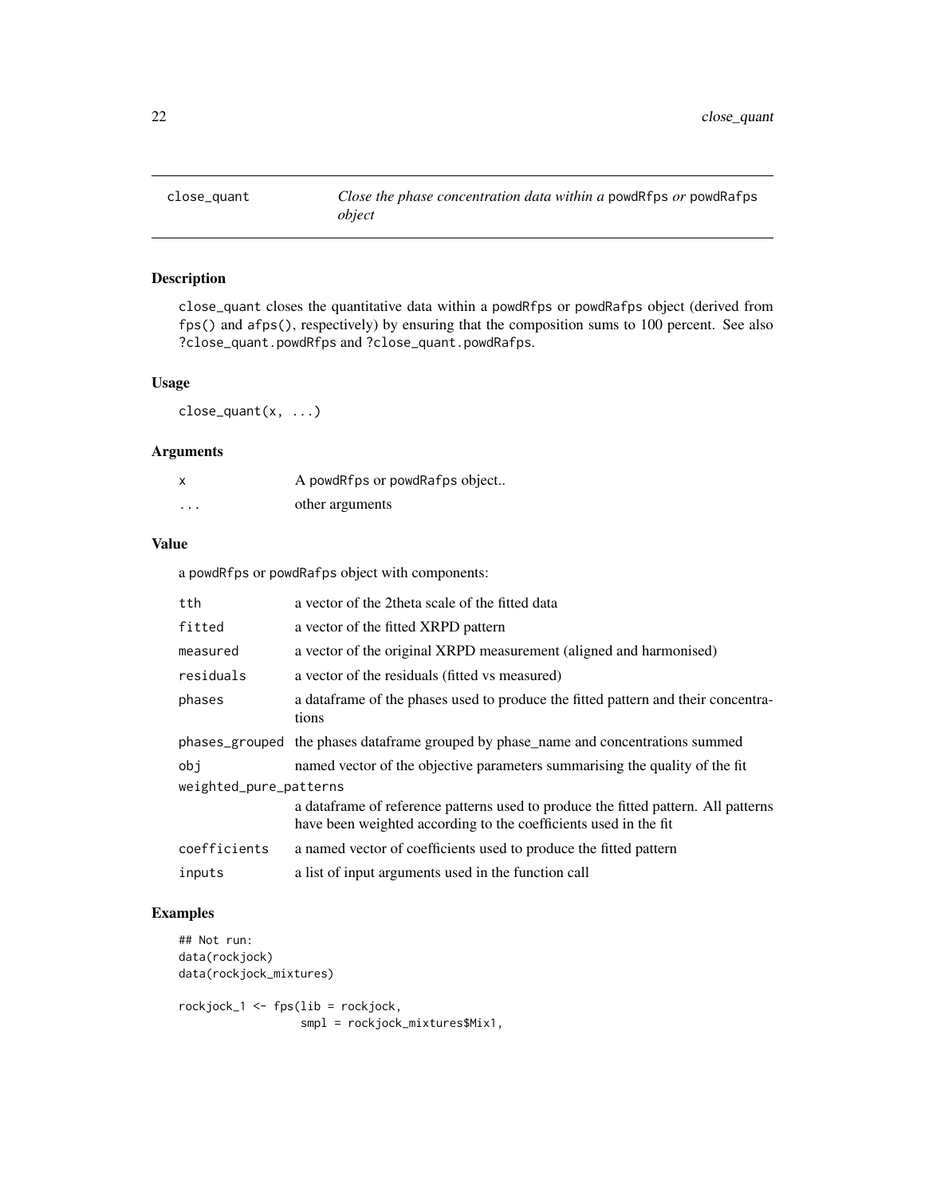## close_quant — *Close the phase concentration data within a* powdRfps *or* powdRafps *object*

### Description

close_quant closes the quantitative data within a powdRfps or powdRafps object (derived from fps() and afps(), respectively) by ensuring that the composition sums to 100 percent. See also ?close_quant.powdRfps and ?close_quant.powdRafps.

### Usage

```
close_quant(x, ...)
```

### Arguments

| | |
|---|---|
| x | A powdRfps or powdRafps object.. |
| ... | other arguments |

### Value

a powdRfps or powdRafps object with components:

| | |
|---|---|
| tth | a vector of the 2theta scale of the fitted data |
| fitted | a vector of the fitted XRPD pattern |
| measured | a vector of the original XRPD measurement (aligned and harmonised) |
| residuals | a vector of the residuals (fitted vs measured) |
| phases | a dataframe of the phases used to produce the fitted pattern and their concentrations |
| phases_grouped | the phases dataframe grouped by phase_name and concentrations summed |
| obj | named vector of the objective parameters summarising the quality of the fit |
| weighted_pure_patterns | a dataframe of reference patterns used to produce the fitted pattern. All patterns have been weighted according to the coefficients used in the fit |
| coefficients | a named vector of coefficients used to produce the fitted pattern |
| inputs | a list of input arguments used in the function call |

### Examples

```
## Not run:
data(rockjock)
data(rockjock_mixtures)

rockjock_1 <- fps(lib = rockjock,
                  smpl = rockjock_mixtures$Mix1,
```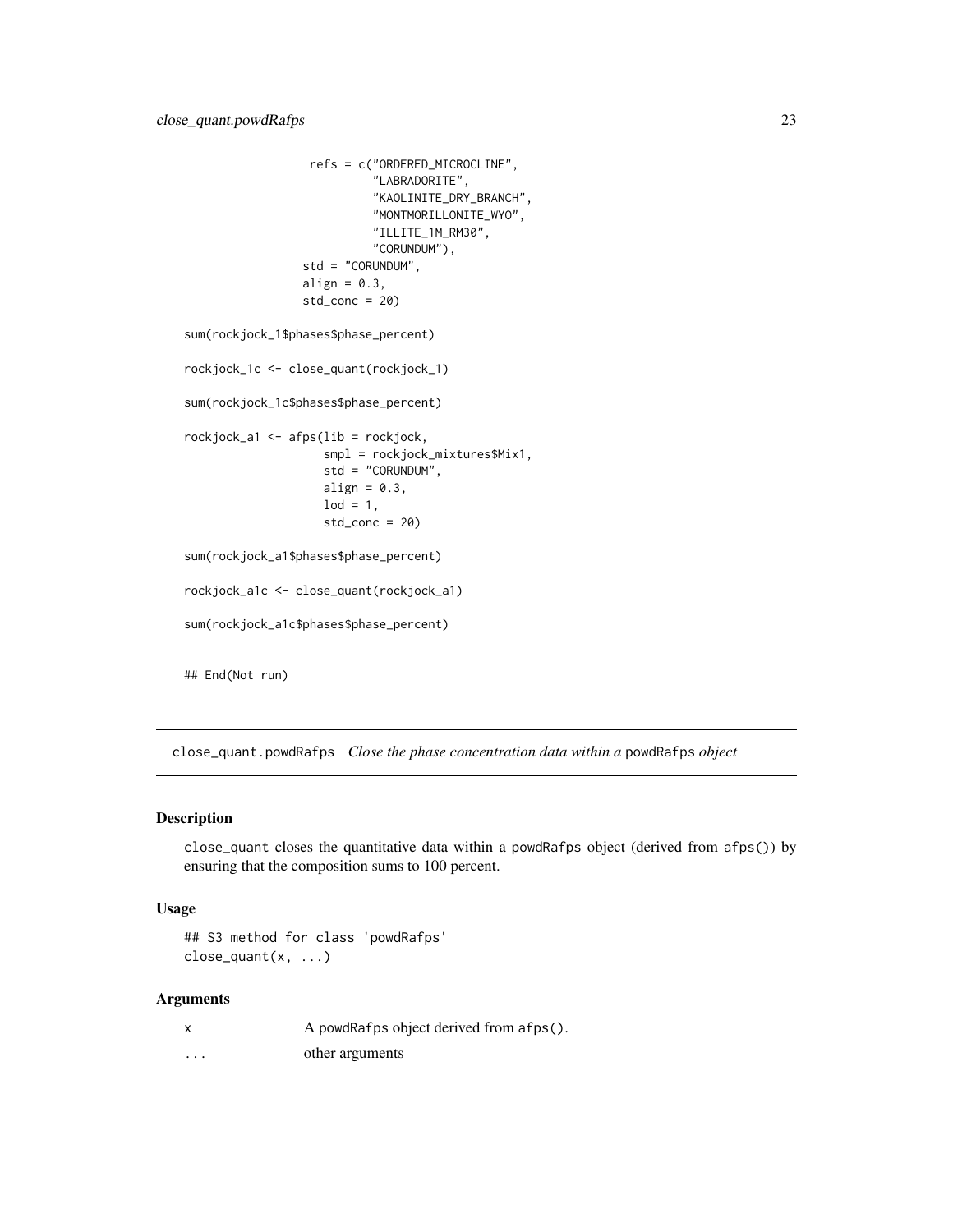```
                refs = c("ORDERED_MICROCLINE",
                         "LABRADORITE",
                         "KAOLINITE_DRY_BRANCH",
                         "MONTMORILLONITE_WYO",
                         "ILLITE_1M_RM30",
                         "CORUNDUM"),
               std = "CORUNDUM",
               align = 0.3,
               std_conc = 20)

sum(rockjock_1$phases$phase_percent)

rockjock_1c <- close_quant(rockjock_1)

sum(rockjock_1c$phases$phase_percent)

rockjock_a1 <- afps(lib = rockjock,
                    smpl = rockjock_mixtures$Mix1,
                    std = "CORUNDUM",
                    align = 0.3,
                    lod = 1,
                    std_conc = 20)

sum(rockjock_a1$phases$phase_percent)

rockjock_a1c <- close_quant(rockjock_a1)

sum(rockjock_a1c$phases$phase_percent)


## End(Not run)
```

## close_quant.powdRafps *Close the phase concentration data within a* powdRafps *object*

### Description

close_quant closes the quantitative data within a powdRafps object (derived from afps()) by ensuring that the composition sums to 100 percent.

### Usage

```
## S3 method for class 'powdRafps'
close_quant(x, ...)
```

### Arguments

| | |
|---|---|
| x | A powdRafps object derived from afps(). |
| ... | other arguments |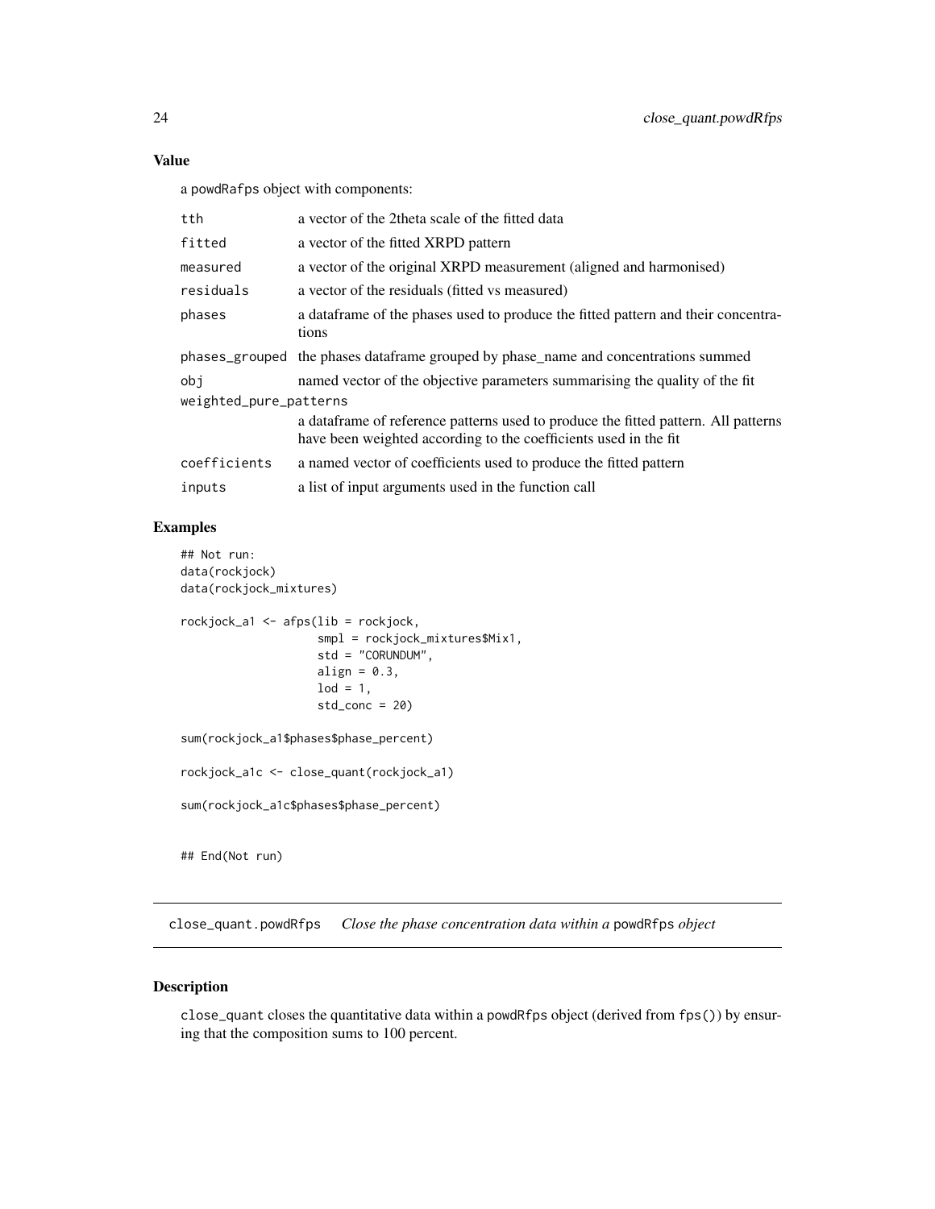### Value

a powdRafps object with components:

| | |
|---|---|
| tth | a vector of the 2theta scale of the fitted data |
| fitted | a vector of the fitted XRPD pattern |
| measured | a vector of the original XRPD measurement (aligned and harmonised) |
| residuals | a vector of the residuals (fitted vs measured) |
| phases | a dataframe of the phases used to produce the fitted pattern and their concentrations |
| phases_grouped | the phases dataframe grouped by phase_name and concentrations summed |
| obj | named vector of the objective parameters summarising the quality of the fit |
| weighted_pure_patterns | a dataframe of reference patterns used to produce the fitted pattern. All patterns have been weighted according to the coefficients used in the fit |
| coefficients | a named vector of coefficients used to produce the fitted pattern |
| inputs | a list of input arguments used in the function call |

### Examples

```
## Not run:
data(rockjock)
data(rockjock_mixtures)

rockjock_a1 <- afps(lib = rockjock,
                    smpl = rockjock_mixtures$Mix1,
                    std = "CORUNDUM",
                    align = 0.3,
                    lod = 1,
                    std_conc = 20)

sum(rockjock_a1$phases$phase_percent)

rockjock_a1c <- close_quant(rockjock_a1)

sum(rockjock_a1c$phases$phase_percent)


## End(Not run)
```

---

## close_quant.powdRfps *Close the phase concentration data within a* powdRfps *object*

### Description

close_quant closes the quantitative data within a powdRfps object (derived from fps()) by ensuring that the composition sums to 100 percent.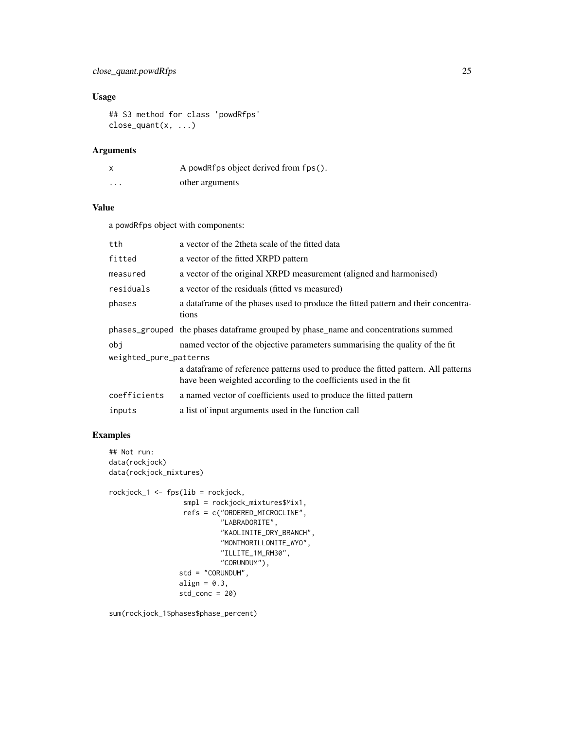## Usage

```
## S3 method for class 'powdRfps'
close_quant(x, ...)
```

## Arguments

| | |
|---|---|
| x | A powdRfps object derived from fps(). |
| ... | other arguments |

## Value

a powdRfps object with components:

| | |
|---|---|
| tth | a vector of the 2theta scale of the fitted data |
| fitted | a vector of the fitted XRPD pattern |
| measured | a vector of the original XRPD measurement (aligned and harmonised) |
| residuals | a vector of the residuals (fitted vs measured) |
| phases | a dataframe of the phases used to produce the fitted pattern and their concentrations |
| phases_grouped | the phases dataframe grouped by phase_name and concentrations summed |
| obj | named vector of the objective parameters summarising the quality of the fit |
| weighted_pure_patterns | a dataframe of reference patterns used to produce the fitted pattern. All patterns have been weighted according to the coefficients used in the fit |
| coefficients | a named vector of coefficients used to produce the fitted pattern |
| inputs | a list of input arguments used in the function call |

## Examples

```
## Not run:
data(rockjock)
data(rockjock_mixtures)

rockjock_1 <- fps(lib = rockjock,
                  smpl = rockjock_mixtures$Mix1,
                  refs = c("ORDERED_MICROCLINE",
                           "LABRADORITE",
                           "KAOLINITE_DRY_BRANCH",
                           "MONTMORILLONITE_WYO",
                           "ILLITE_1M_RM30",
                           "CORUNDUM"),
                 std = "CORUNDUM",
                 align = 0.3,
                 std_conc = 20)

sum(rockjock_1$phases$phase_percent)
```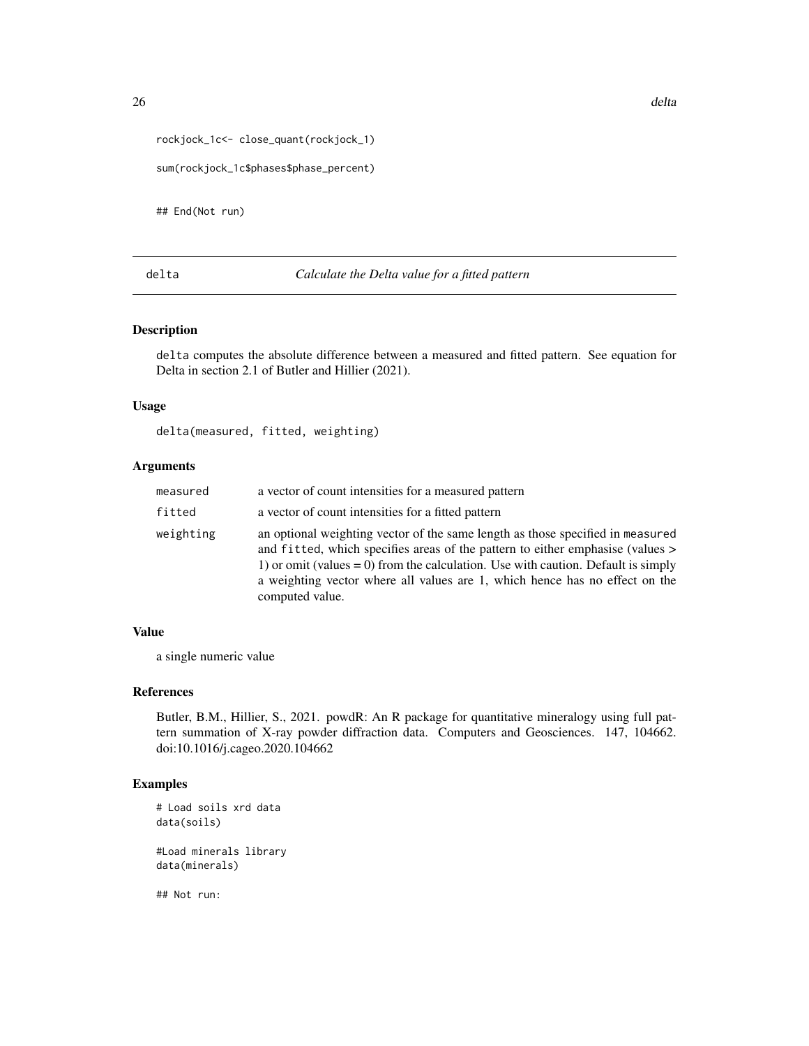```
rockjock_1c<- close_quant(rockjock_1)

sum(rockjock_1c$phases$phase_percent)


## End(Not run)
```

---

## delta — *Calculate the Delta value for a fitted pattern*

### Description

delta computes the absolute difference between a measured and fitted pattern. See equation for Delta in section 2.1 of Butler and Hillier (2021).

### Usage

```
delta(measured, fitted, weighting)
```

### Arguments

| | |
|---|---|
| measured | a vector of count intensities for a measured pattern |
| fitted | a vector of count intensities for a fitted pattern |
| weighting | an optional weighting vector of the same length as those specified in measured and fitted, which specifies areas of the pattern to either emphasise (values > 1) or omit (values = 0) from the calculation. Use with caution. Default is simply a weighting vector where all values are 1, which hence has no effect on the computed value. |

### Value

a single numeric value

### References

Butler, B.M., Hillier, S., 2021. powdR: An R package for quantitative mineralogy using full pattern summation of X-ray powder diffraction data. Computers and Geosciences. 147, 104662. doi:10.1016/j.cageo.2020.104662

### Examples

```
# Load soils xrd data
data(soils)

#Load minerals library
data(minerals)

## Not run:
```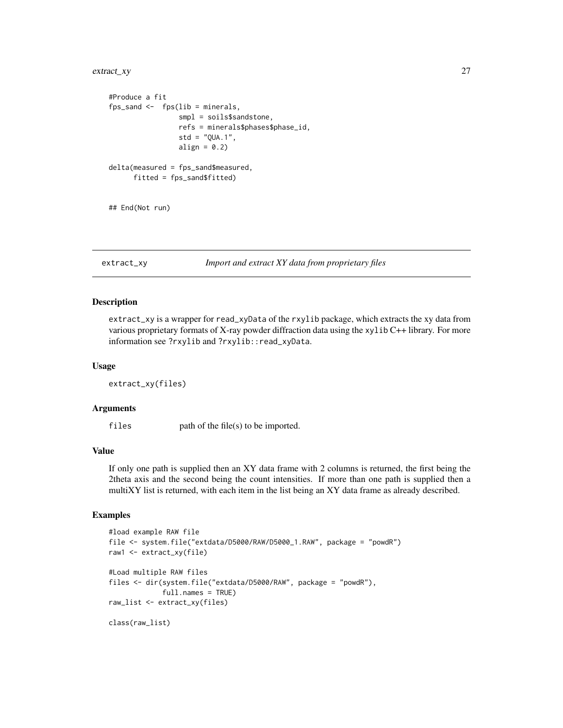```
#Produce a fit
fps_sand <-  fps(lib = minerals,
                 smpl = soils$sandstone,
                 refs = minerals$phases$phase_id,
                 std = "QUA.1",
                 align = 0.2)

delta(measured = fps_sand$measured,
      fitted = fps_sand$fitted)


## End(Not run)
```

## extract_xy — *Import and extract XY data from proprietary files*

### Description

extract_xy is a wrapper for read_xyData of the rxylib package, which extracts the xy data from various proprietary formats of X-ray powder diffraction data using the xylib C++ library. For more information see ?rxylib and ?rxylib::read_xyData.

### Usage

```
extract_xy(files)
```

### Arguments

| | |
|---|---|
| files | path of the file(s) to be imported. |

### Value

If only one path is supplied then an XY data frame with 2 columns is returned, the first being the 2theta axis and the second being the count intensities. If more than one path is supplied then a multiXY list is returned, with each item in the list being an XY data frame as already described.

### Examples

```
#load example RAW file
file <- system.file("extdata/D5000/RAW/D5000_1.RAW", package = "powdR")
raw1 <- extract_xy(file)

#Load multiple RAW files
files <- dir(system.file("extdata/D5000/RAW", package = "powdR"),
             full.names = TRUE)
raw_list <- extract_xy(files)

class(raw_list)
```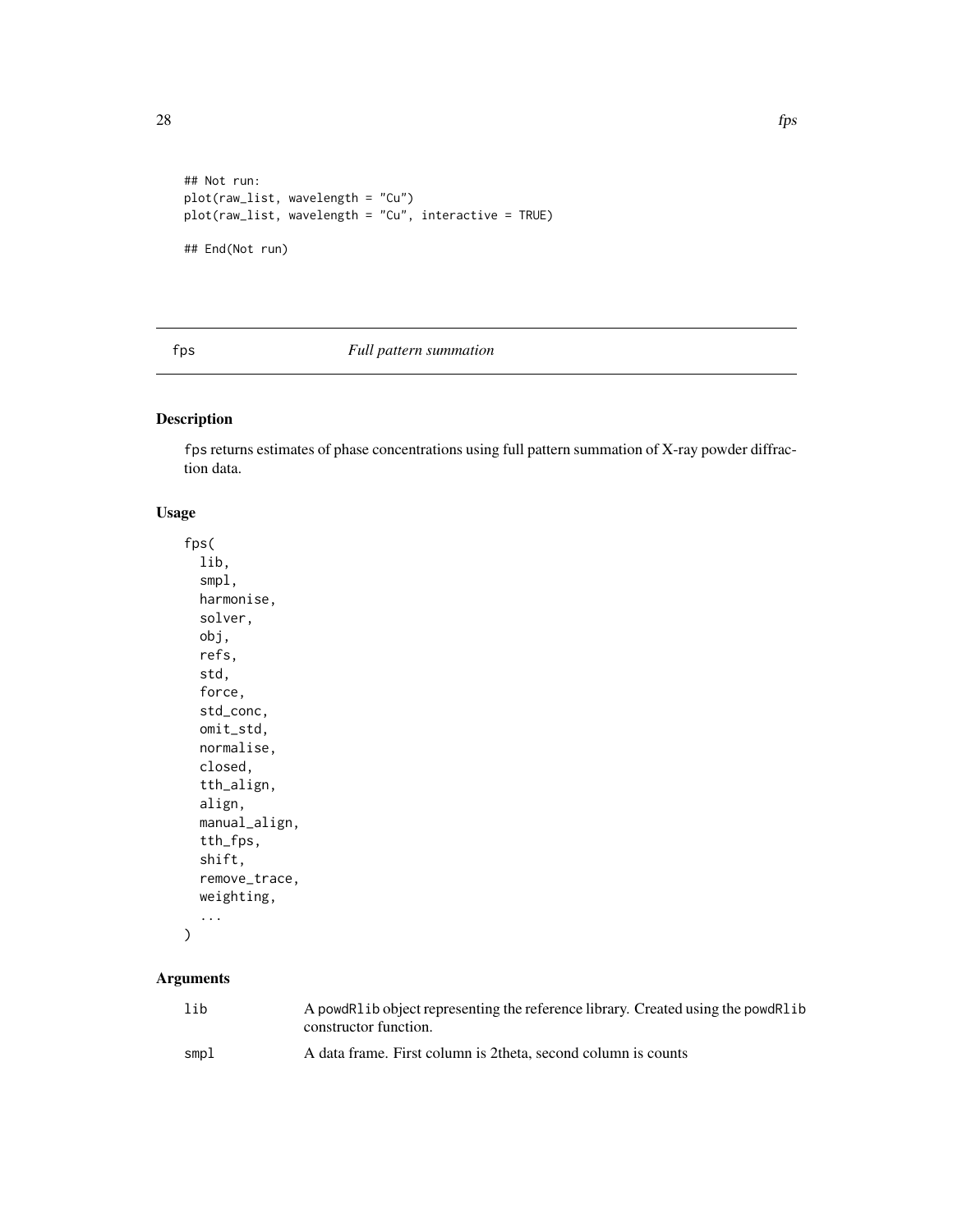```
## Not run:
plot(raw_list, wavelength = "Cu")
plot(raw_list, wavelength = "Cu", interactive = TRUE)

## End(Not run)
```

---

## fps — *Full pattern summation*

---

### Description

`fps` returns estimates of phase concentrations using full pattern summation of X-ray powder diffraction data.

### Usage

```
fps(
  lib,
  smpl,
  harmonise,
  solver,
  obj,
  refs,
  std,
  force,
  std_conc,
  omit_std,
  normalise,
  closed,
  tth_align,
  align,
  manual_align,
  tth_fps,
  shift,
  remove_trace,
  weighting,
  ...
)
```

### Arguments

| | |
|---|---|
| `lib` | A `powdRlib` object representing the reference library. Created using the `powdRlib` constructor function. |
| `smpl` | A data frame. First column is 2theta, second column is counts |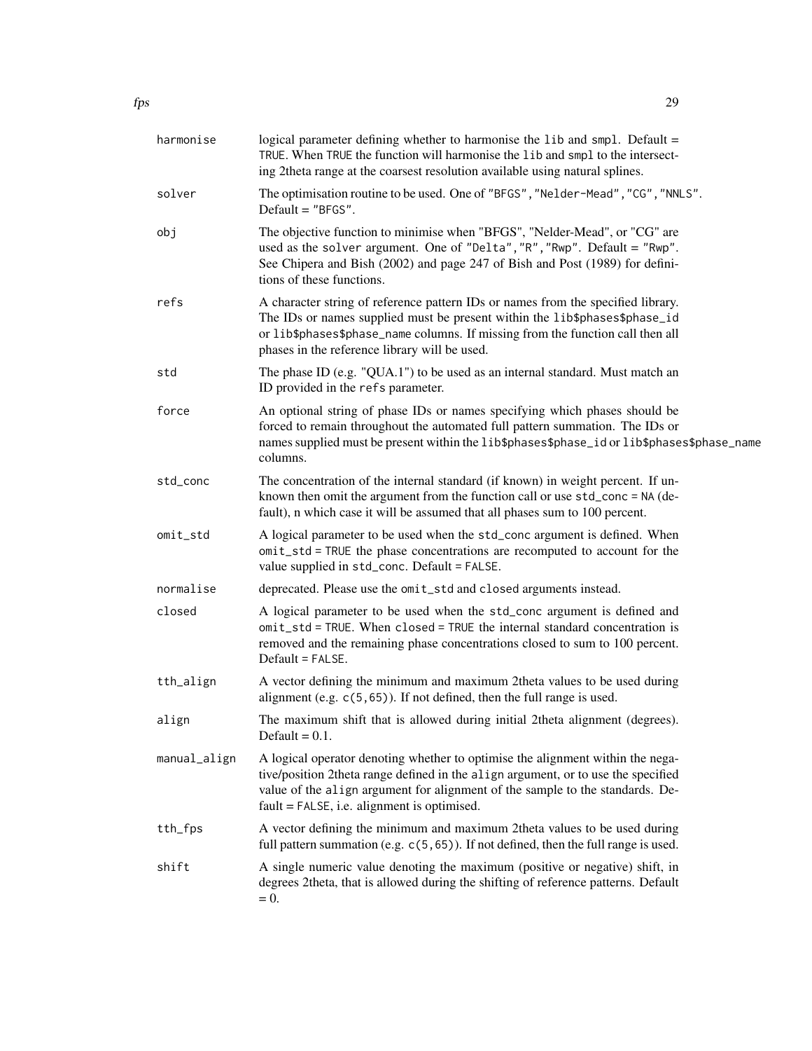| | |
|---|---|
| harmonise | logical parameter defining whether to harmonise the `lib` and `smpl`. Default = TRUE. When TRUE the function will harmonise the `lib` and `smpl` to the intersecting 2theta range at the coarsest resolution available using natural splines. |
| solver | The optimisation routine to be used. One of `"BFGS"`, `"Nelder-Mead"`, `"CG"`, `"NNLS"`. Default = `"BFGS"`. |
| obj | The objective function to minimise when "BFGS", "Nelder-Mead", or "CG" are used as the `solver` argument. One of `"Delta"`, `"R"`, `"Rwp"`. Default = `"Rwp"`. See Chipera and Bish (2002) and page 247 of Bish and Post (1989) for definitions of these functions. |
| refs | A character string of reference pattern IDs or names from the specified library. The IDs or names supplied must be present within the `lib$phases$phase_id` or `lib$phases$phase_name` columns. If missing from the function call then all phases in the reference library will be used. |
| std | The phase ID (e.g. "QUA.1") to be used as an internal standard. Must match an ID provided in the `refs` parameter. |
| force | An optional string of phase IDs or names specifying which phases should be forced to remain throughout the automated full pattern summation. The IDs or names supplied must be present within the `lib$phases$phase_id` or `lib$phases$phase_name` columns. |
| std_conc | The concentration of the internal standard (if known) in weight percent. If unknown then omit the argument from the function call or use `std_conc = NA` (default), n which case it will be assumed that all phases sum to 100 percent. |
| omit_std | A logical parameter to be used when the `std_conc` argument is defined. When `omit_std = TRUE` the phase concentrations are recomputed to account for the value supplied in `std_conc`. Default = FALSE. |
| normalise | deprecated. Please use the `omit_std` and `closed` arguments instead. |
| closed | A logical parameter to be used when the `std_conc` argument is defined and `omit_std = TRUE`. When `closed = TRUE` the internal standard concentration is removed and the remaining phase concentrations closed to sum to 100 percent. Default = FALSE. |
| tth_align | A vector defining the minimum and maximum 2theta values to be used during alignment (e.g. `c(5,65)`). If not defined, then the full range is used. |
| align | The maximum shift that is allowed during initial 2theta alignment (degrees). Default = 0.1. |
| manual_align | A logical operator denoting whether to optimise the alignment within the negative/position 2theta range defined in the `align` argument, or to use the specified value of the `align` argument for alignment of the sample to the standards. Default = FALSE, i.e. alignment is optimised. |
| tth_fps | A vector defining the minimum and maximum 2theta values to be used during full pattern summation (e.g. `c(5,65)`). If not defined, then the full range is used. |
| shift | A single numeric value denoting the maximum (positive or negative) shift, in degrees 2theta, that is allowed during the shifting of reference patterns. Default = 0. |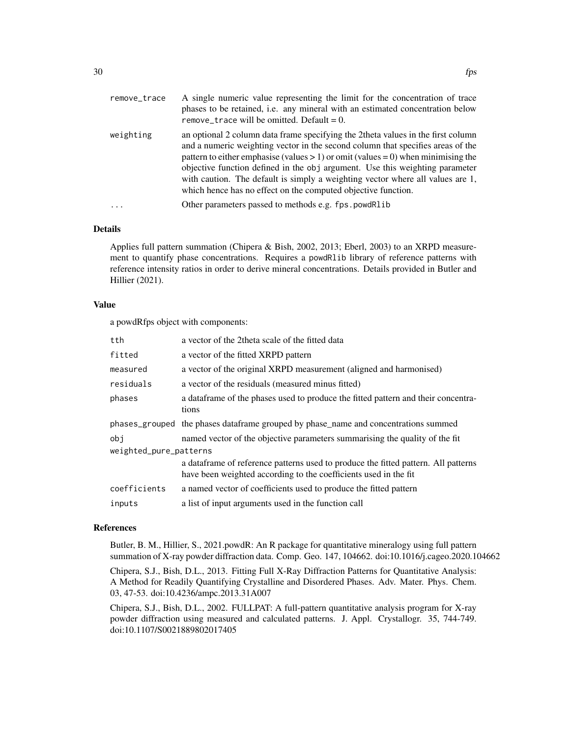| | |
|---|---|
| remove_trace | A single numeric value representing the limit for the concentration of trace phases to be retained, i.e. any mineral with an estimated concentration below remove_trace will be omitted. Default = 0. |
| weighting | an optional 2 column data frame specifying the 2theta values in the first column and a numeric weighting vector in the second column that specifies areas of the pattern to either emphasise (values > 1) or omit (values = 0) when minimising the objective function defined in the obj argument. Use this weighting parameter with caution. The default is simply a weighting vector where all values are 1, which hence has no effect on the computed objective function. |
| ... | Other parameters passed to methods e.g. fps.powdRlib |

## Details

Applies full pattern summation (Chipera & Bish, 2002, 2013; Eberl, 2003) to an XRPD measurement to quantify phase concentrations. Requires a powdRlib library of reference patterns with reference intensity ratios in order to derive mineral concentrations. Details provided in Butler and Hillier (2021).

## Value

a powdRfps object with components:

| | |
|---|---|
| tth | a vector of the 2theta scale of the fitted data |
| fitted | a vector of the fitted XRPD pattern |
| measured | a vector of the original XRPD measurement (aligned and harmonised) |
| residuals | a vector of the residuals (measured minus fitted) |
| phases | a dataframe of the phases used to produce the fitted pattern and their concentrations |
| phases_grouped | the phases dataframe grouped by phase_name and concentrations summed |
| obj | named vector of the objective parameters summarising the quality of the fit |
| weighted_pure_patterns | a dataframe of reference patterns used to produce the fitted pattern. All patterns have been weighted according to the coefficients used in the fit |
| coefficients | a named vector of coefficients used to produce the fitted pattern |
| inputs | a list of input arguments used in the function call |

## References

Butler, B. M., Hillier, S., 2021.powdR: An R package for quantitative mineralogy using full pattern summation of X-ray powder diffraction data. Comp. Geo. 147, 104662. doi:10.1016/j.cageo.2020.104662

Chipera, S.J., Bish, D.L., 2013. Fitting Full X-Ray Diffraction Patterns for Quantitative Analysis: A Method for Readily Quantifying Crystalline and Disordered Phases. Adv. Mater. Phys. Chem. 03, 47-53. doi:10.4236/ampc.2013.31A007

Chipera, S.J., Bish, D.L., 2002. FULLPAT: A full-pattern quantitative analysis program for X-ray powder diffraction using measured and calculated patterns. J. Appl. Crystallogr. 35, 744-749. doi:10.1107/S0021889802017405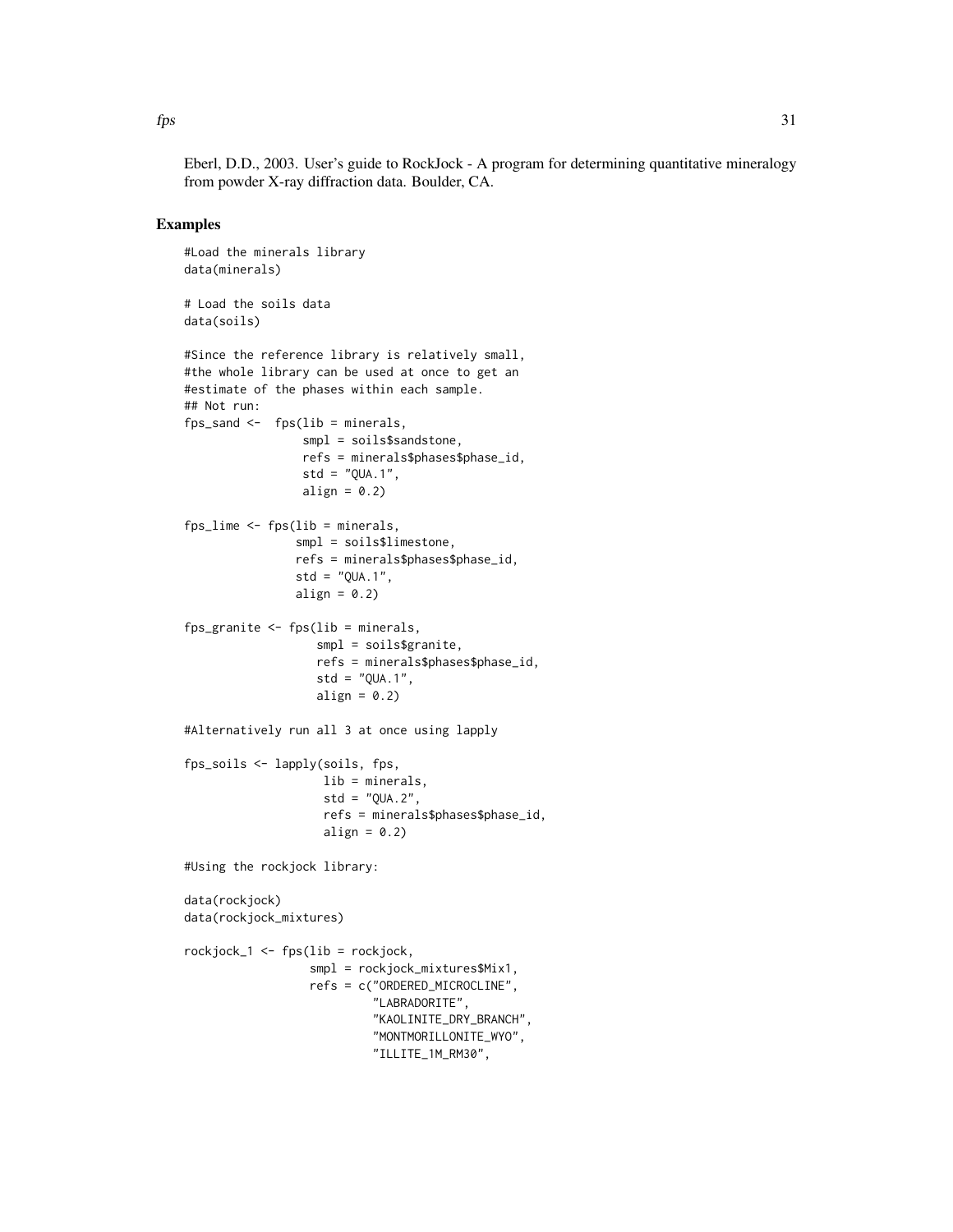Eberl, D.D., 2003. User's guide to RockJock - A program for determining quantitative mineralogy from powder X-ray diffraction data. Boulder, CA.

## Examples

```
#Load the minerals library
data(minerals)

# Load the soils data
data(soils)

#Since the reference library is relatively small,
#the whole library can be used at once to get an
#estimate of the phases within each sample.
## Not run:
fps_sand <-  fps(lib = minerals,
                 smpl = soils$sandstone,
                 refs = minerals$phases$phase_id,
                 std = "QUA.1",
                 align = 0.2)

fps_lime <- fps(lib = minerals,
                smpl = soils$limestone,
                refs = minerals$phases$phase_id,
                std = "QUA.1",
                align = 0.2)

fps_granite <- fps(lib = minerals,
                   smpl = soils$granite,
                   refs = minerals$phases$phase_id,
                   std = "QUA.1",
                   align = 0.2)

#Alternatively run all 3 at once using lapply

fps_soils <- lapply(soils, fps,
                    lib = minerals,
                    std = "QUA.2",
                    refs = minerals$phases$phase_id,
                    align = 0.2)

#Using the rockjock library:

data(rockjock)
data(rockjock_mixtures)

rockjock_1 <- fps(lib = rockjock,
                  smpl = rockjock_mixtures$Mix1,
                  refs = c("ORDERED_MICROCLINE",
                           "LABRADORITE",
                           "KAOLINITE_DRY_BRANCH",
                           "MONTMORILLONITE_WYO",
                           "ILLITE_1M_RM30",
```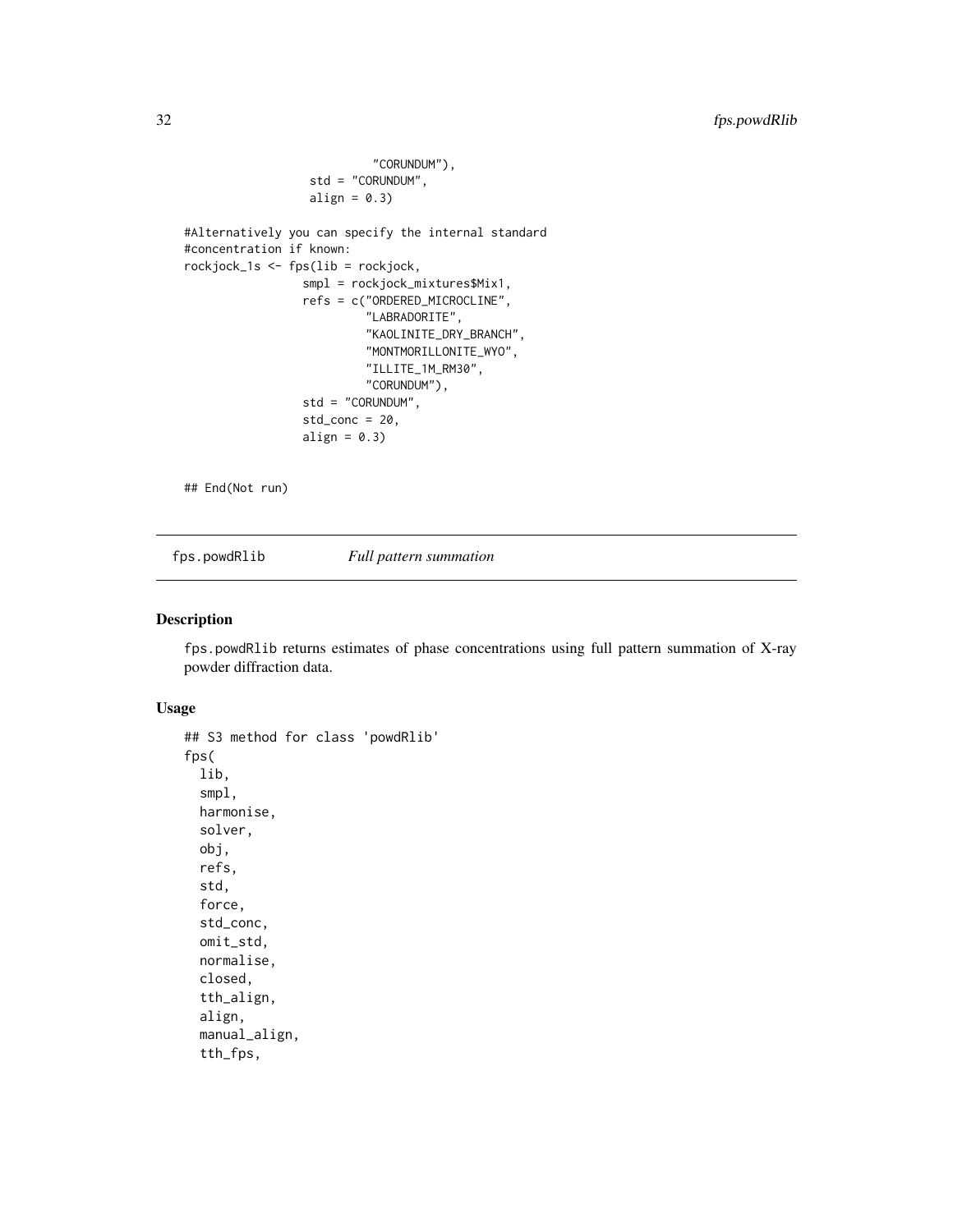```
                        "CORUNDUM"),
                 std = "CORUNDUM",
                 align = 0.3)

#Alternatively you can specify the internal standard
#concentration if known:
rockjock_1s <- fps(lib = rockjock,
                smpl = rockjock_mixtures$Mix1,
                refs = c("ORDERED_MICROCLINE",
                         "LABRADORITE",
                         "KAOLINITE_DRY_BRANCH",
                         "MONTMORILLONITE_WYO",
                         "ILLITE_1M_RM30",
                         "CORUNDUM"),
                std = "CORUNDUM",
                std_conc = 20,
                align = 0.3)

## End(Not run)
```

## fps.powdRlib    *Full pattern summation*

### Description

fps.powdRlib returns estimates of phase concentrations using full pattern summation of X-ray powder diffraction data.

### Usage

```
## S3 method for class 'powdRlib'
fps(
  lib,
  smpl,
  harmonise,
  solver,
  obj,
  refs,
  std,
  force,
  std_conc,
  omit_std,
  normalise,
  closed,
  tth_align,
  align,
  manual_align,
  tth_fps,
```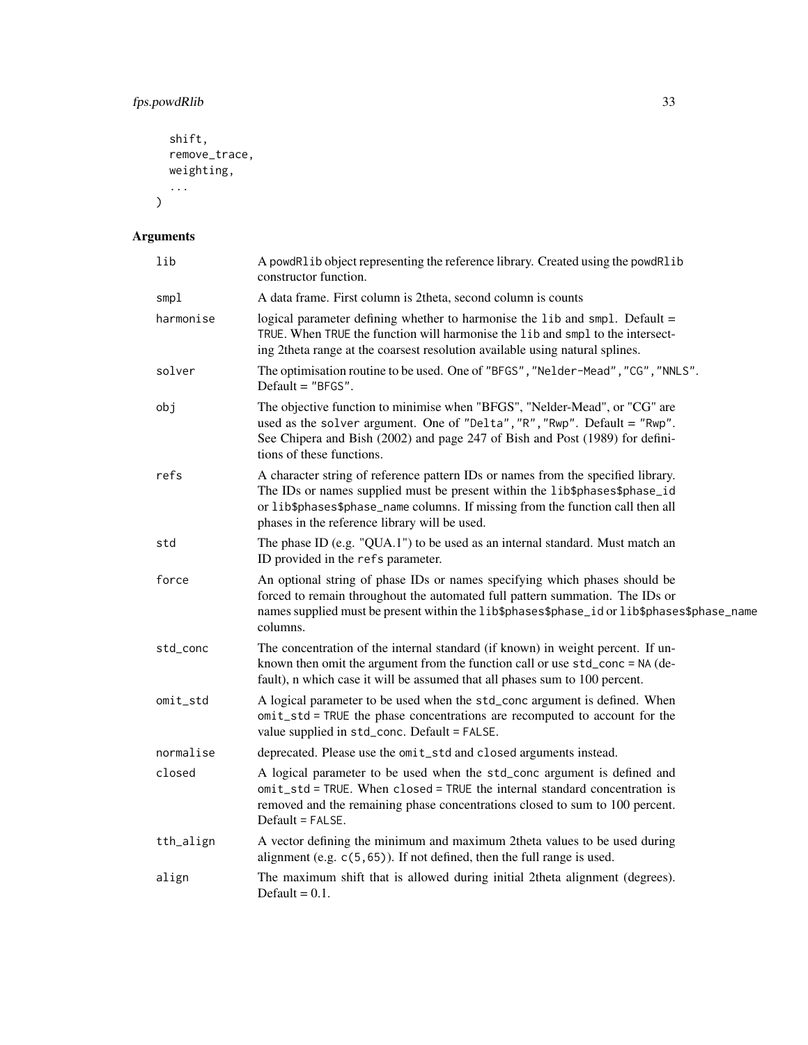```
  shift,
  remove_trace,
  weighting,
  ...
)
```

## Arguments

| | |
|---|---|
| `lib` | A `powdRlib` object representing the reference library. Created using the `powdRlib` constructor function. |
| `smpl` | A data frame. First column is 2theta, second column is counts |
| `harmonise` | logical parameter defining whether to harmonise the `lib` and `smpl`. Default = `TRUE`. When `TRUE` the function will harmonise the `lib` and `smpl` to the intersecting 2theta range at the coarsest resolution available using natural splines. |
| `solver` | The optimisation routine to be used. One of `"BFGS"`, `"Nelder-Mead"`, `"CG"`, `"NNLS"`. Default = `"BFGS"`. |
| `obj` | The objective function to minimise when "BFGS", "Nelder-Mead", or "CG" are used as the `solver` argument. One of `"Delta"`, `"R"`, `"Rwp"`. Default = `"Rwp"`. See Chipera and Bish (2002) and page 247 of Bish and Post (1989) for definitions of these functions. |
| `refs` | A character string of reference pattern IDs or names from the specified library. The IDs or names supplied must be present within the `lib$phases$phase_id` or `lib$phases$phase_name` columns. If missing from the function call then all phases in the reference library will be used. |
| `std` | The phase ID (e.g. "QUA.1") to be used as an internal standard. Must match an ID provided in the `refs` parameter. |
| `force` | An optional string of phase IDs or names specifying which phases should be forced to remain throughout the automated full pattern summation. The IDs or names supplied must be present within the `lib$phases$phase_id` or `lib$phases$phase_name` columns. |
| `std_conc` | The concentration of the internal standard (if known) in weight percent. If unknown then omit the argument from the function call or use `std_conc = NA` (default), n which case it will be assumed that all phases sum to 100 percent. |
| `omit_std` | A logical parameter to be used when the `std_conc` argument is defined. When `omit_std = TRUE` the phase concentrations are recomputed to account for the value supplied in `std_conc`. Default = `FALSE`. |
| `normalise` | deprecated. Please use the `omit_std` and `closed` arguments instead. |
| `closed` | A logical parameter to be used when the `std_conc` argument is defined and `omit_std = TRUE`. When `closed = TRUE` the internal standard concentration is removed and the remaining phase concentrations closed to sum to 100 percent. Default = `FALSE`. |
| `tth_align` | A vector defining the minimum and maximum 2theta values to be used during alignment (e.g. `c(5,65)`). If not defined, then the full range is used. |
| `align` | The maximum shift that is allowed during initial 2theta alignment (degrees). Default = 0.1. |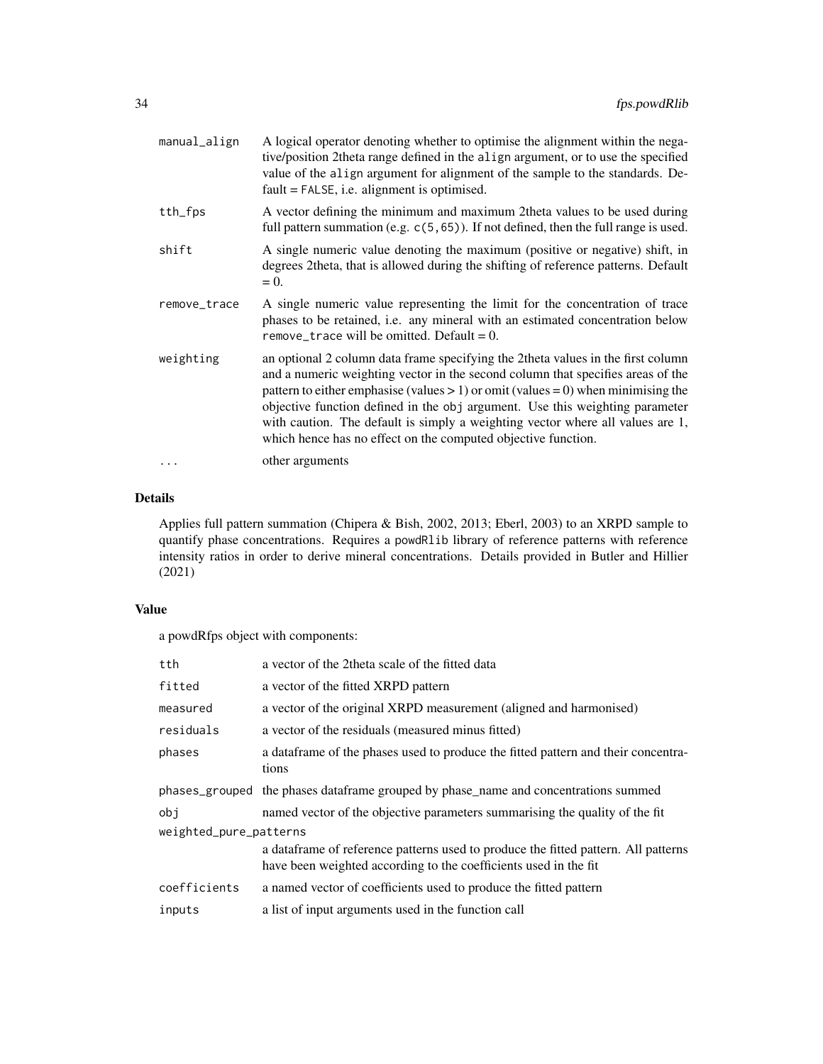| | |
|---|---|
| manual_align | A logical operator denoting whether to optimise the alignment within the negative/position 2theta range defined in the align argument, or to use the specified value of the align argument for alignment of the sample to the standards. Default = FALSE, i.e. alignment is optimised. |
| tth_fps | A vector defining the minimum and maximum 2theta values to be used during full pattern summation (e.g. c(5,65)). If not defined, then the full range is used. |
| shift | A single numeric value denoting the maximum (positive or negative) shift, in degrees 2theta, that is allowed during the shifting of reference patterns. Default = 0. |
| remove_trace | A single numeric value representing the limit for the concentration of trace phases to be retained, i.e. any mineral with an estimated concentration below remove_trace will be omitted. Default = 0. |
| weighting | an optional 2 column data frame specifying the 2theta values in the first column and a numeric weighting vector in the second column that specifies areas of the pattern to either emphasise (values > 1) or omit (values = 0) when minimising the objective function defined in the obj argument. Use this weighting parameter with caution. The default is simply a weighting vector where all values are 1, which hence has no effect on the computed objective function. |
| ... | other arguments |

## Details

Applies full pattern summation (Chipera & Bish, 2002, 2013; Eberl, 2003) to an XRPD sample to quantify phase concentrations. Requires a powdRlib library of reference patterns with reference intensity ratios in order to derive mineral concentrations. Details provided in Butler and Hillier (2021)

## Value

a powdRfps object with components:

| | |
|---|---|
| tth | a vector of the 2theta scale of the fitted data |
| fitted | a vector of the fitted XRPD pattern |
| measured | a vector of the original XRPD measurement (aligned and harmonised) |
| residuals | a vector of the residuals (measured minus fitted) |
| phases | a dataframe of the phases used to produce the fitted pattern and their concentrations |
| phases_grouped | the phases dataframe grouped by phase_name and concentrations summed |
| obj | named vector of the objective parameters summarising the quality of the fit |
| weighted_pure_patterns | a dataframe of reference patterns used to produce the fitted pattern. All patterns have been weighted according to the coefficients used in the fit |
| coefficients | a named vector of coefficients used to produce the fitted pattern |
| inputs | a list of input arguments used in the function call |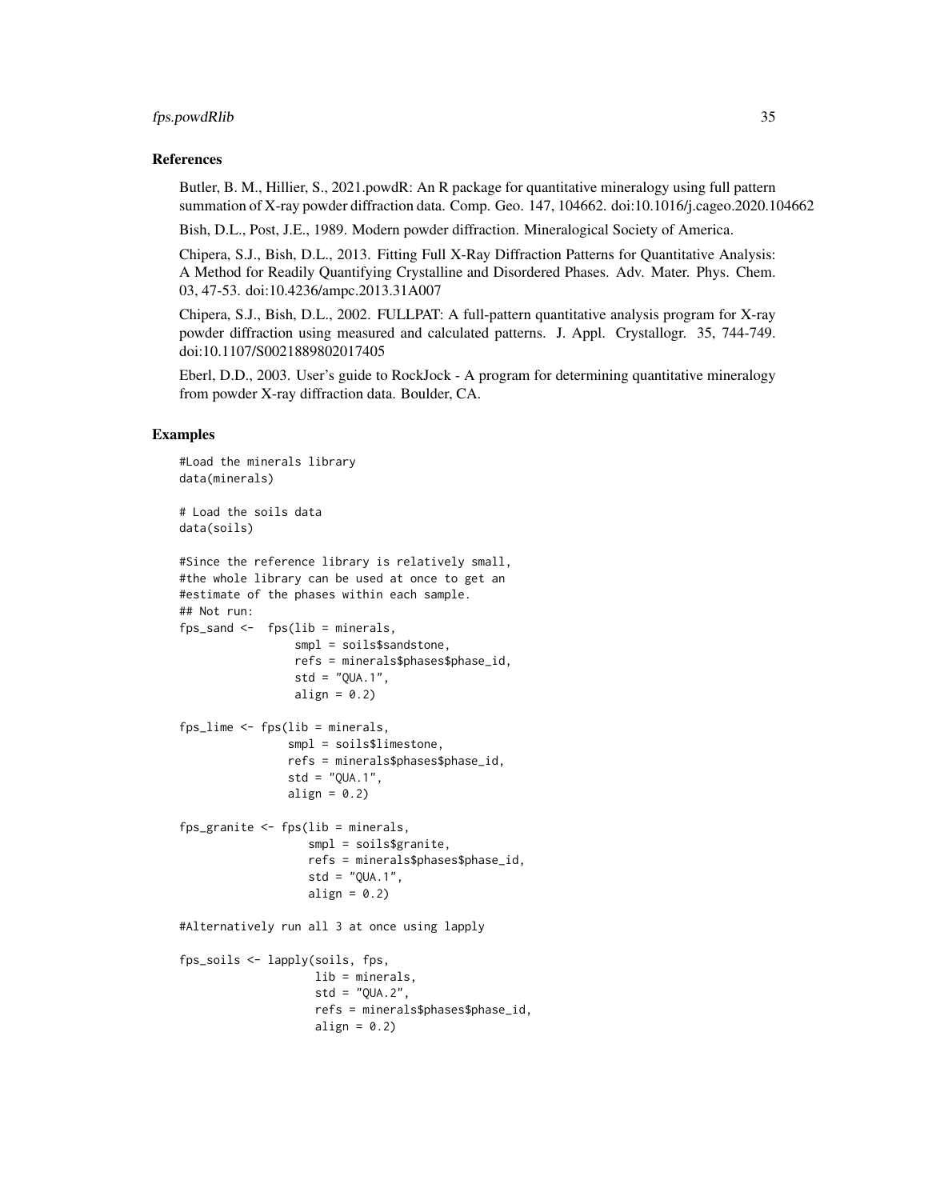### References

Butler, B. M., Hillier, S., 2021.powdR: An R package for quantitative mineralogy using full pattern summation of X-ray powder diffraction data. Comp. Geo. 147, 104662. doi:10.1016/j.cageo.2020.104662

Bish, D.L., Post, J.E., 1989. Modern powder diffraction. Mineralogical Society of America.

Chipera, S.J., Bish, D.L., 2013. Fitting Full X-Ray Diffraction Patterns for Quantitative Analysis: A Method for Readily Quantifying Crystalline and Disordered Phases. Adv. Mater. Phys. Chem. 03, 47-53. doi:10.4236/ampc.2013.31A007

Chipera, S.J., Bish, D.L., 2002. FULLPAT: A full-pattern quantitative analysis program for X-ray powder diffraction using measured and calculated patterns. J. Appl. Crystallogr. 35, 744-749. doi:10.1107/S0021889802017405

Eberl, D.D., 2003. User's guide to RockJock - A program for determining quantitative mineralogy from powder X-ray diffraction data. Boulder, CA.

### Examples

```
#Load the minerals library
data(minerals)

# Load the soils data
data(soils)

#Since the reference library is relatively small,
#the whole library can be used at once to get an
#estimate of the phases within each sample.
## Not run:
fps_sand <-  fps(lib = minerals,
                 smpl = soils$sandstone,
                 refs = minerals$phases$phase_id,
                 std = "QUA.1",
                 align = 0.2)

fps_lime <- fps(lib = minerals,
                smpl = soils$limestone,
                refs = minerals$phases$phase_id,
                std = "QUA.1",
                align = 0.2)

fps_granite <- fps(lib = minerals,
                   smpl = soils$granite,
                   refs = minerals$phases$phase_id,
                   std = "QUA.1",
                   align = 0.2)

#Alternatively run all 3 at once using lapply

fps_soils <- lapply(soils, fps,
                    lib = minerals,
                    std = "QUA.2",
                    refs = minerals$phases$phase_id,
                    align = 0.2)
```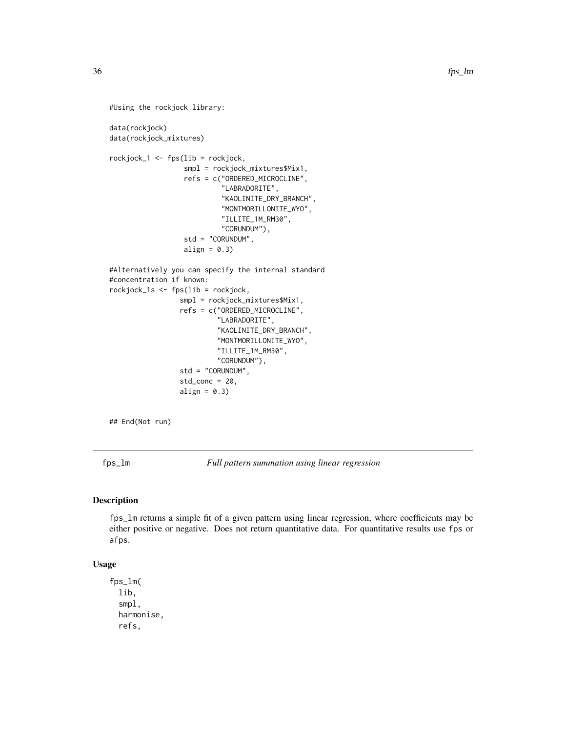```
#Using the rockjock library:

data(rockjock)
data(rockjock_mixtures)

rockjock_1 <- fps(lib = rockjock,
                  smpl = rockjock_mixtures$Mix1,
                  refs = c("ORDERED_MICROCLINE",
                           "LABRADORITE",
                           "KAOLINITE_DRY_BRANCH",
                           "MONTMORILLONITE_WYO",
                           "ILLITE_1M_RM30",
                           "CORUNDUM"),
                  std = "CORUNDUM",
                  align = 0.3)

#Alternatively you can specify the internal standard
#concentration if known:
rockjock_1s <- fps(lib = rockjock,
                 smpl = rockjock_mixtures$Mix1,
                 refs = c("ORDERED_MICROCLINE",
                          "LABRADORITE",
                          "KAOLINITE_DRY_BRANCH",
                          "MONTMORILLONITE_WYO",
                          "ILLITE_1M_RM30",
                          "CORUNDUM"),
                 std = "CORUNDUM",
                 std_conc = 20,
                 align = 0.3)


## End(Not run)
```

---

## fps_lm — *Full pattern summation using linear regression*

### Description

fps_lm returns a simple fit of a given pattern using linear regression, where coefficients may be either positive or negative. Does not return quantitative data. For quantitative results use fps or afps.

### Usage

```
fps_lm(
  lib,
  smpl,
  harmonise,
  refs,
```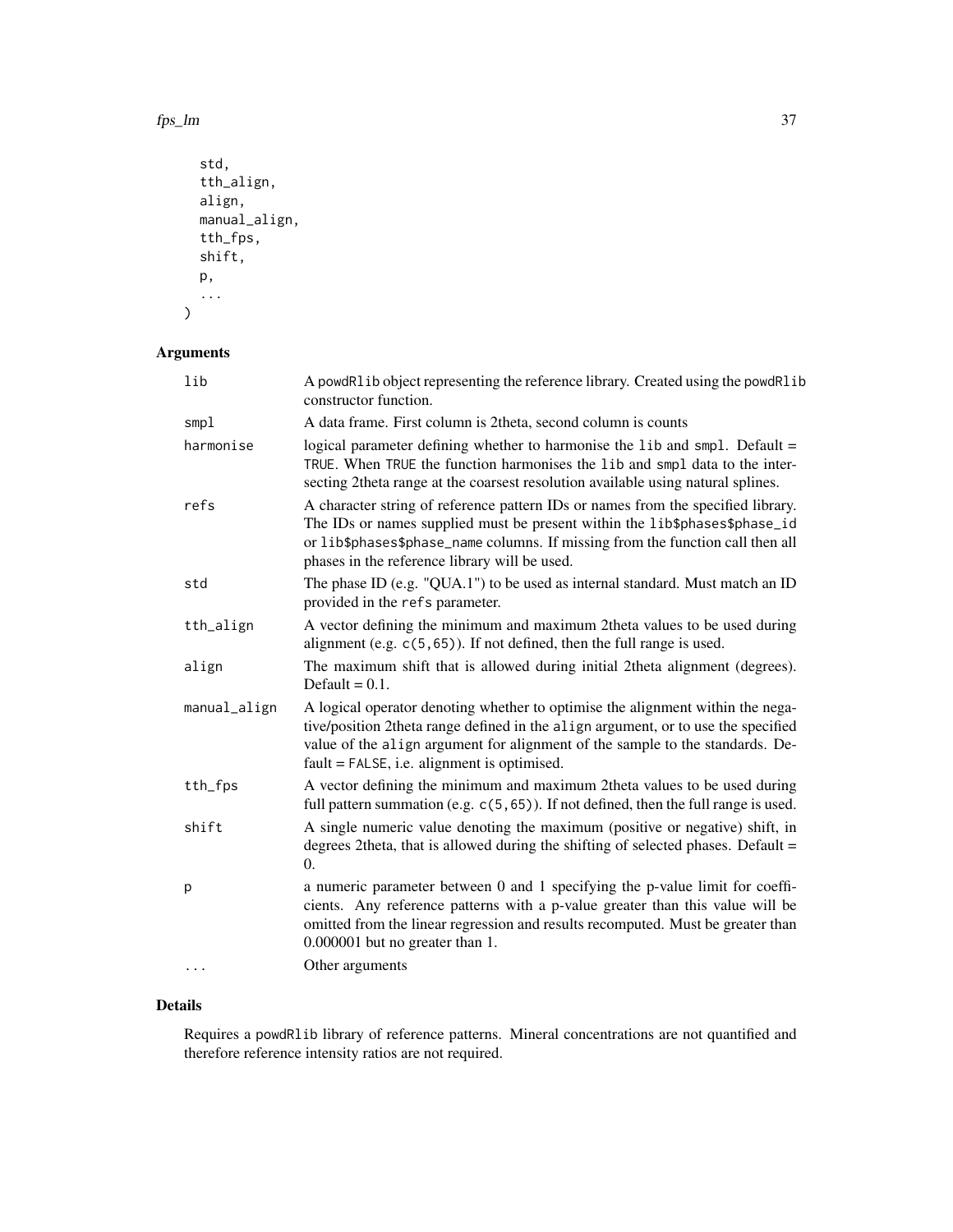```
  std,
  tth_align,
  align,
  manual_align,
  tth_fps,
  shift,
  p,
  ...
)
```

## Arguments

| | |
|---|---|
| `lib` | A `powdRlib` object representing the reference library. Created using the `powdRlib` constructor function. |
| `smpl` | A data frame. First column is 2theta, second column is counts |
| `harmonise` | logical parameter defining whether to harmonise the `lib` and `smpl`. Default = `TRUE`. When `TRUE` the function harmonises the `lib` and `smpl` data to the intersecting 2theta range at the coarsest resolution available using natural splines. |
| `refs` | A character string of reference pattern IDs or names from the specified library. The IDs or names supplied must be present within the `lib$phases$phase_id` or `lib$phases$phase_name` columns. If missing from the function call then all phases in the reference library will be used. |
| `std` | The phase ID (e.g. "QUA.1") to be used as internal standard. Must match an ID provided in the `refs` parameter. |
| `tth_align` | A vector defining the minimum and maximum 2theta values to be used during alignment (e.g. `c(5,65)`). If not defined, then the full range is used. |
| `align` | The maximum shift that is allowed during initial 2theta alignment (degrees). Default = 0.1. |
| `manual_align` | A logical operator denoting whether to optimise the alignment within the negative/position 2theta range defined in the `align` argument, or to use the specified value of the `align` argument for alignment of the sample to the standards. Default = `FALSE`, i.e. alignment is optimised. |
| `tth_fps` | A vector defining the minimum and maximum 2theta values to be used during full pattern summation (e.g. `c(5,65)`). If not defined, then the full range is used. |
| `shift` | A single numeric value denoting the maximum (positive or negative) shift, in degrees 2theta, that is allowed during the shifting of selected phases. Default = 0. |
| `p` | a numeric parameter between 0 and 1 specifying the p-value limit for coefficients. Any reference patterns with a p-value greater than this value will be omitted from the linear regression and results recomputed. Must be greater than 0.000001 but no greater than 1. |
| `...` | Other arguments |

## Details

Requires a `powdRlib` library of reference patterns. Mineral concentrations are not quantified and therefore reference intensity ratios are not required.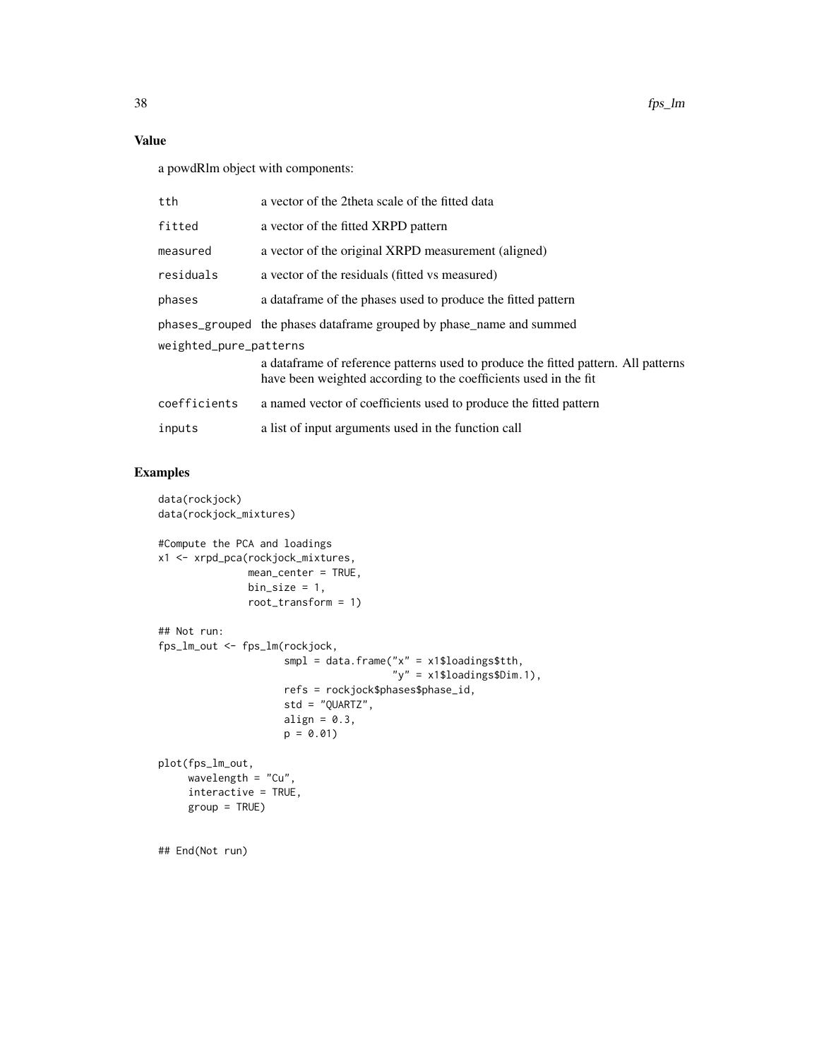## Value

a powdRlm object with components:

| | |
|---|---|
| tth | a vector of the 2theta scale of the fitted data |
| fitted | a vector of the fitted XRPD pattern |
| measured | a vector of the original XRPD measurement (aligned) |
| residuals | a vector of the residuals (fitted vs measured) |
| phases | a dataframe of the phases used to produce the fitted pattern |
| phases_grouped | the phases dataframe grouped by phase_name and summed |
| weighted_pure_patterns | a dataframe of reference patterns used to produce the fitted pattern. All patterns have been weighted according to the coefficients used in the fit |
| coefficients | a named vector of coefficients used to produce the fitted pattern |
| inputs | a list of input arguments used in the function call |

## Examples

```
data(rockjock)
data(rockjock_mixtures)

#Compute the PCA and loadings
x1 <- xrpd_pca(rockjock_mixtures,
               mean_center = TRUE,
               bin_size = 1,
               root_transform = 1)

## Not run:
fps_lm_out <- fps_lm(rockjock,
                     smpl = data.frame("x" = x1$loadings$tth,
                                       "y" = x1$loadings$Dim.1),
                     refs = rockjock$phases$phase_id,
                     std = "QUARTZ",
                     align = 0.3,
                     p = 0.01)

plot(fps_lm_out,
     wavelength = "Cu",
     interactive = TRUE,
     group = TRUE)


## End(Not run)
```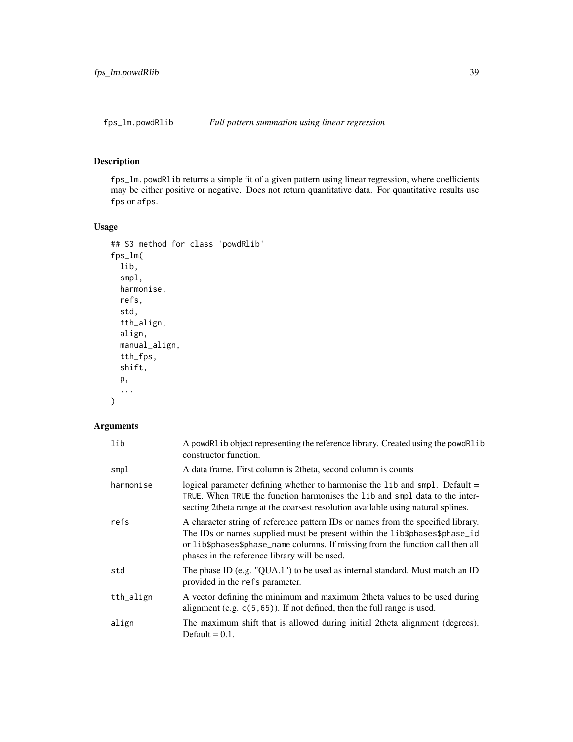# fps_lm.powdRlib *Full pattern summation using linear regression*

## Description

fps_lm.powdRlib returns a simple fit of a given pattern using linear regression, where coefficients may be either positive or negative. Does not return quantitative data. For quantitative results use fps or afps.

## Usage

```
## S3 method for class 'powdRlib'
fps_lm(
  lib,
  smpl,
  harmonise,
  refs,
  std,
  tth_align,
  align,
  manual_align,
  tth_fps,
  shift,
  p,
  ...
)
```

## Arguments

| | |
|---|---|
| lib | A powdRlib object representing the reference library. Created using the powdRlib constructor function. |
| smpl | A data frame. First column is 2theta, second column is counts |
| harmonise | logical parameter defining whether to harmonise the lib and smpl. Default = TRUE. When TRUE the function harmonises the lib and smpl data to the intersecting 2theta range at the coarsest resolution available using natural splines. |
| refs | A character string of reference pattern IDs or names from the specified library. The IDs or names supplied must be present within the lib$phases$phase_id or lib$phases$phase_name columns. If missing from the function call then all phases in the reference library will be used. |
| std | The phase ID (e.g. "QUA.1") to be used as internal standard. Must match an ID provided in the refs parameter. |
| tth_align | A vector defining the minimum and maximum 2theta values to be used during alignment (e.g. c(5,65)). If not defined, then the full range is used. |
| align | The maximum shift that is allowed during initial 2theta alignment (degrees). Default = 0.1. |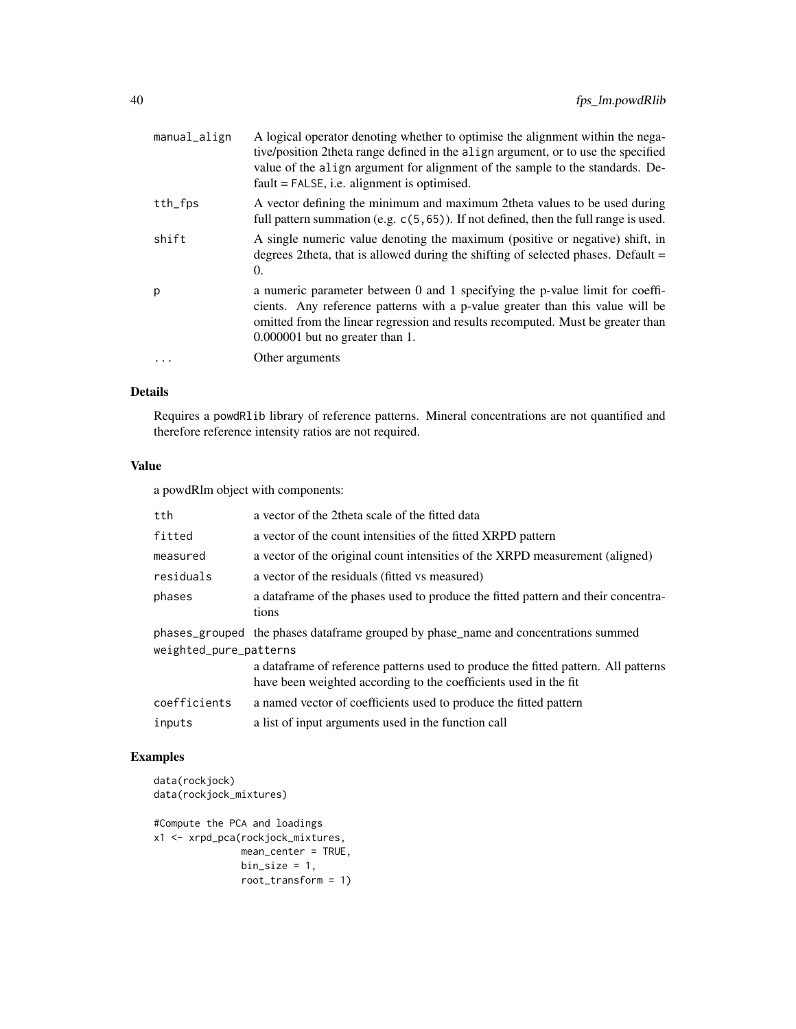| | |
|---|---|
| manual_align | A logical operator denoting whether to optimise the alignment within the negative/position 2theta range defined in the align argument, or to use the specified value of the align argument for alignment of the sample to the standards. Default = FALSE, i.e. alignment is optimised. |
| tth_fps | A vector defining the minimum and maximum 2theta values to be used during full pattern summation (e.g. c(5,65)). If not defined, then the full range is used. |
| shift | A single numeric value denoting the maximum (positive or negative) shift, in degrees 2theta, that is allowed during the shifting of selected phases. Default = 0. |
| p | a numeric parameter between 0 and 1 specifying the p-value limit for coefficients. Any reference patterns with a p-value greater than this value will be omitted from the linear regression and results recomputed. Must be greater than 0.000001 but no greater than 1. |
| ... | Other arguments |

## Details

Requires a powdRlib library of reference patterns. Mineral concentrations are not quantified and therefore reference intensity ratios are not required.

## Value

a powdRlm object with components:

| | |
|---|---|
| tth | a vector of the 2theta scale of the fitted data |
| fitted | a vector of the count intensities of the fitted XRPD pattern |
| measured | a vector of the original count intensities of the XRPD measurement (aligned) |
| residuals | a vector of the residuals (fitted vs measured) |
| phases | a dataframe of the phases used to produce the fitted pattern and their concentrations |
| phases_grouped | the phases dataframe grouped by phase_name and concentrations summed |
| weighted_pure_patterns | a dataframe of reference patterns used to produce the fitted pattern. All patterns have been weighted according to the coefficients used in the fit |
| coefficients | a named vector of coefficients used to produce the fitted pattern |
| inputs | a list of input arguments used in the function call |

## Examples

```
data(rockjock)
data(rockjock_mixtures)

#Compute the PCA and loadings
x1 <- xrpd_pca(rockjock_mixtures,
               mean_center = TRUE,
               bin_size = 1,
               root_transform = 1)
```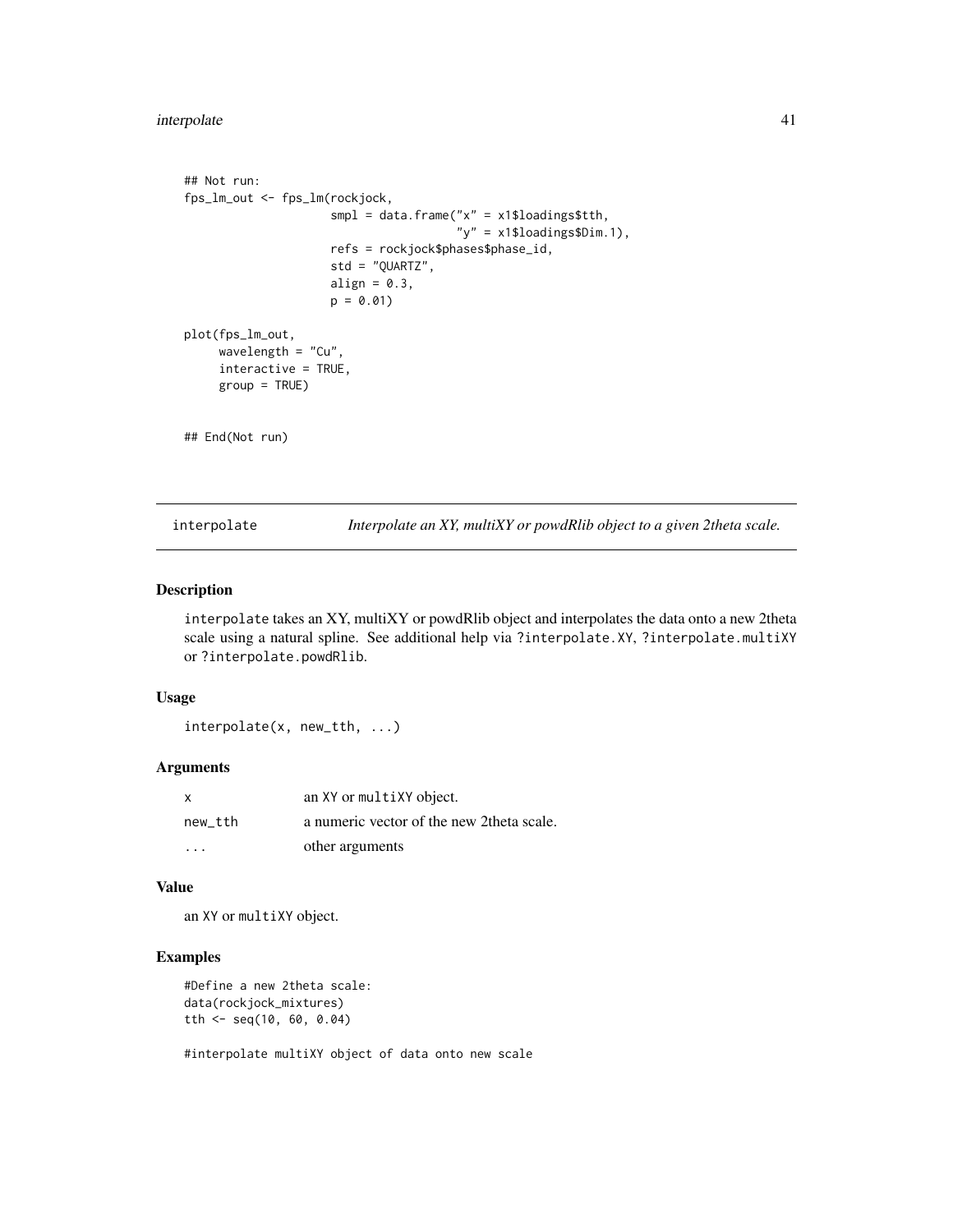```
## Not run:
fps_lm_out <- fps_lm(rockjock,
                     smpl = data.frame("x" = x1$loadings$tth,
                                       "y" = x1$loadings$Dim.1),
                     refs = rockjock$phases$phase_id,
                     std = "QUARTZ",
                     align = 0.3,
                     p = 0.01)

plot(fps_lm_out,
     wavelength = "Cu",
     interactive = TRUE,
     group = TRUE)


## End(Not run)
```

## interpolate — *Interpolate an XY, multiXY or powdRlib object to a given 2theta scale.*

### Description

`interpolate` takes an XY, multiXY or powdRlib object and interpolates the data onto a new 2theta scale using a natural spline. See additional help via `?interpolate.XY`, `?interpolate.multiXY` or `?interpolate.powdRlib`.

### Usage

```
interpolate(x, new_tth, ...)
```

### Arguments

| | |
|---|---|
| `x` | an `XY` or `multiXY` object. |
| `new_tth` | a numeric vector of the new 2theta scale. |
| `...` | other arguments |

### Value

an `XY` or `multiXY` object.

### Examples

```
#Define a new 2theta scale:
data(rockjock_mixtures)
tth <- seq(10, 60, 0.04)

#interpolate multiXY object of data onto new scale
```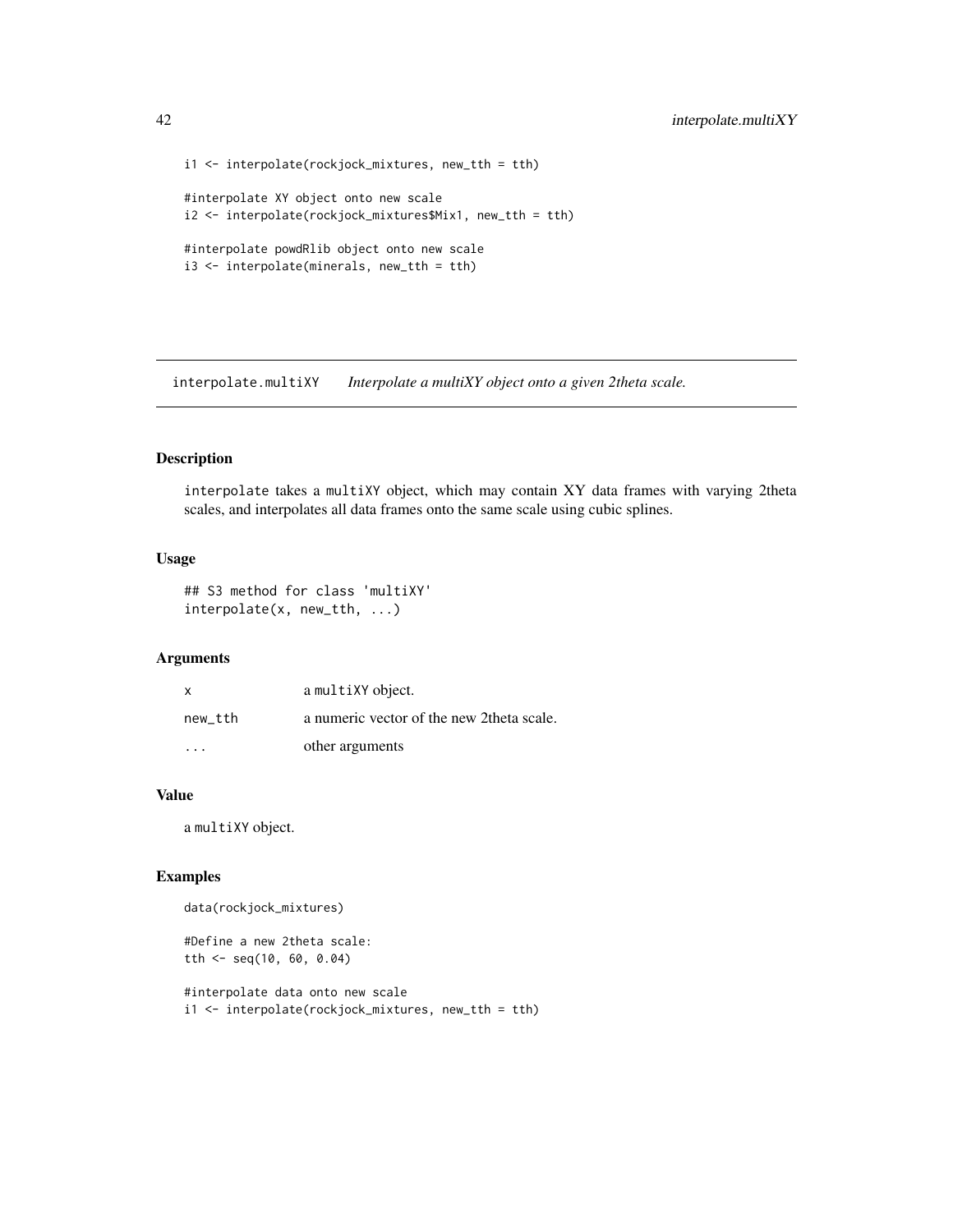```
i1 <- interpolate(rockjock_mixtures, new_tth = tth)

#interpolate XY object onto new scale
i2 <- interpolate(rockjock_mixtures$Mix1, new_tth = tth)

#interpolate powdRlib object onto new scale
i3 <- interpolate(minerals, new_tth = tth)
```

## interpolate.multiXY *Interpolate a multiXY object onto a given 2theta scale.*

### Description

`interpolate` takes a `multiXY` object, which may contain XY data frames with varying 2theta scales, and interpolates all data frames onto the same scale using cubic splines.

### Usage

```
## S3 method for class 'multiXY'
interpolate(x, new_tth, ...)
```

### Arguments

| | |
|---|---|
| `x` | a `multiXY` object. |
| `new_tth` | a numeric vector of the new 2theta scale. |
| `...` | other arguments |

### Value

a `multiXY` object.

### Examples

```
data(rockjock_mixtures)

#Define a new 2theta scale:
tth <- seq(10, 60, 0.04)

#interpolate data onto new scale
i1 <- interpolate(rockjock_mixtures, new_tth = tth)
```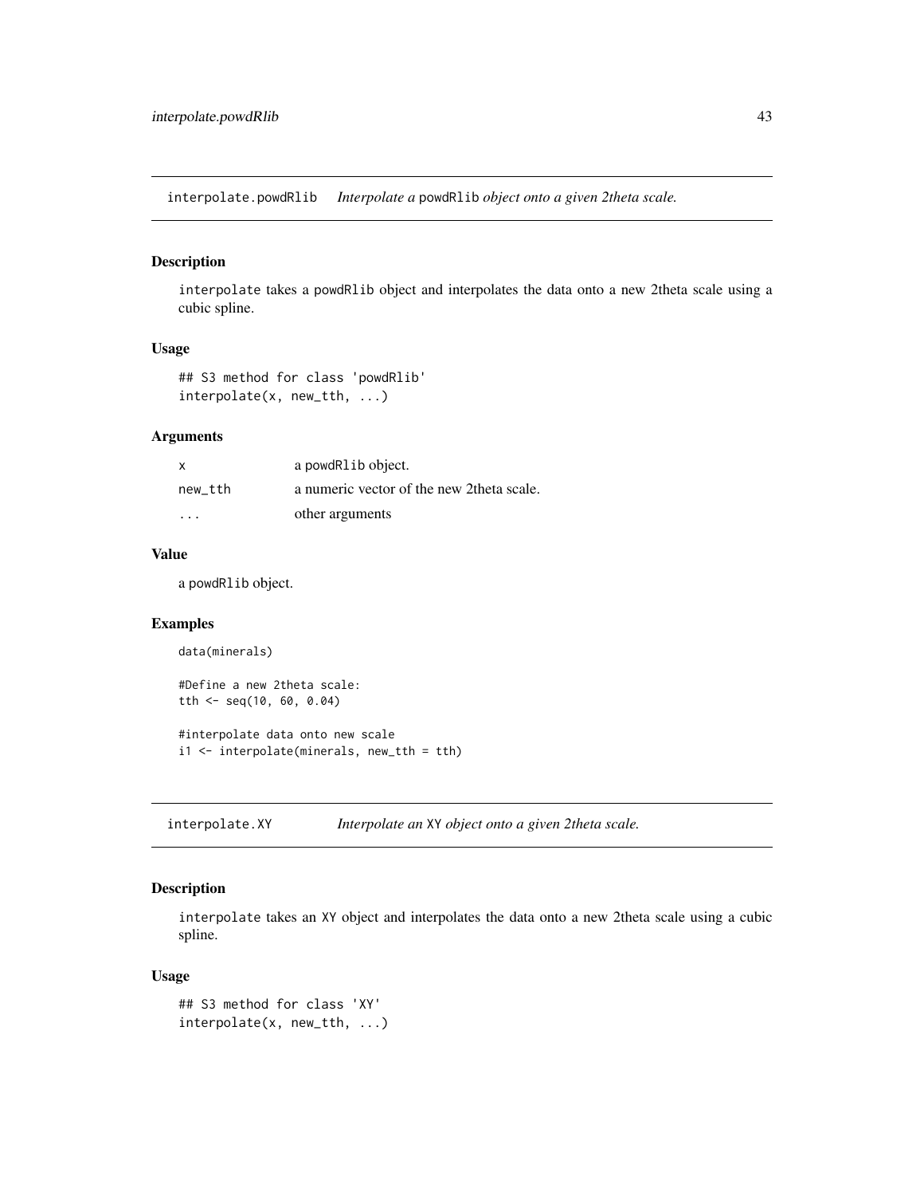## interpolate.powdRlib — *Interpolate a* powdRlib *object onto a given 2theta scale.*

### Description

interpolate takes a powdRlib object and interpolates the data onto a new 2theta scale using a cubic spline.

### Usage

```
## S3 method for class 'powdRlib'
interpolate(x, new_tth, ...)
```

### Arguments

| | |
|---|---|
| x | a powdRlib object. |
| new_tth | a numeric vector of the new 2theta scale. |
| ... | other arguments |

### Value

a powdRlib object.

### Examples

```
data(minerals)

#Define a new 2theta scale:
tth <- seq(10, 60, 0.04)

#interpolate data onto new scale
i1 <- interpolate(minerals, new_tth = tth)
```

## interpolate.XY — *Interpolate an* XY *object onto a given 2theta scale.*

### Description

interpolate takes an XY object and interpolates the data onto a new 2theta scale using a cubic spline.

### Usage

```
## S3 method for class 'XY'
interpolate(x, new_tth, ...)
```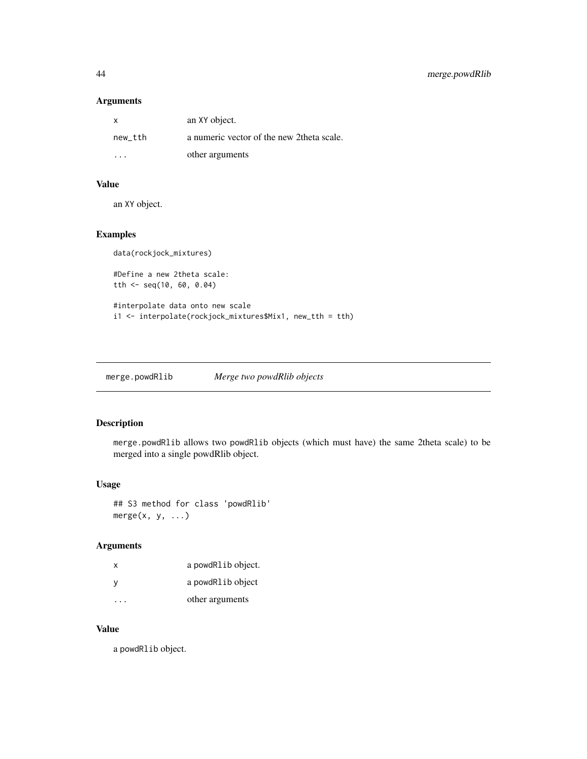### Arguments

| | |
|---|---|
| x | an XY object. |
| new_tth | a numeric vector of the new 2theta scale. |
| ... | other arguments |

### Value

an XY object.

### Examples

```
data(rockjock_mixtures)

#Define a new 2theta scale:
tth <- seq(10, 60, 0.04)

#interpolate data onto new scale
i1 <- interpolate(rockjock_mixtures$Mix1, new_tth = tth)
```

---

## merge.powdRlib — *Merge two powdRlib objects*

### Description

merge.powdRlib allows two powdRlib objects (which must have) the same 2theta scale) to be merged into a single powdRlib object.

### Usage

```
## S3 method for class 'powdRlib'
merge(x, y, ...)
```

### Arguments

| | |
|---|---|
| x | a powdRlib object. |
| y | a powdRlib object |
| ... | other arguments |

### Value

a powdRlib object.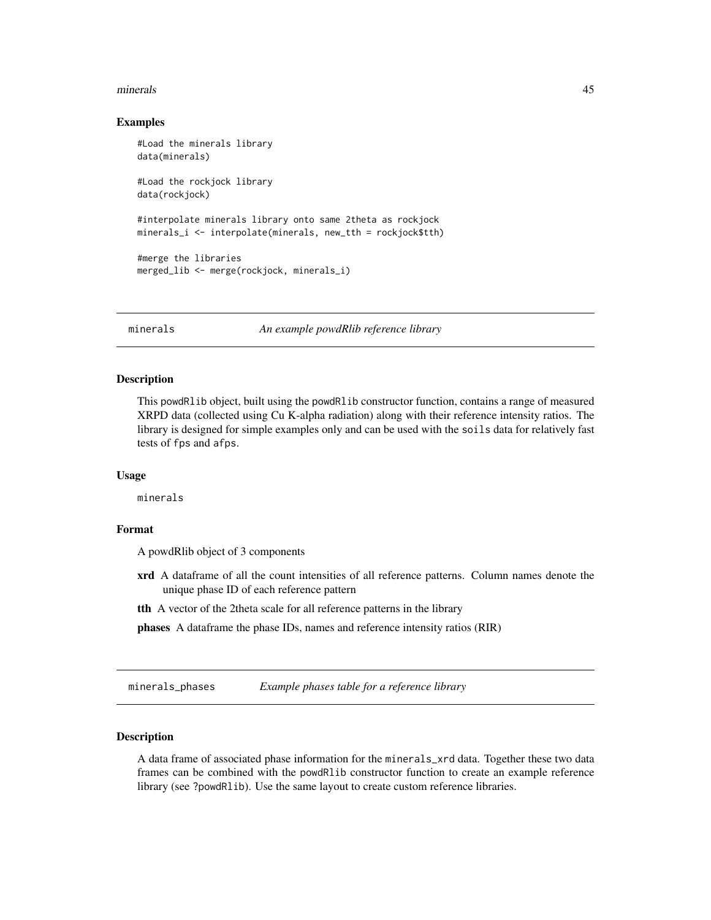### Examples

```
#Load the minerals library
data(minerals)

#Load the rockjock library
data(rockjock)

#interpolate minerals library onto same 2theta as rockjock
minerals_i <- interpolate(minerals, new_tth = rockjock$tth)

#merge the libraries
merged_lib <- merge(rockjock, minerals_i)
```

---

## minerals — *An example powdRlib reference library*

### Description

This powdRlib object, built using the powdRlib constructor function, contains a range of measured XRPD data (collected using Cu K-alpha radiation) along with their reference intensity ratios. The library is designed for simple examples only and can be used with the soils data for relatively fast tests of fps and afps.

### Usage

```
minerals
```

### Format

A powdRlib object of 3 components

**xrd** A dataframe of all the count intensities of all reference patterns. Column names denote the unique phase ID of each reference pattern

**tth** A vector of the 2theta scale for all reference patterns in the library

**phases** A dataframe the phase IDs, names and reference intensity ratios (RIR)

---

## minerals_phases — *Example phases table for a reference library*

### Description

A data frame of associated phase information for the minerals_xrd data. Together these two data frames can be combined with the powdRlib constructor function to create an example reference library (see ?powdRlib). Use the same layout to create custom reference libraries.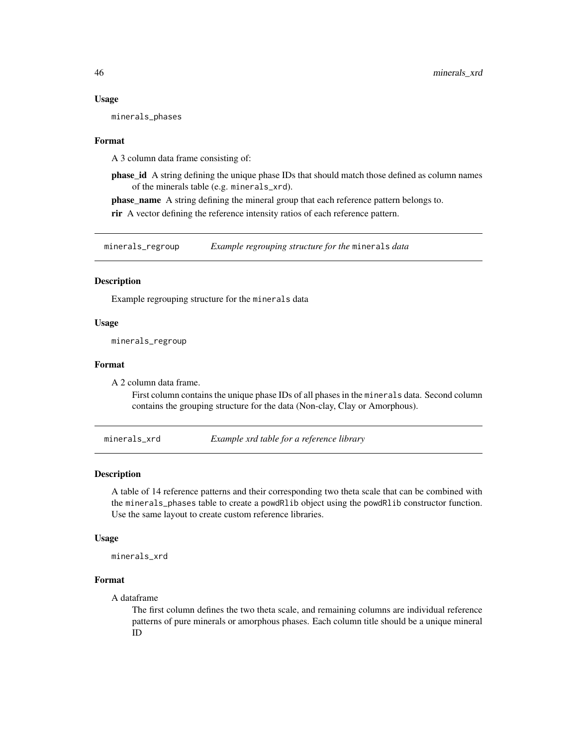### Usage

```
minerals_phases
```

### Format

A 3 column data frame consisting of:

**phase_id** A string defining the unique phase IDs that should match those defined as column names of the minerals table (e.g. `minerals_xrd`).

**phase_name** A string defining the mineral group that each reference pattern belongs to.

**rir** A vector defining the reference intensity ratios of each reference pattern.

---

## minerals_regroup *Example regrouping structure for the* `minerals` *data*

### Description

Example regrouping structure for the `minerals` data

### Usage

```
minerals_regroup
```

### Format

A 2 column data frame.

First column contains the unique phase IDs of all phases in the `minerals` data. Second column contains the grouping structure for the data (Non-clay, Clay or Amorphous).

---

## minerals_xrd *Example xrd table for a reference library*

### Description

A table of 14 reference patterns and their corresponding two theta scale that can be combined with the `minerals_phases` table to create a `powdRlib` object using the `powdRlib` constructor function. Use the same layout to create custom reference libraries.

### Usage

```
minerals_xrd
```

### Format

A dataframe

The first column defines the two theta scale, and remaining columns are individual reference patterns of pure minerals or amorphous phases. Each column title should be a unique mineral ID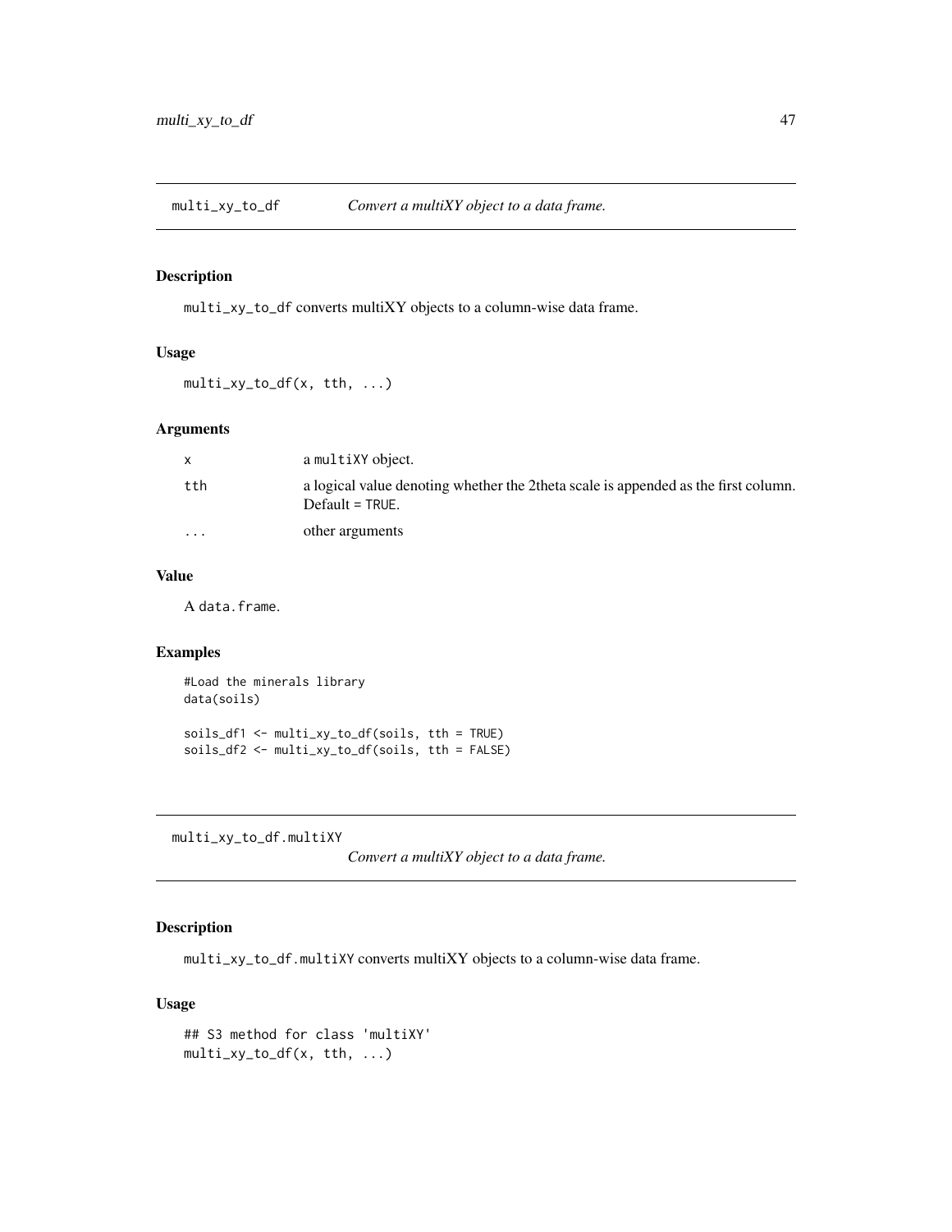## multi_xy_to_df — *Convert a multiXY object to a data frame.*

### Description

`multi_xy_to_df` converts multiXY objects to a column-wise data frame.

### Usage

```
multi_xy_to_df(x, tth, ...)
```

### Arguments

| | |
|---|---|
| `x` | a `multiXY` object. |
| `tth` | a logical value denoting whether the 2theta scale is appended as the first column. Default = `TRUE`. |
| `...` | other arguments |

### Value

A `data.frame`.

### Examples

```
#Load the minerals library
data(soils)

soils_df1 <- multi_xy_to_df(soils, tth = TRUE)
soils_df2 <- multi_xy_to_df(soils, tth = FALSE)
```

## multi_xy_to_df.multiXY — *Convert a multiXY object to a data frame.*

### Description

`multi_xy_to_df.multiXY` converts multiXY objects to a column-wise data frame.

### Usage

```
## S3 method for class 'multiXY'
multi_xy_to_df(x, tth, ...)
```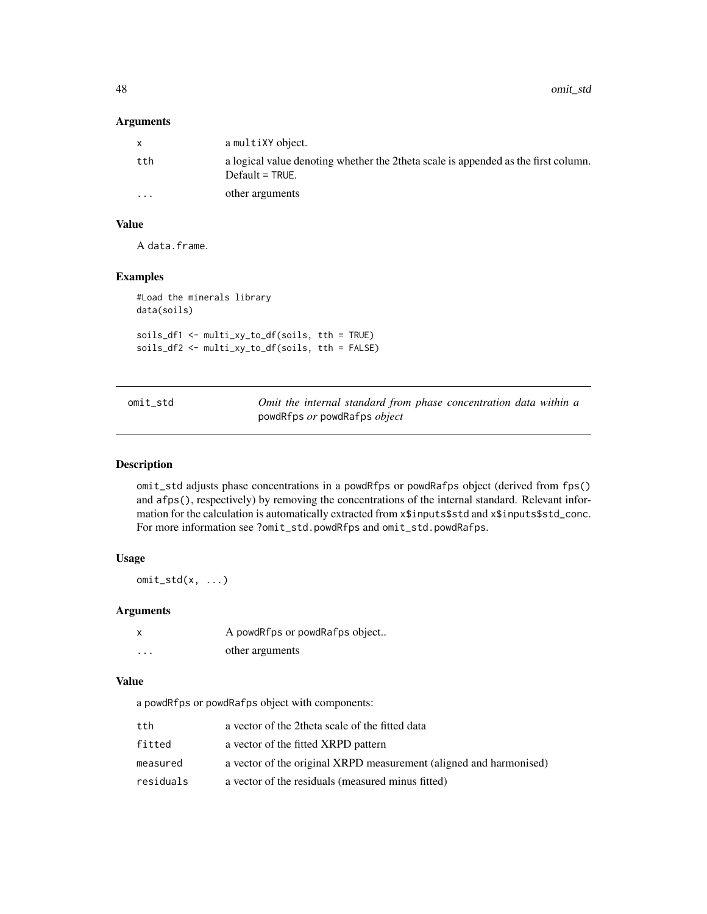## Arguments

| | |
|---|---|
| x | a multiXY object. |
| tth | a logical value denoting whether the 2theta scale is appended as the first column. Default = TRUE. |
| ... | other arguments |

## Value

A data.frame.

## Examples

```
#Load the minerals library
data(soils)

soils_df1 <- multi_xy_to_df(soils, tth = TRUE)
soils_df2 <- multi_xy_to_df(soils, tth = FALSE)
```

---

# omit_std

*Omit the internal standard from phase concentration data within a* powdRfps *or* powdRafps *object*

---

## Description

omit_std adjusts phase concentrations in a powdRfps or powdRafps object (derived from fps() and afps(), respectively) by removing the concentrations of the internal standard. Relevant information for the calculation is automatically extracted from x$inputs$std and x$inputs$std_conc. For more information see ?omit_std.powdRfps and omit_std.powdRafps.

## Usage

```
omit_std(x, ...)
```

## Arguments

| | |
|---|---|
| x | A powdRfps or powdRafps object.. |
| ... | other arguments |

## Value

a powdRfps or powdRafps object with components:

| | |
|---|---|
| tth | a vector of the 2theta scale of the fitted data |
| fitted | a vector of the fitted XRPD pattern |
| measured | a vector of the original XRPD measurement (aligned and harmonised) |
| residuals | a vector of the residuals (measured minus fitted) |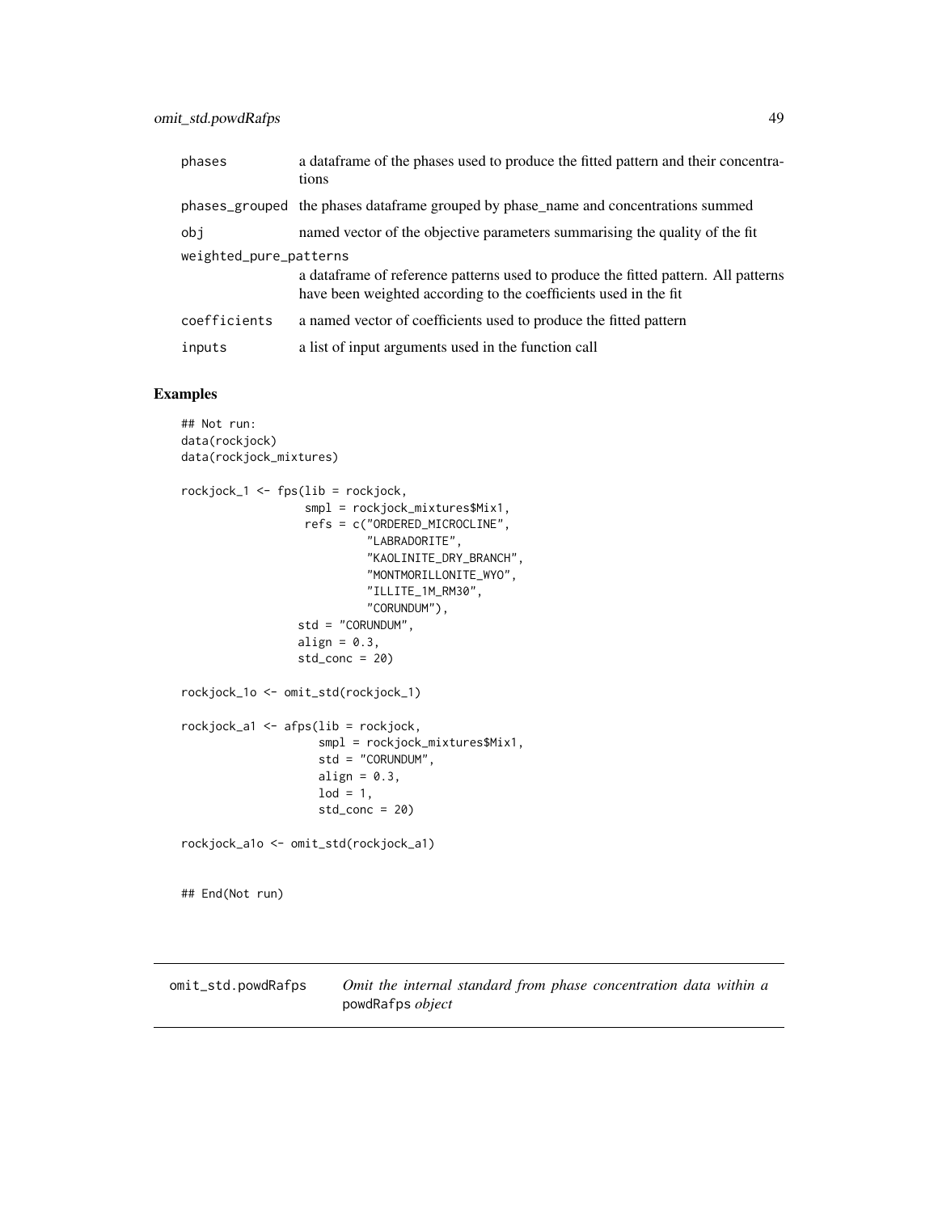| | |
|---|---|
| phases | a dataframe of the phases used to produce the fitted pattern and their concentrations |
| phases_grouped | the phases dataframe grouped by phase_name and concentrations summed |
| obj | named vector of the objective parameters summarising the quality of the fit |
| weighted_pure_patterns | a dataframe of reference patterns used to produce the fitted pattern. All patterns have been weighted according to the coefficients used in the fit |
| coefficients | a named vector of coefficients used to produce the fitted pattern |
| inputs | a list of input arguments used in the function call |

## Examples

```
## Not run:
data(rockjock)
data(rockjock_mixtures)

rockjock_1 <- fps(lib = rockjock,
                  smpl = rockjock_mixtures$Mix1,
                  refs = c("ORDERED_MICROCLINE",
                           "LABRADORITE",
                           "KAOLINITE_DRY_BRANCH",
                           "MONTMORILLONITE_WYO",
                           "ILLITE_1M_RM30",
                           "CORUNDUM"),
                 std = "CORUNDUM",
                 align = 0.3,
                 std_conc = 20)

rockjock_1o <- omit_std(rockjock_1)

rockjock_a1 <- afps(lib = rockjock,
                    smpl = rockjock_mixtures$Mix1,
                    std = "CORUNDUM",
                    align = 0.3,
                    lod = 1,
                    std_conc = 20)

rockjock_a1o <- omit_std(rockjock_a1)


## End(Not run)
```

## omit_std.powdRafps    *Omit the internal standard from phase concentration data within a* powdRafps *object*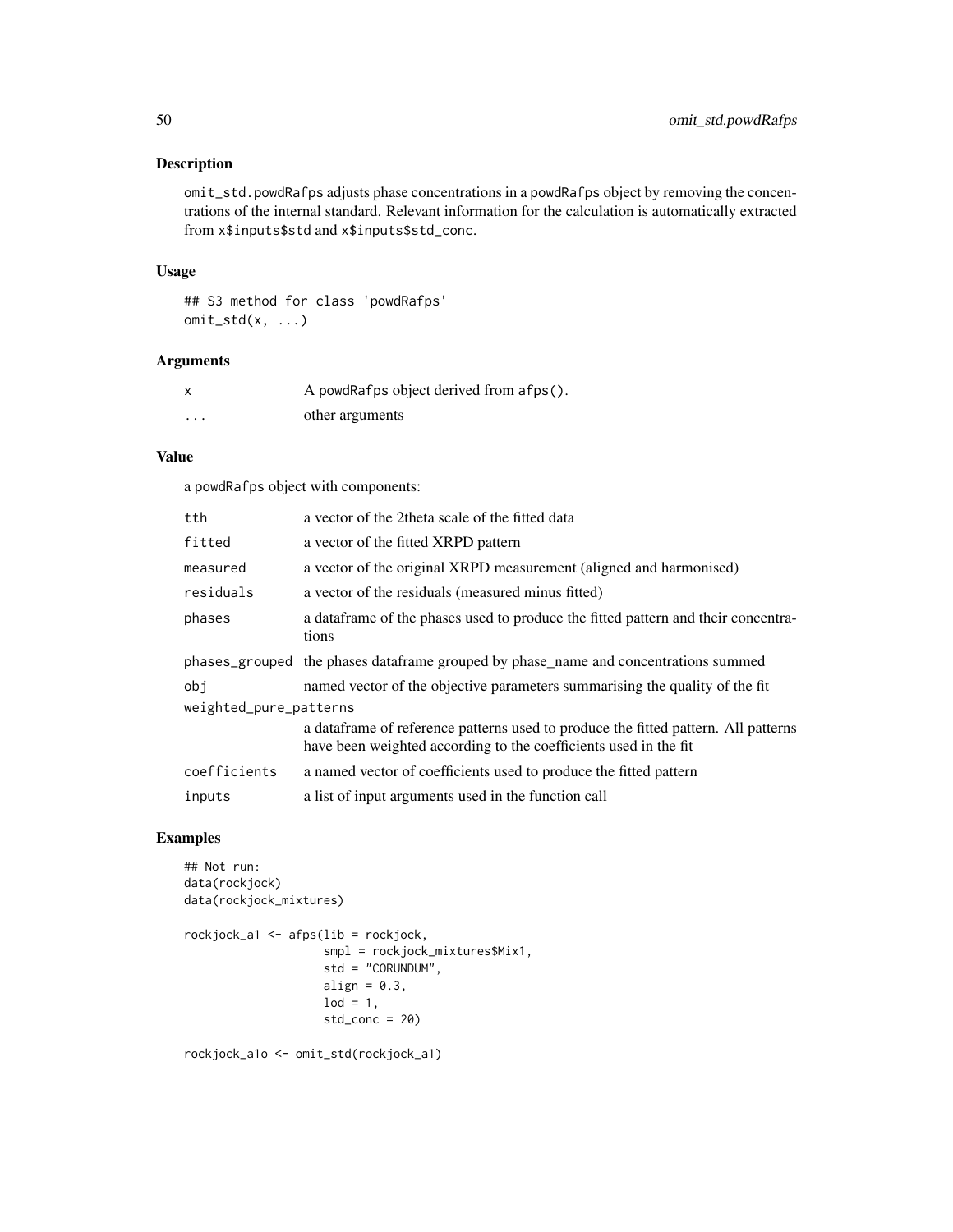## Description

omit_std.powdRafps adjusts phase concentrations in a powdRafps object by removing the concentrations of the internal standard. Relevant information for the calculation is automatically extracted from x$inputs$std and x$inputs$std_conc.

## Usage

```
## S3 method for class 'powdRafps'
omit_std(x, ...)
```

## Arguments

| | |
|---|---|
| x | A powdRafps object derived from afps(). |
| ... | other arguments |

## Value

a powdRafps object with components:

| | |
|---|---|
| tth | a vector of the 2theta scale of the fitted data |
| fitted | a vector of the fitted XRPD pattern |
| measured | a vector of the original XRPD measurement (aligned and harmonised) |
| residuals | a vector of the residuals (measured minus fitted) |
| phases | a dataframe of the phases used to produce the fitted pattern and their concentrations |
| phases_grouped | the phases dataframe grouped by phase_name and concentrations summed |
| obj | named vector of the objective parameters summarising the quality of the fit |
| weighted_pure_patterns | a dataframe of reference patterns used to produce the fitted pattern. All patterns have been weighted according to the coefficients used in the fit |
| coefficients | a named vector of coefficients used to produce the fitted pattern |
| inputs | a list of input arguments used in the function call |

## Examples

```
## Not run:
data(rockjock)
data(rockjock_mixtures)

rockjock_a1 <- afps(lib = rockjock,
                    smpl = rockjock_mixtures$Mix1,
                    std = "CORUNDUM",
                    align = 0.3,
                    lod = 1,
                    std_conc = 20)

rockjock_a1o <- omit_std(rockjock_a1)
```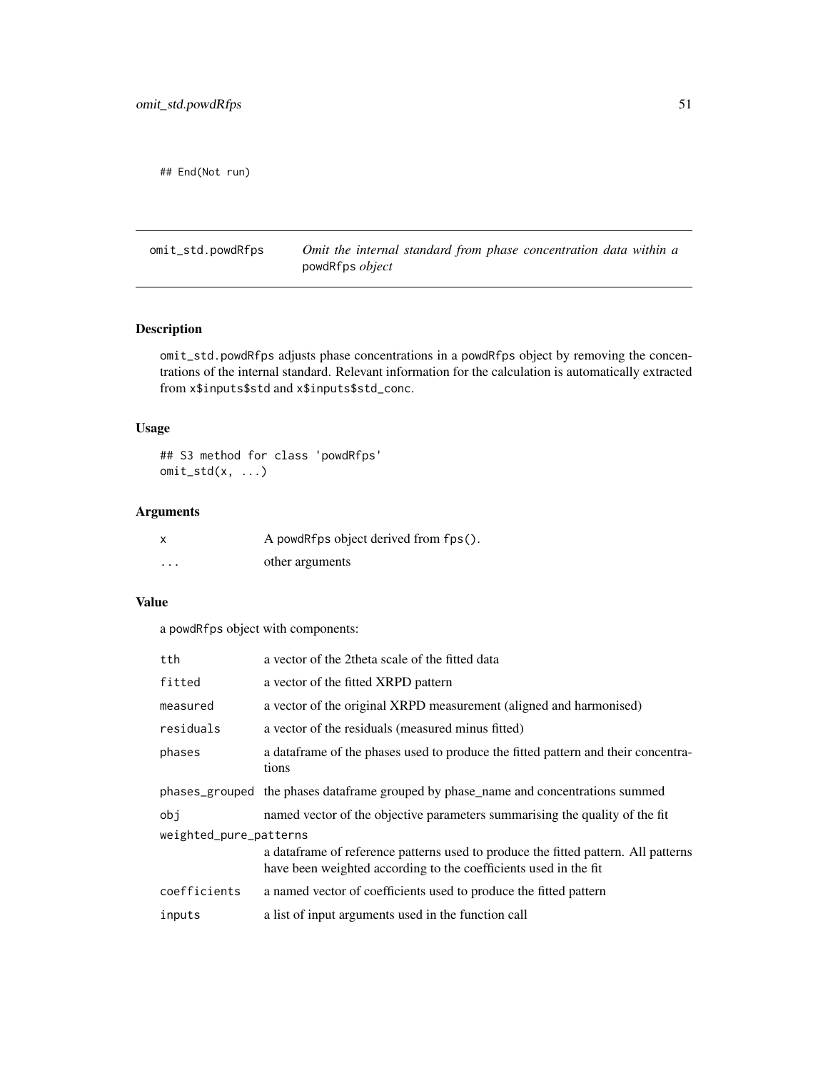```
## End(Not run)
```

## omit_std.powdRfps — *Omit the internal standard from phase concentration data within a* powdRfps *object*

### Description

omit_std.powdRfps adjusts phase concentrations in a powdRfps object by removing the concentrations of the internal standard. Relevant information for the calculation is automatically extracted from x$inputs$std and x$inputs$std_conc.

### Usage

```
## S3 method for class 'powdRfps'
omit_std(x, ...)
```

### Arguments

| | |
|---|---|
| x | A powdRfps object derived from fps(). |
| ... | other arguments |

### Value

a powdRfps object with components:

| | |
|---|---|
| tth | a vector of the 2theta scale of the fitted data |
| fitted | a vector of the fitted XRPD pattern |
| measured | a vector of the original XRPD measurement (aligned and harmonised) |
| residuals | a vector of the residuals (measured minus fitted) |
| phases | a dataframe of the phases used to produce the fitted pattern and their concentrations |
| phases_grouped | the phases dataframe grouped by phase_name and concentrations summed |
| obj | named vector of the objective parameters summarising the quality of the fit |
| weighted_pure_patterns | a dataframe of reference patterns used to produce the fitted pattern. All patterns have been weighted according to the coefficients used in the fit |
| coefficients | a named vector of coefficients used to produce the fitted pattern |
| inputs | a list of input arguments used in the function call |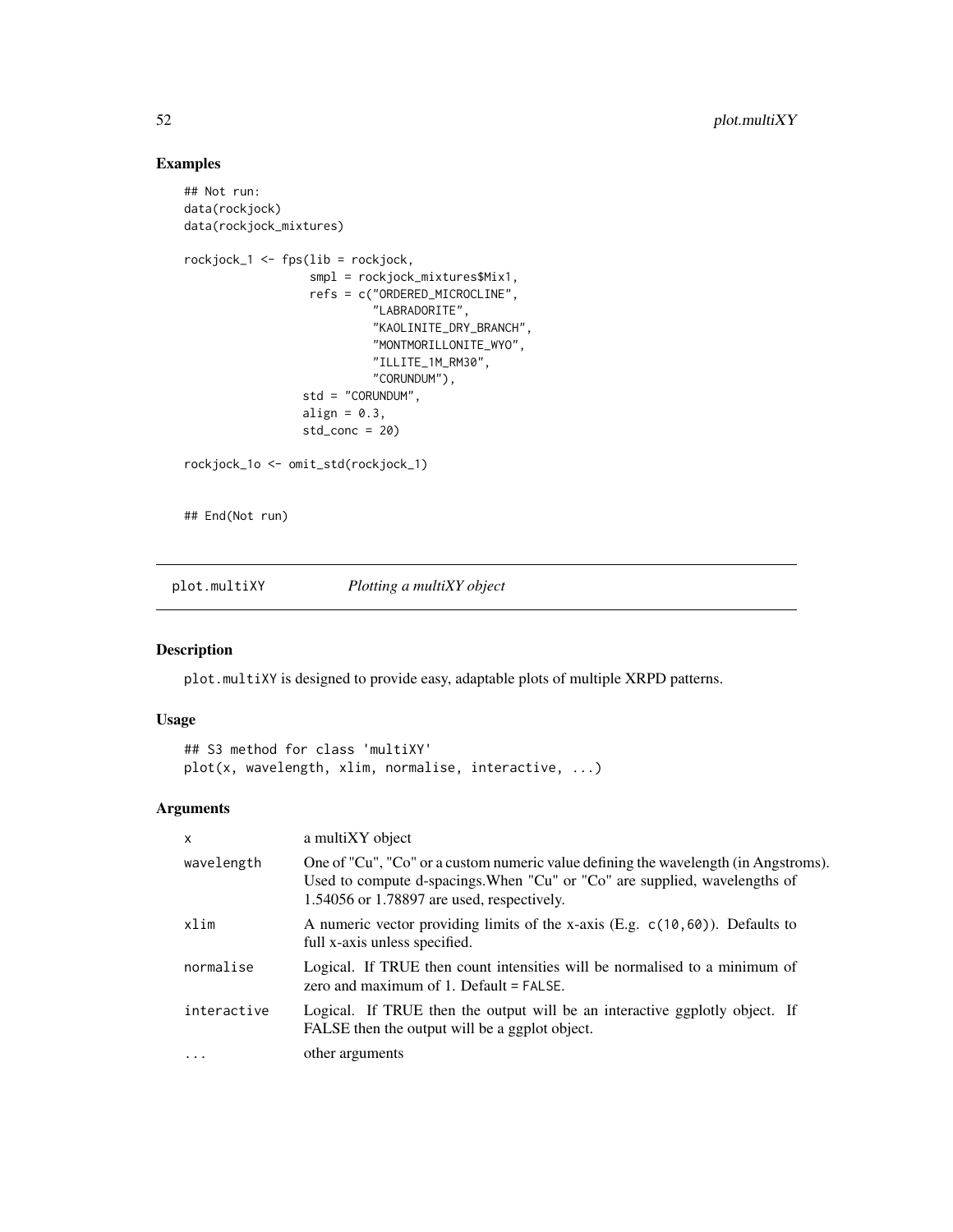## Examples

```
## Not run:
data(rockjock)
data(rockjock_mixtures)

rockjock_1 <- fps(lib = rockjock,
                  smpl = rockjock_mixtures$Mix1,
                  refs = c("ORDERED_MICROCLINE",
                           "LABRADORITE",
                           "KAOLINITE_DRY_BRANCH",
                           "MONTMORILLONITE_WYO",
                           "ILLITE_1M_RM30",
                           "CORUNDUM"),
                 std = "CORUNDUM",
                 align = 0.3,
                 std_conc = 20)

rockjock_1o <- omit_std(rockjock_1)


## End(Not run)
```

---

# plot.multiXY *Plotting a multiXY object*

## Description

plot.multiXY is designed to provide easy, adaptable plots of multiple XRPD patterns.

## Usage

```
## S3 method for class 'multiXY'
plot(x, wavelength, xlim, normalise, interactive, ...)
```

## Arguments

| | |
|---|---|
| x | a multiXY object |
| wavelength | One of "Cu", "Co" or a custom numeric value defining the wavelength (in Angstroms). Used to compute d-spacings.When "Cu" or "Co" are supplied, wavelengths of 1.54056 or 1.78897 are used, respectively. |
| xlim | A numeric vector providing limits of the x-axis (E.g. c(10,60)). Defaults to full x-axis unless specified. |
| normalise | Logical. If TRUE then count intensities will be normalised to a minimum of zero and maximum of 1. Default = FALSE. |
| interactive | Logical. If TRUE then the output will be an interactive ggplotly object. If FALSE then the output will be a ggplot object. |
| ... | other arguments |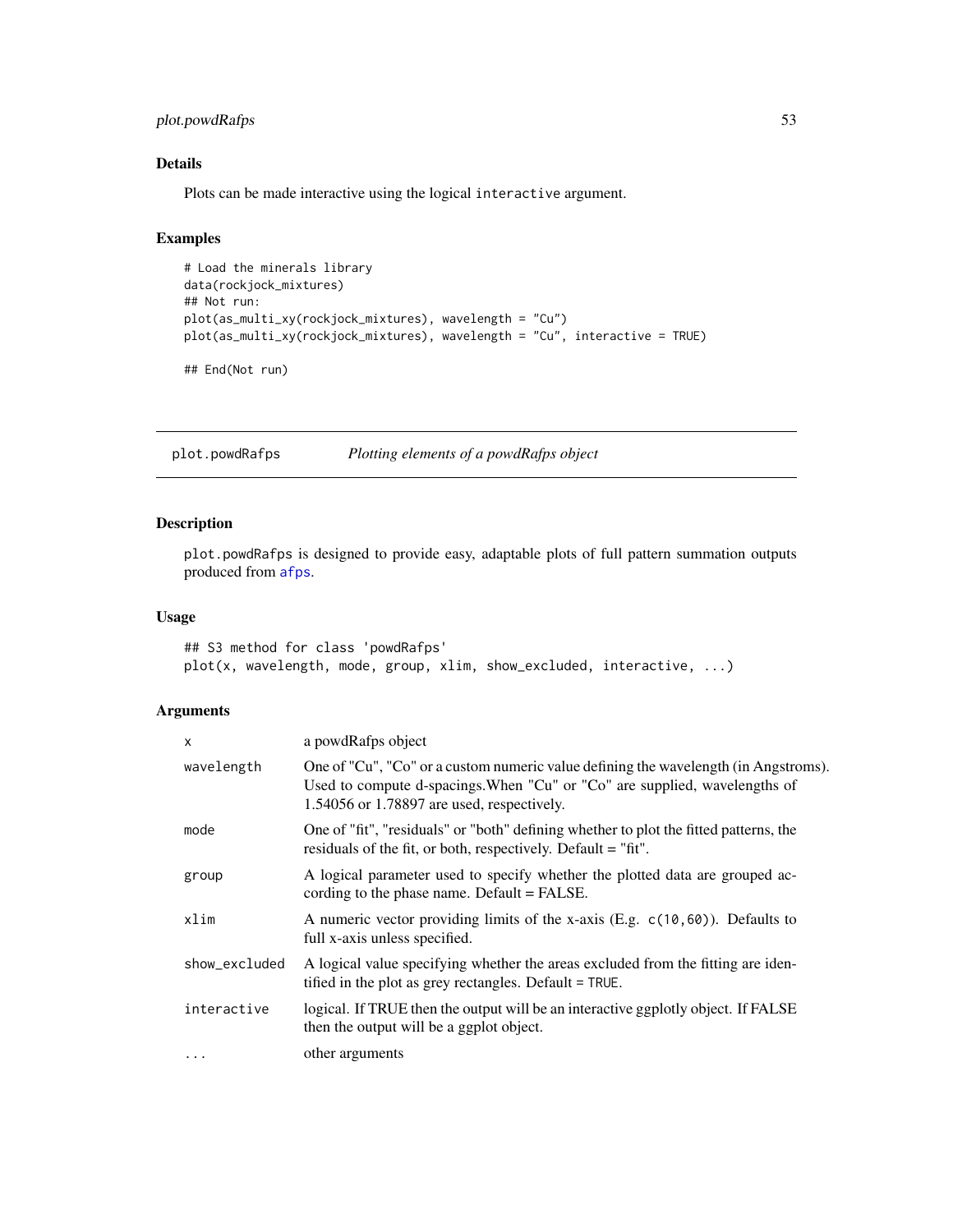## Details

Plots can be made interactive using the logical `interactive` argument.

## Examples

```
# Load the minerals library
data(rockjock_mixtures)
## Not run:
plot(as_multi_xy(rockjock_mixtures), wavelength = "Cu")
plot(as_multi_xy(rockjock_mixtures), wavelength = "Cu", interactive = TRUE)

## End(Not run)
```

---

# plot.powdRafps *Plotting elements of a powdRafps object*

## Description

`plot.powdRafps` is designed to provide easy, adaptable plots of full pattern summation outputs produced from `afps`.

## Usage

```
## S3 method for class 'powdRafps'
plot(x, wavelength, mode, group, xlim, show_excluded, interactive, ...)
```

## Arguments

| | |
|---|---|
| `x` | a powdRafps object |
| `wavelength` | One of "Cu", "Co" or a custom numeric value defining the wavelength (in Angstroms). Used to compute d-spacings.When "Cu" or "Co" are supplied, wavelengths of 1.54056 or 1.78897 are used, respectively. |
| `mode` | One of "fit", "residuals" or "both" defining whether to plot the fitted patterns, the residuals of the fit, or both, respectively. Default = "fit". |
| `group` | A logical parameter used to specify whether the plotted data are grouped according to the phase name. Default = FALSE. |
| `xlim` | A numeric vector providing limits of the x-axis (E.g. `c(10,60)`). Defaults to full x-axis unless specified. |
| `show_excluded` | A logical value specifying whether the areas excluded from the fitting are identified in the plot as grey rectangles. Default = `TRUE`. |
| `interactive` | logical. If TRUE then the output will be an interactive ggplotly object. If FALSE then the output will be a ggplot object. |
| `...` | other arguments |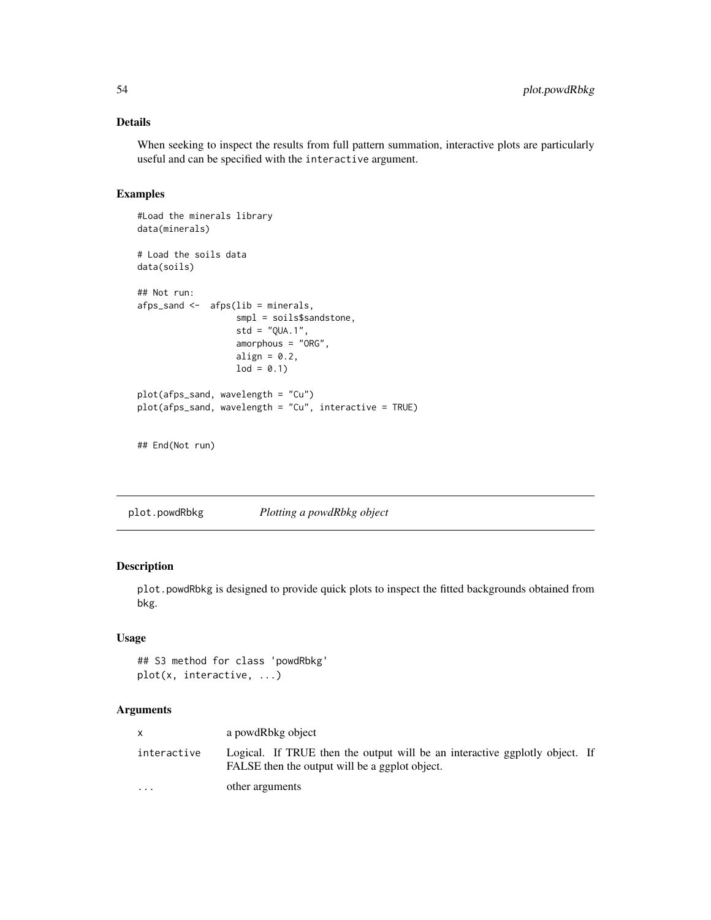## Details

When seeking to inspect the results from full pattern summation, interactive plots are particularly useful and can be specified with the `interactive` argument.

## Examples

```
#Load the minerals library
data(minerals)

# Load the soils data
data(soils)

## Not run:
afps_sand <-  afps(lib = minerals,
                   smpl = soils$sandstone,
                   std = "QUA.1",
                   amorphous = "ORG",
                   align = 0.2,
                   lod = 0.1)

plot(afps_sand, wavelength = "Cu")
plot(afps_sand, wavelength = "Cu", interactive = TRUE)


## End(Not run)
```

---

# plot.powdRbkg *Plotting a powdRbkg object*

## Description

`plot.powdRbkg` is designed to provide quick plots to inspect the fitted backgrounds obtained from `bkg`.

## Usage

```
## S3 method for class 'powdRbkg'
plot(x, interactive, ...)
```

## Arguments

| | |
|---|---|
| `x` | a powdRbkg object |
| `interactive` | Logical. If TRUE then the output will be an interactive ggplotly object. If FALSE then the output will be a ggplot object. |
| `...` | other arguments |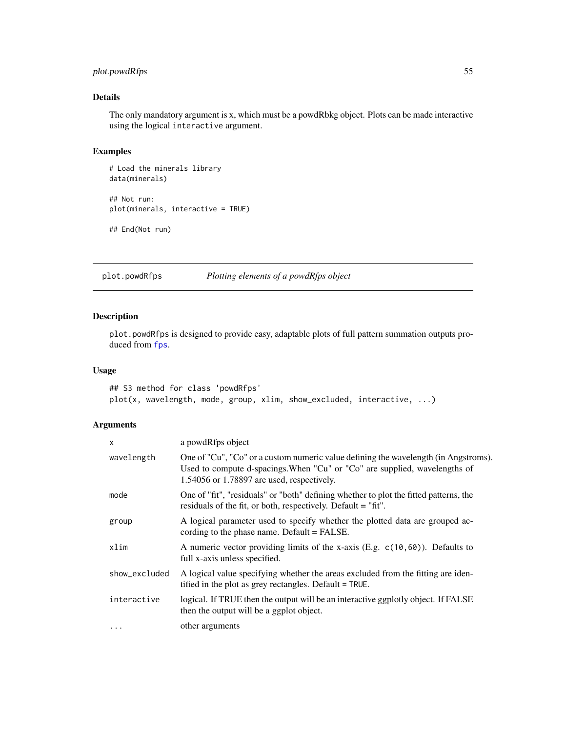## Details

The only mandatory argument is x, which must be a powdRbkg object. Plots can be made interactive using the logical `interactive` argument.

## Examples

```
# Load the minerals library
data(minerals)

## Not run:
plot(minerals, interactive = TRUE)

## End(Not run)
```

---

# plot.powdRfps *Plotting elements of a powdRfps object*

---

## Description

`plot.powdRfps` is designed to provide easy, adaptable plots of full pattern summation outputs produced from `fps`.

## Usage

```
## S3 method for class 'powdRfps'
plot(x, wavelength, mode, group, xlim, show_excluded, interactive, ...)
```

## Arguments

| | |
|---|---|
| `x` | a powdRfps object |
| `wavelength` | One of "Cu", "Co" or a custom numeric value defining the wavelength (in Angstroms). Used to compute d-spacings.When "Cu" or "Co" are supplied, wavelengths of 1.54056 or 1.78897 are used, respectively. |
| `mode` | One of "fit", "residuals" or "both" defining whether to plot the fitted patterns, the residuals of the fit, or both, respectively. Default = "fit". |
| `group` | A logical parameter used to specify whether the plotted data are grouped according to the phase name. Default = FALSE. |
| `xlim` | A numeric vector providing limits of the x-axis (E.g. `c(10,60)`). Defaults to full x-axis unless specified. |
| `show_excluded` | A logical value specifying whether the areas excluded from the fitting are identified in the plot as grey rectangles. Default = `TRUE`. |
| `interactive` | logical. If TRUE then the output will be an interactive ggplotly object. If FALSE then the output will be a ggplot object. |
| `...` | other arguments |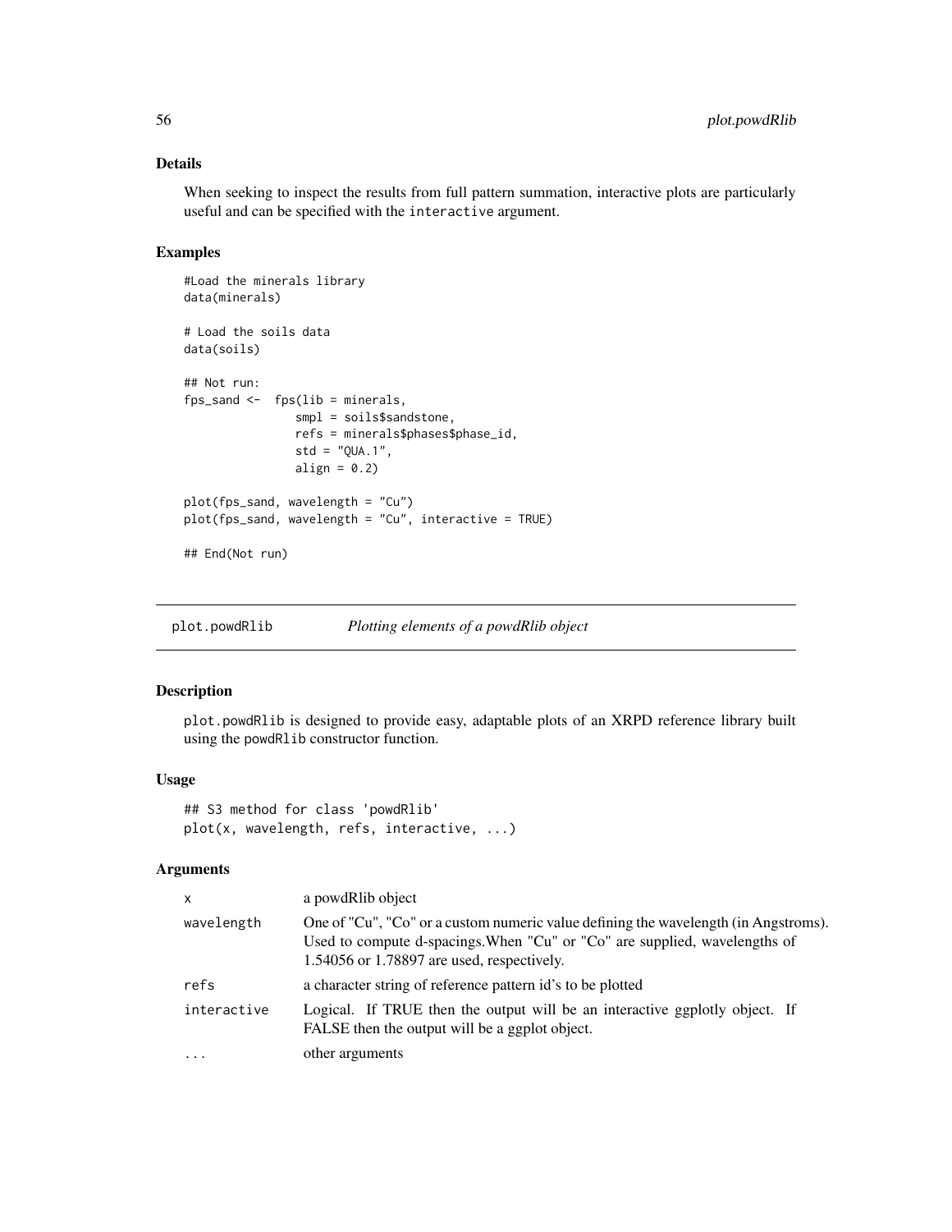### Details

When seeking to inspect the results from full pattern summation, interactive plots are particularly useful and can be specified with the `interactive` argument.

### Examples

```
#Load the minerals library
data(minerals)

# Load the soils data
data(soils)

## Not run:
fps_sand <-  fps(lib = minerals,
                 smpl = soils$sandstone,
                 refs = minerals$phases$phase_id,
                 std = "QUA.1",
                 align = 0.2)

plot(fps_sand, wavelength = "Cu")
plot(fps_sand, wavelength = "Cu", interactive = TRUE)

## End(Not run)
```

---

## plot.powdRlib — *Plotting elements of a powdRlib object*

### Description

`plot.powdRlib` is designed to provide easy, adaptable plots of an XRPD reference library built using the `powdRlib` constructor function.

### Usage

```
## S3 method for class 'powdRlib'
plot(x, wavelength, refs, interactive, ...)
```

### Arguments

| | |
|---|---|
| `x` | a powdRlib object |
| `wavelength` | One of "Cu", "Co" or a custom numeric value defining the wavelength (in Angstroms). Used to compute d-spacings.When "Cu" or "Co" are supplied, wavelengths of 1.54056 or 1.78897 are used, respectively. |
| `refs` | a character string of reference pattern id's to be plotted |
| `interactive` | Logical. If TRUE then the output will be an interactive ggplotly object. If FALSE then the output will be a ggplot object. |
| `...` | other arguments |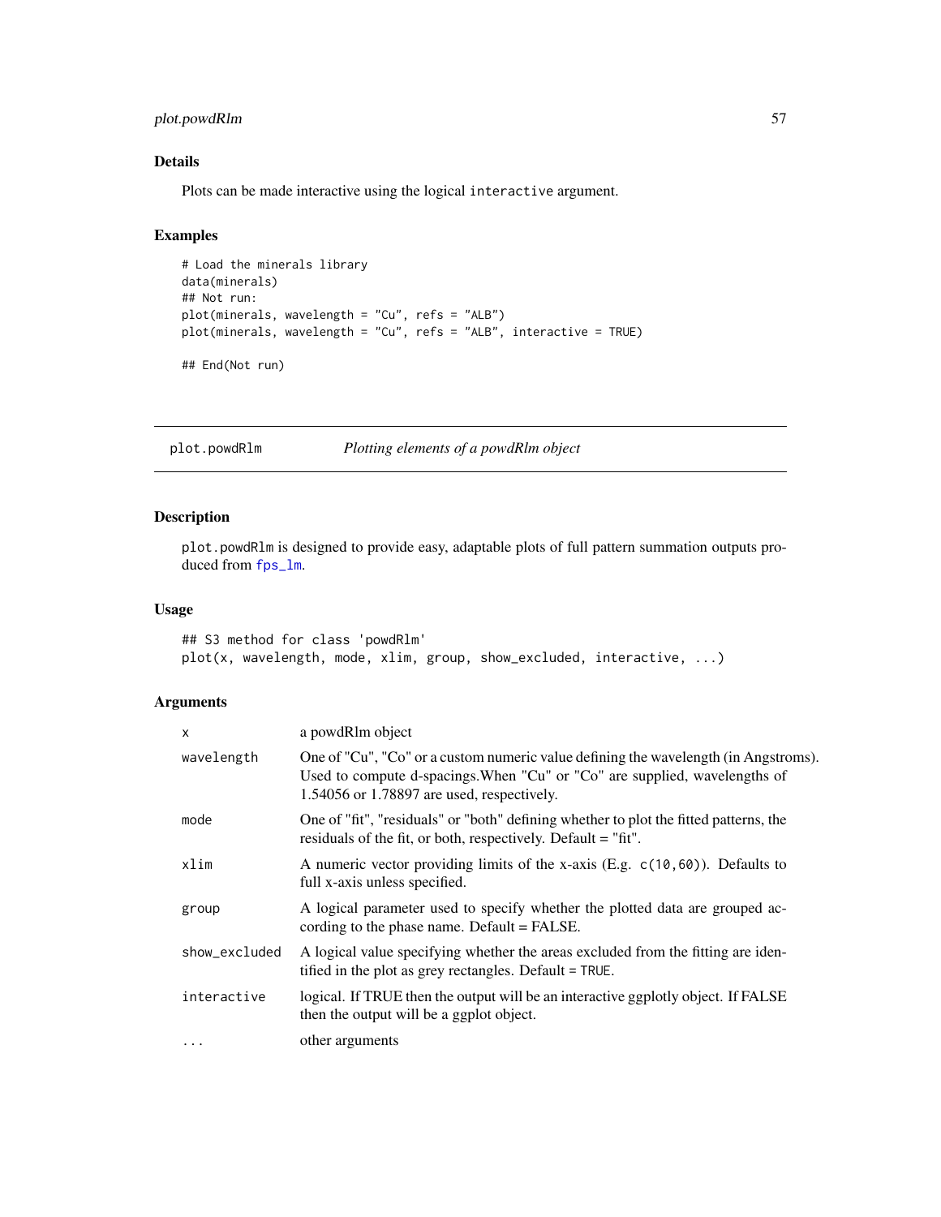## Details

Plots can be made interactive using the logical `interactive` argument.

## Examples

```
# Load the minerals library
data(minerals)
## Not run:
plot(minerals, wavelength = "Cu", refs = "ALB")
plot(minerals, wavelength = "Cu", refs = "ALB", interactive = TRUE)

## End(Not run)
```

---

# plot.powdRlm — *Plotting elements of a powdRlm object*

## Description

`plot.powdRlm` is designed to provide easy, adaptable plots of full pattern summation outputs produced from `fps_lm`.

## Usage

```
## S3 method for class 'powdRlm'
plot(x, wavelength, mode, xlim, group, show_excluded, interactive, ...)
```

## Arguments

| Argument | Description |
|---|---|
| `x` | a powdRlm object |
| `wavelength` | One of "Cu", "Co" or a custom numeric value defining the wavelength (in Angstroms). Used to compute d-spacings.When "Cu" or "Co" are supplied, wavelengths of 1.54056 or 1.78897 are used, respectively. |
| `mode` | One of "fit", "residuals" or "both" defining whether to plot the fitted patterns, the residuals of the fit, or both, respectively. Default = "fit". |
| `xlim` | A numeric vector providing limits of the x-axis (E.g. `c(10,60)`). Defaults to full x-axis unless specified. |
| `group` | A logical parameter used to specify whether the plotted data are grouped according to the phase name. Default = FALSE. |
| `show_excluded` | A logical value specifying whether the areas excluded from the fitting are identified in the plot as grey rectangles. Default = `TRUE`. |
| `interactive` | logical. If TRUE then the output will be an interactive ggplotly object. If FALSE then the output will be a ggplot object. |
| `...` | other arguments |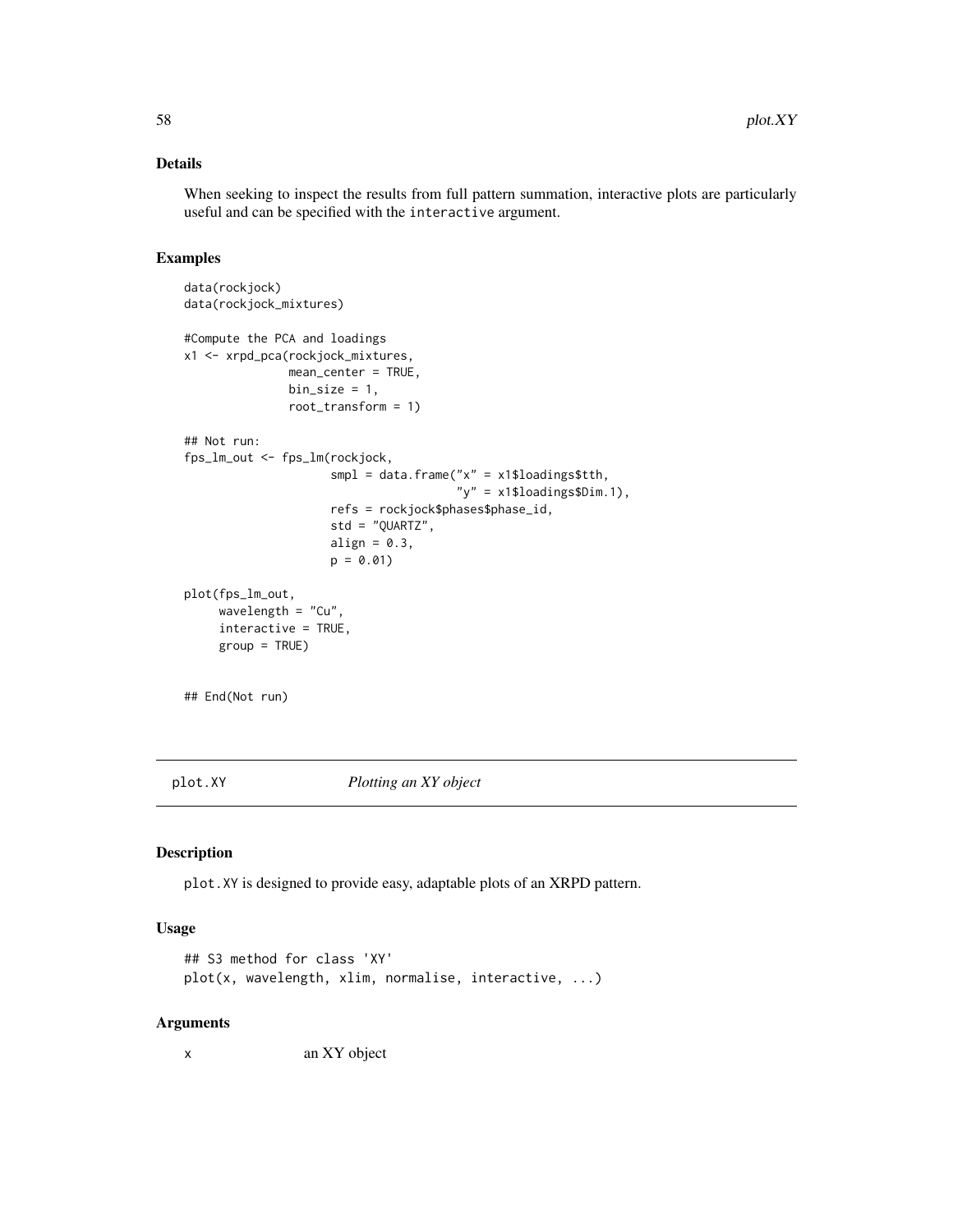## Details

When seeking to inspect the results from full pattern summation, interactive plots are particularly useful and can be specified with the `interactive` argument.

## Examples

```
data(rockjock)
data(rockjock_mixtures)

#Compute the PCA and loadings
x1 <- xrpd_pca(rockjock_mixtures,
               mean_center = TRUE,
               bin_size = 1,
               root_transform = 1)

## Not run:
fps_lm_out <- fps_lm(rockjock,
                     smpl = data.frame("x" = x1$loadings$tth,
                                       "y" = x1$loadings$Dim.1),
                     refs = rockjock$phases$phase_id,
                     std = "QUARTZ",
                     align = 0.3,
                     p = 0.01)

plot(fps_lm_out,
     wavelength = "Cu",
     interactive = TRUE,
     group = TRUE)


## End(Not run)
```

---

# plot.XY    *Plotting an XY object*

## Description

`plot.XY` is designed to provide easy, adaptable plots of an XRPD pattern.

## Usage

```
## S3 method for class 'XY'
plot(x, wavelength, xlim, normalise, interactive, ...)
```

## Arguments

| | |
|---|---|
| x | an XY object |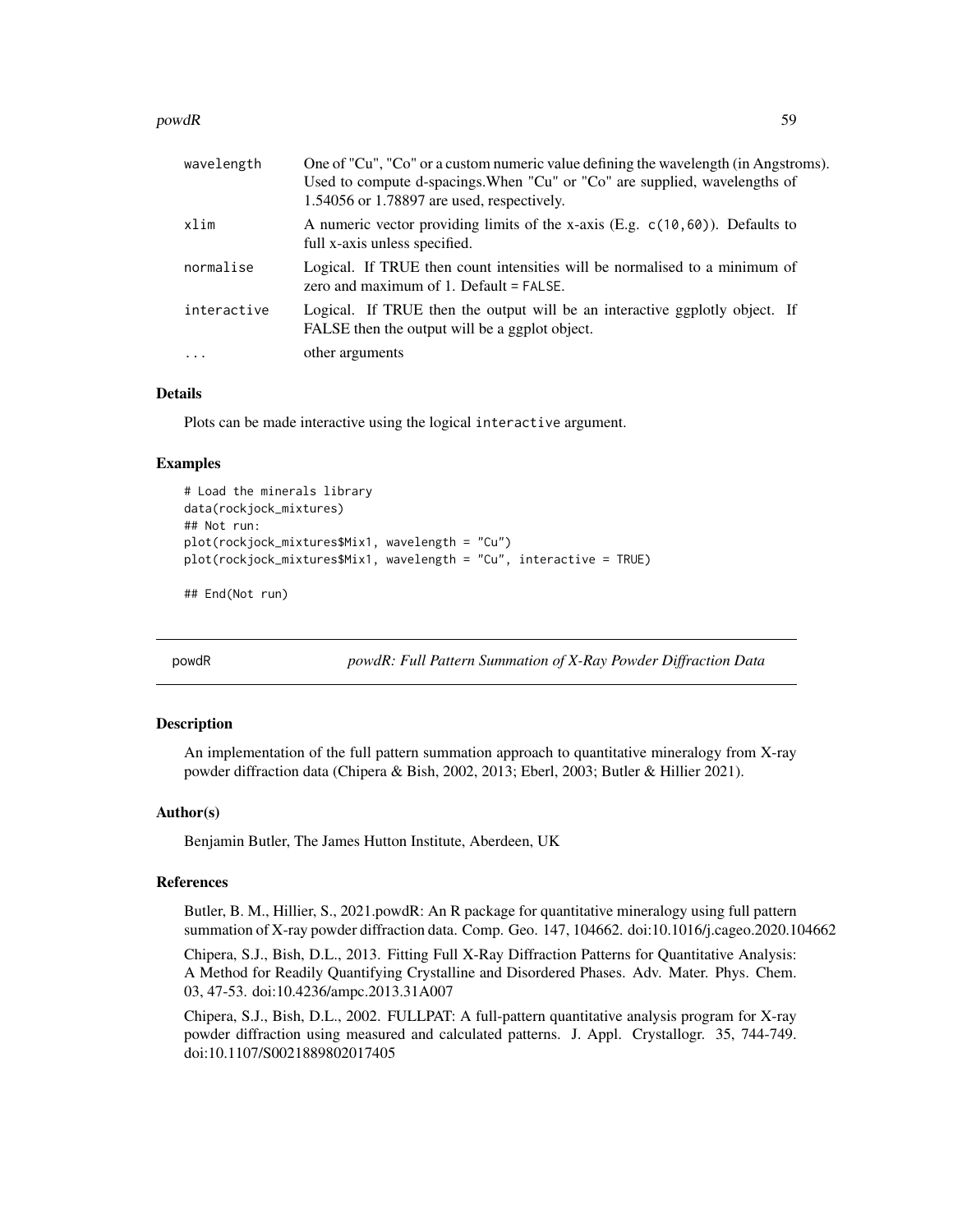| | |
|---|---|
| wavelength | One of "Cu", "Co" or a custom numeric value defining the wavelength (in Angstroms). Used to compute d-spacings.When "Cu" or "Co" are supplied, wavelengths of 1.54056 or 1.78897 are used, respectively. |
| xlim | A numeric vector providing limits of the x-axis (E.g. `c(10,60)`). Defaults to full x-axis unless specified. |
| normalise | Logical. If TRUE then count intensities will be normalised to a minimum of zero and maximum of 1. Default = `FALSE`. |
| interactive | Logical. If TRUE then the output will be an interactive ggplotly object. If FALSE then the output will be a ggplot object. |
| ... | other arguments |

### Details

Plots can be made interactive using the logical `interactive` argument.

### Examples

```
# Load the minerals library
data(rockjock_mixtures)
## Not run:
plot(rockjock_mixtures$Mix1, wavelength = "Cu")
plot(rockjock_mixtures$Mix1, wavelength = "Cu", interactive = TRUE)

## End(Not run)
```

---

## powdR — *powdR: Full Pattern Summation of X-Ray Powder Diffraction Data*

### Description

An implementation of the full pattern summation approach to quantitative mineralogy from X-ray powder diffraction data (Chipera & Bish, 2002, 2013; Eberl, 2003; Butler & Hillier 2021).

### Author(s)

Benjamin Butler, The James Hutton Institute, Aberdeen, UK

### References

Butler, B. M., Hillier, S., 2021.powdR: An R package for quantitative mineralogy using full pattern summation of X-ray powder diffraction data. Comp. Geo. 147, 104662. doi:10.1016/j.cageo.2020.104662

Chipera, S.J., Bish, D.L., 2013. Fitting Full X-Ray Diffraction Patterns for Quantitative Analysis: A Method for Readily Quantifying Crystalline and Disordered Phases. Adv. Mater. Phys. Chem. 03, 47-53. doi:10.4236/ampc.2013.31A007

Chipera, S.J., Bish, D.L., 2002. FULLPAT: A full-pattern quantitative analysis program for X-ray powder diffraction using measured and calculated patterns. J. Appl. Crystallogr. 35, 744-749. doi:10.1107/S0021889802017405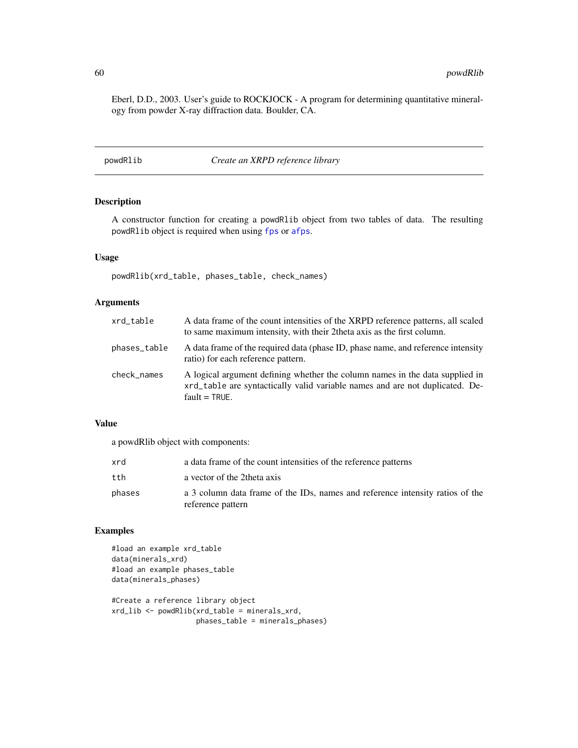Eberl, D.D., 2003. User's guide to ROCKJOCK - A program for determining quantitative mineralogy from powder X-ray diffraction data. Boulder, CA.

## powdRlib — *Create an XRPD reference library*

### Description

A constructor function for creating a powdRlib object from two tables of data. The resulting powdRlib object is required when using fps or afps.

### Usage

```
powdRlib(xrd_table, phases_table, check_names)
```

### Arguments

| | |
|---|---|
| xrd_table | A data frame of the count intensities of the XRPD reference patterns, all scaled to same maximum intensity, with their 2theta axis as the first column. |
| phases_table | A data frame of the required data (phase ID, phase name, and reference intensity ratio) for each reference pattern. |
| check_names | A logical argument defining whether the column names in the data supplied in xrd_table are syntactically valid variable names and are not duplicated. Default = TRUE. |

### Value

a powdRlib object with components:

| | |
|---|---|
| xrd | a data frame of the count intensities of the reference patterns |
| tth | a vector of the 2theta axis |
| phases | a 3 column data frame of the IDs, names and reference intensity ratios of the reference pattern |

### Examples

```
#load an example xrd_table
data(minerals_xrd)
#load an example phases_table
data(minerals_phases)

#Create a reference library object
xrd_lib <- powdRlib(xrd_table = minerals_xrd,
                    phases_table = minerals_phases)
```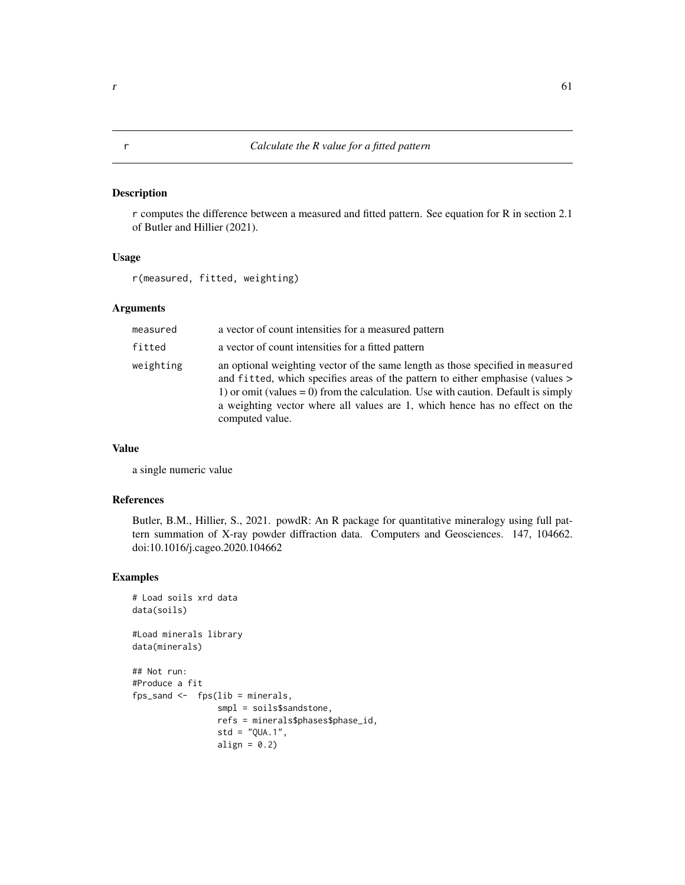# r — *Calculate the R value for a fitted pattern*

## Description

r computes the difference between a measured and fitted pattern. See equation for R in section 2.1 of Butler and Hillier (2021).

## Usage

```
r(measured, fitted, weighting)
```

## Arguments

| | |
|---|---|
| measured | a vector of count intensities for a measured pattern |
| fitted | a vector of count intensities for a fitted pattern |
| weighting | an optional weighting vector of the same length as those specified in measured and fitted, which specifies areas of the pattern to either emphasise (values > 1) or omit (values = 0) from the calculation. Use with caution. Default is simply a weighting vector where all values are 1, which hence has no effect on the computed value. |

## Value

a single numeric value

## References

Butler, B.M., Hillier, S., 2021. powdR: An R package for quantitative mineralogy using full pattern summation of X-ray powder diffraction data. Computers and Geosciences. 147, 104662. doi:10.1016/j.cageo.2020.104662

## Examples

```
# Load soils xrd data
data(soils)

#Load minerals library
data(minerals)

## Not run:
#Produce a fit
fps_sand <-  fps(lib = minerals,
                 smpl = soils$sandstone,
                 refs = minerals$phases$phase_id,
                 std = "QUA.1",
                 align = 0.2)
```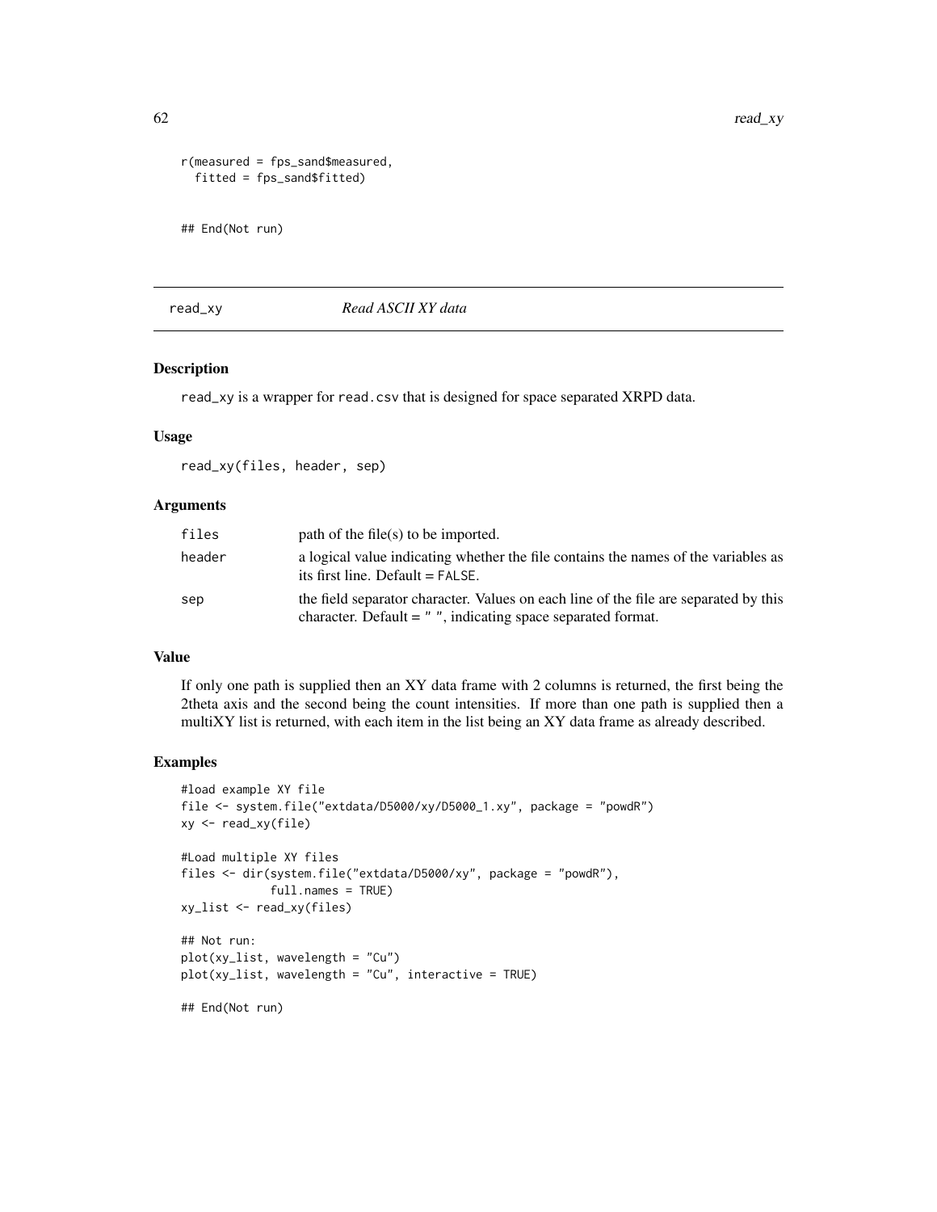```
r(measured = fps_sand$measured,
  fitted = fps_sand$fitted)


## End(Not run)
```

## read_xy — *Read ASCII XY data*

### Description

read_xy is a wrapper for read.csv that is designed for space separated XRPD data.

### Usage

```
read_xy(files, header, sep)
```

### Arguments

| | |
|---|---|
| files | path of the file(s) to be imported. |
| header | a logical value indicating whether the file contains the names of the variables as its first line. Default = FALSE. |
| sep | the field separator character. Values on each line of the file are separated by this character. Default = " ", indicating space separated format. |

### Value

If only one path is supplied then an XY data frame with 2 columns is returned, the first being the 2theta axis and the second being the count intensities. If more than one path is supplied then a multiXY list is returned, with each item in the list being an XY data frame as already described.

### Examples

```
#load example XY file
file <- system.file("extdata/D5000/xy/D5000_1.xy", package = "powdR")
xy <- read_xy(file)

#Load multiple XY files
files <- dir(system.file("extdata/D5000/xy", package = "powdR"),
            full.names = TRUE)
xy_list <- read_xy(files)

## Not run:
plot(xy_list, wavelength = "Cu")
plot(xy_list, wavelength = "Cu", interactive = TRUE)

## End(Not run)
```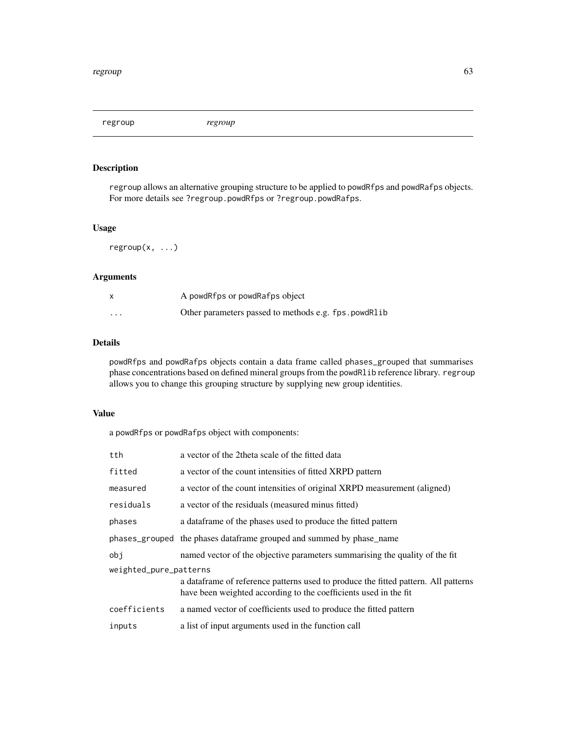## regroup — *regroup*

### Description

`regroup` allows an alternative grouping structure to be applied to `powdRfps` and `powdRafps` objects. For more details see `?regroup.powdRfps` or `?regroup.powdRafps`.

### Usage

```
regroup(x, ...)
```

### Arguments

| | |
|---|---|
| `x` | A `powdRfps` or `powdRafps` object |
| `...` | Other parameters passed to methods e.g. `fps.powdRlib` |

### Details

`powdRfps` and `powdRafps` objects contain a data frame called `phases_grouped` that summarises phase concentrations based on defined mineral groups from the `powdRlib` reference library. `regroup` allows you to change this grouping structure by supplying new group identities.

### Value

a `powdRfps` or `powdRafps` object with components:

| | |
|---|---|
| `tth` | a vector of the 2theta scale of the fitted data |
| `fitted` | a vector of the count intensities of fitted XRPD pattern |
| `measured` | a vector of the count intensities of original XRPD measurement (aligned) |
| `residuals` | a vector of the residuals (measured minus fitted) |
| `phases` | a dataframe of the phases used to produce the fitted pattern |
| `phases_grouped` | the phases dataframe grouped and summed by phase_name |
| `obj` | named vector of the objective parameters summarising the quality of the fit |
| `weighted_pure_patterns` | a dataframe of reference patterns used to produce the fitted pattern. All patterns have been weighted according to the coefficients used in the fit |
| `coefficients` | a named vector of coefficients used to produce the fitted pattern |
| `inputs` | a list of input arguments used in the function call |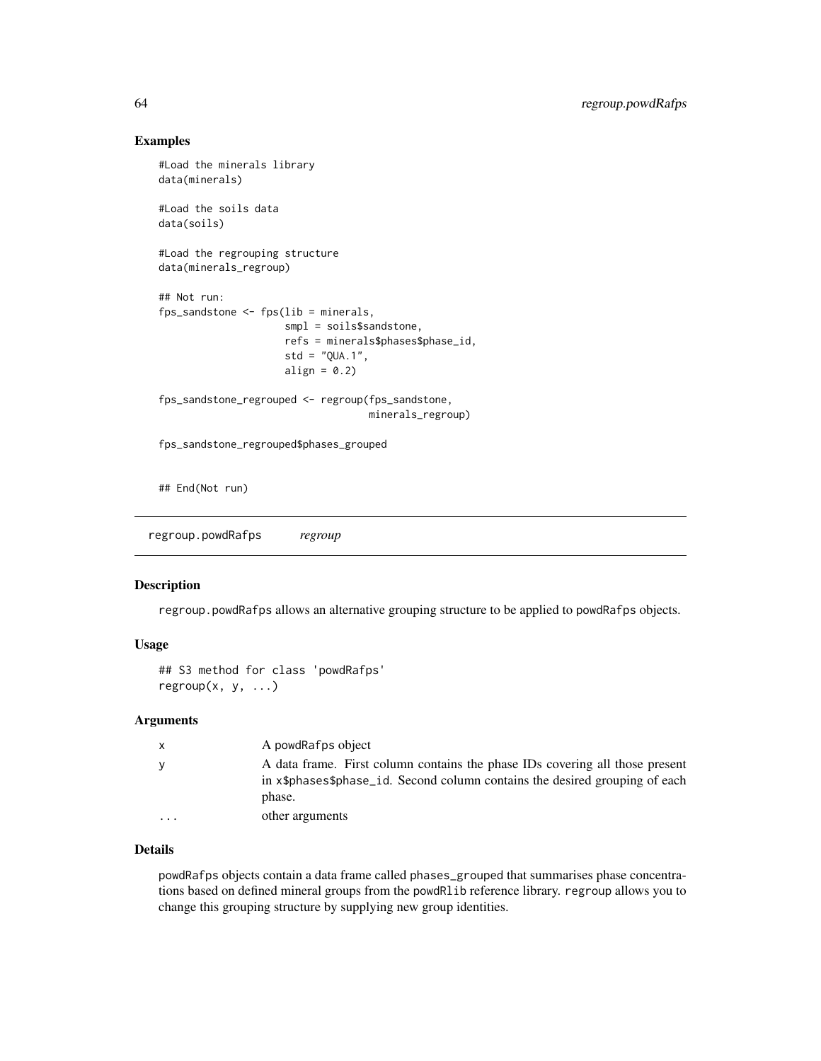## Examples

```
#Load the minerals library
data(minerals)

#Load the soils data
data(soils)

#Load the regrouping structure
data(minerals_regroup)

## Not run:
fps_sandstone <- fps(lib = minerals,
                     smpl = soils$sandstone,
                     refs = minerals$phases$phase_id,
                     std = "QUA.1",
                     align = 0.2)

fps_sandstone_regrouped <- regroup(fps_sandstone,
                                   minerals_regroup)

fps_sandstone_regrouped$phases_grouped


## End(Not run)
```

---

regroup.powdRafps &nbsp;&nbsp;&nbsp; *regroup*

---

## Description

regroup.powdRafps allows an alternative grouping structure to be applied to powdRafps objects.

## Usage

```
## S3 method for class 'powdRafps'
regroup(x, y, ...)
```

## Arguments

| | |
|---|---|
| x | A powdRafps object |
| y | A data frame. First column contains the phase IDs covering all those present in x$phases$phase_id. Second column contains the desired grouping of each phase. |
| ... | other arguments |

## Details

powdRafps objects contain a data frame called phases_grouped that summarises phase concentrations based on defined mineral groups from the powdRlib reference library. regroup allows you to change this grouping structure by supplying new group identities.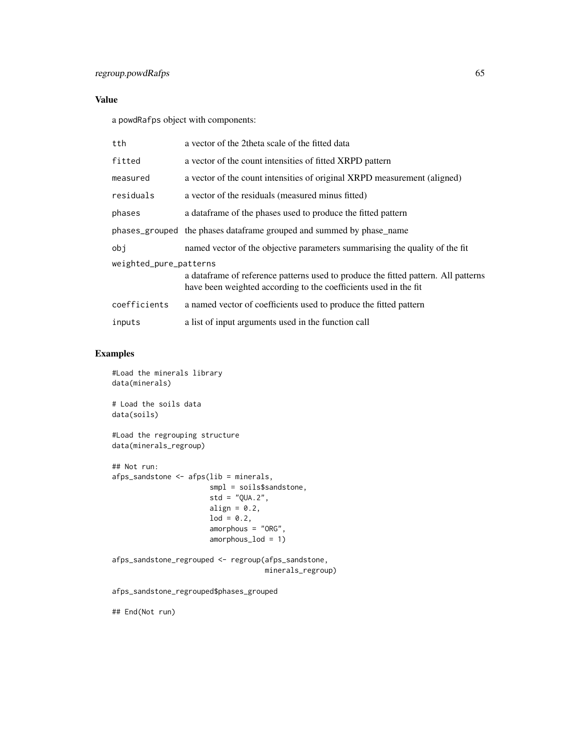## Value

a powdRafps object with components:

| | |
|---|---|
| tth | a vector of the 2theta scale of the fitted data |
| fitted | a vector of the count intensities of fitted XRPD pattern |
| measured | a vector of the count intensities of original XRPD measurement (aligned) |
| residuals | a vector of the residuals (measured minus fitted) |
| phases | a dataframe of the phases used to produce the fitted pattern |
| phases_grouped | the phases dataframe grouped and summed by phase_name |
| obj | named vector of the objective parameters summarising the quality of the fit |
| weighted_pure_patterns | a dataframe of reference patterns used to produce the fitted pattern. All patterns have been weighted according to the coefficients used in the fit |
| coefficients | a named vector of coefficients used to produce the fitted pattern |
| inputs | a list of input arguments used in the function call |

## Examples

```
#Load the minerals library
data(minerals)

# Load the soils data
data(soils)

#Load the regrouping structure
data(minerals_regroup)

## Not run:
afps_sandstone <- afps(lib = minerals,
                       smpl = soils$sandstone,
                       std = "QUA.2",
                       align = 0.2,
                       lod = 0.2,
                       amorphous = "ORG",
                       amorphous_lod = 1)

afps_sandstone_regrouped <- regroup(afps_sandstone,
                                    minerals_regroup)

afps_sandstone_regrouped$phases_grouped

## End(Not run)
```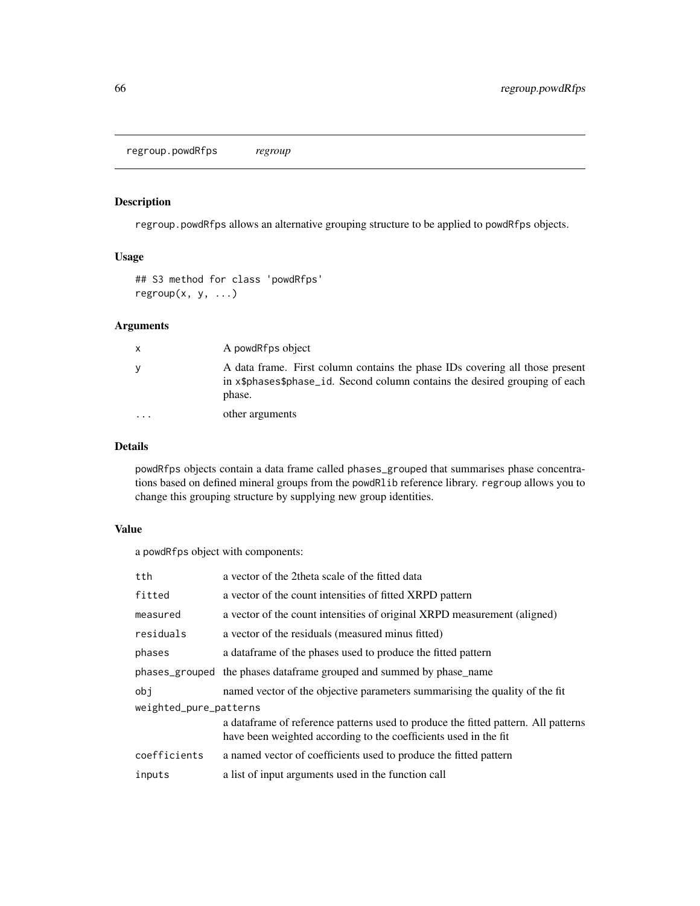## regroup.powdRfps *regroup*

### Description

regroup.powdRfps allows an alternative grouping structure to be applied to powdRfps objects.

### Usage

```
## S3 method for class 'powdRfps'
regroup(x, y, ...)
```

### Arguments

| | |
|---|---|
| x | A powdRfps object |
| y | A data frame. First column contains the phase IDs covering all those present in x$phases$phase_id. Second column contains the desired grouping of each phase. |
| ... | other arguments |

### Details

powdRfps objects contain a data frame called phases_grouped that summarises phase concentrations based on defined mineral groups from the powdRlib reference library. regroup allows you to change this grouping structure by supplying new group identities.

### Value

a powdRfps object with components:

| | |
|---|---|
| tth | a vector of the 2theta scale of the fitted data |
| fitted | a vector of the count intensities of fitted XRPD pattern |
| measured | a vector of the count intensities of original XRPD measurement (aligned) |
| residuals | a vector of the residuals (measured minus fitted) |
| phases | a dataframe of the phases used to produce the fitted pattern |
| phases_grouped | the phases dataframe grouped and summed by phase_name |
| obj | named vector of the objective parameters summarising the quality of the fit |
| weighted_pure_patterns | a dataframe of reference patterns used to produce the fitted pattern. All patterns have been weighted according to the coefficients used in the fit |
| coefficients | a named vector of coefficients used to produce the fitted pattern |
| inputs | a list of input arguments used in the function call |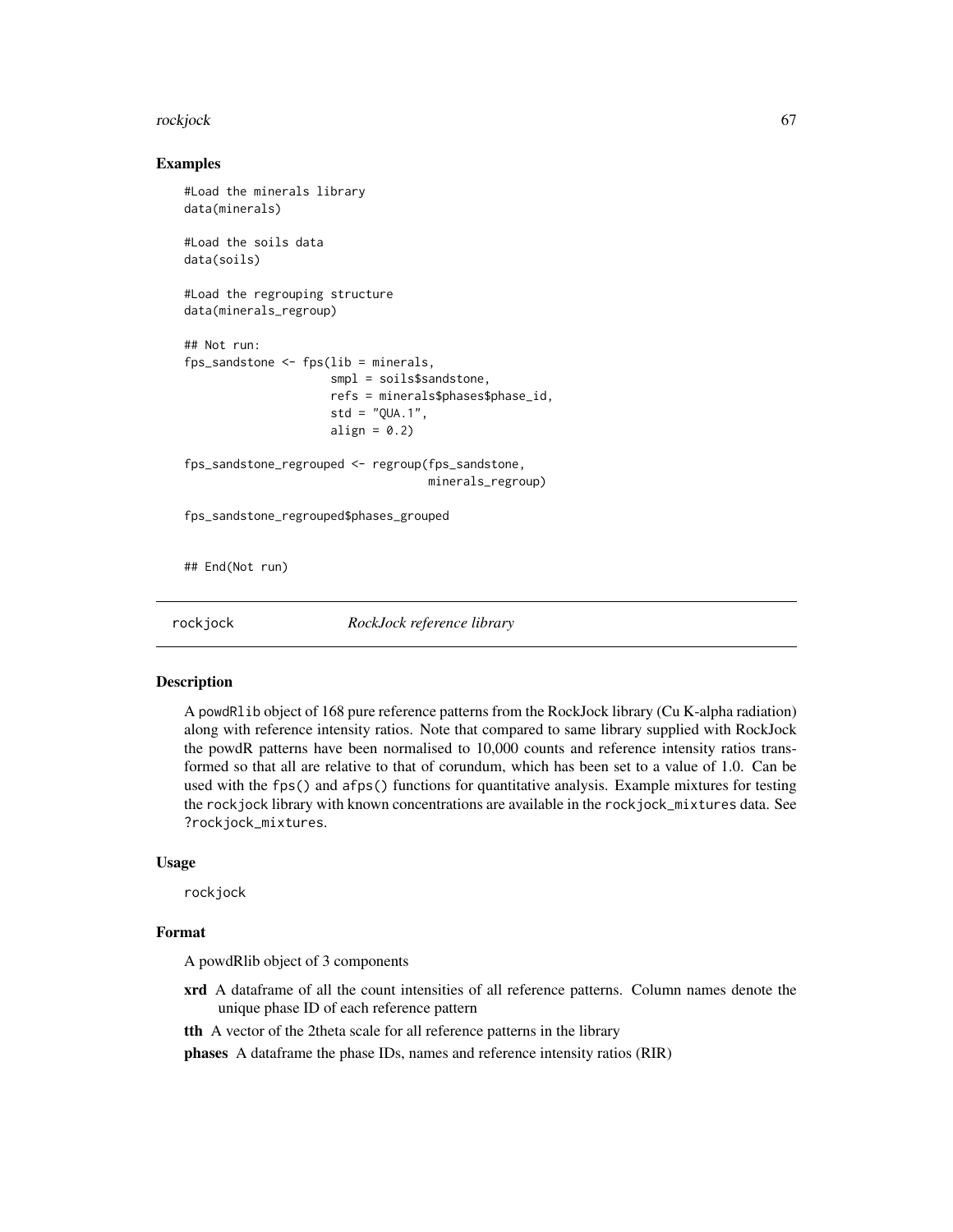### Examples

```
#Load the minerals library
data(minerals)

#Load the soils data
data(soils)

#Load the regrouping structure
data(minerals_regroup)

## Not run:
fps_sandstone <- fps(lib = minerals,
                     smpl = soils$sandstone,
                     refs = minerals$phases$phase_id,
                     std = "QUA.1",
                     align = 0.2)

fps_sandstone_regrouped <- regroup(fps_sandstone,
                                   minerals_regroup)

fps_sandstone_regrouped$phases_grouped


## End(Not run)
```

## rockjock *RockJock reference library*

### Description

A powdRlib object of 168 pure reference patterns from the RockJock library (Cu K-alpha radiation) along with reference intensity ratios. Note that compared to same library supplied with RockJock the powdR patterns have been normalised to 10,000 counts and reference intensity ratios transformed so that all are relative to that of corundum, which has been set to a value of 1.0. Can be used with the fps() and afps() functions for quantitative analysis. Example mixtures for testing the rockjock library with known concentrations are available in the rockjock_mixtures data. See ?rockjock_mixtures.

### Usage

```
rockjock
```

### Format

A powdRlib object of 3 components

**xrd** A dataframe of all the count intensities of all reference patterns. Column names denote the unique phase ID of each reference pattern

**tth** A vector of the 2theta scale for all reference patterns in the library

**phases** A dataframe the phase IDs, names and reference intensity ratios (RIR)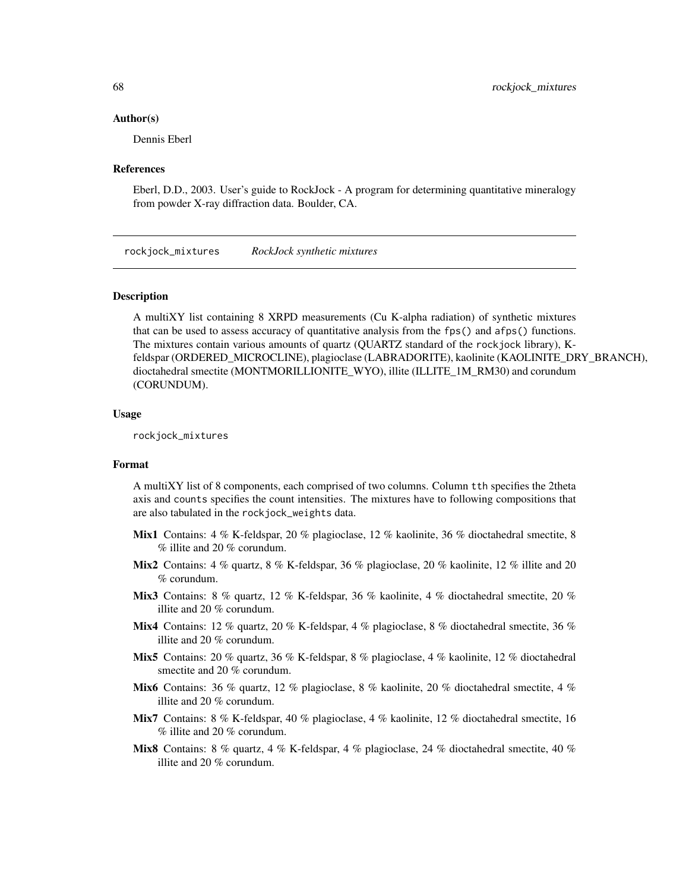### Author(s)

Dennis Eberl

### References

Eberl, D.D., 2003. User's guide to RockJock - A program for determining quantitative mineralogy from powder X-ray diffraction data. Boulder, CA.

---

## rockjock_mixtures    *RockJock synthetic mixtures*

---

### Description

A multiXY list containing 8 XRPD measurements (Cu K-alpha radiation) of synthetic mixtures that can be used to assess accuracy of quantitative analysis from the `fps()` and `afps()` functions. The mixtures contain various amounts of quartz (QUARTZ standard of the `rockjock` library), K-feldspar (ORDERED_MICROCLINE), plagioclase (LABRADORITE), kaolinite (KAOLINITE_DRY_BRANCH), dioctahedral smectite (MONTMORILLIONITE_WYO), illite (ILLITE_1M_RM30) and corundum (CORUNDUM).

### Usage

```
rockjock_mixtures
```

### Format

A multiXY list of 8 components, each comprised of two columns. Column `tth` specifies the 2theta axis and `counts` specifies the count intensities. The mixtures have to following compositions that are also tabulated in the `rockjock_weights` data.

- **Mix1** Contains: 4 % K-feldspar, 20 % plagioclase, 12 % kaolinite, 36 % dioctahedral smectite, 8 % illite and 20 % corundum.
- **Mix2** Contains: 4 % quartz, 8 % K-feldspar, 36 % plagioclase, 20 % kaolinite, 12 % illite and 20 % corundum.
- **Mix3** Contains: 8 % quartz, 12 % K-feldspar, 36 % kaolinite, 4 % dioctahedral smectite, 20 % illite and 20 % corundum.
- **Mix4** Contains: 12 % quartz, 20 % K-feldspar, 4 % plagioclase, 8 % dioctahedral smectite, 36 % illite and 20 % corundum.
- **Mix5** Contains: 20 % quartz, 36 % K-feldspar, 8 % plagioclase, 4 % kaolinite, 12 % dioctahedral smectite and 20 % corundum.
- **Mix6** Contains: 36 % quartz, 12 % plagioclase, 8 % kaolinite, 20 % dioctahedral smectite, 4 % illite and 20 % corundum.
- **Mix7** Contains: 8 % K-feldspar, 40 % plagioclase, 4 % kaolinite, 12 % dioctahedral smectite, 16 % illite and 20 % corundum.
- **Mix8** Contains: 8 % quartz, 4 % K-feldspar, 4 % plagioclase, 24 % dioctahedral smectite, 40 % illite and 20 % corundum.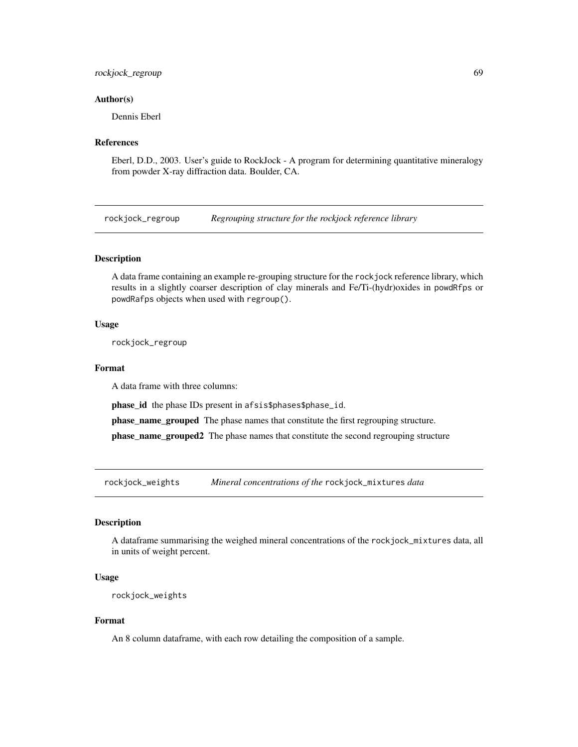### Author(s)

Dennis Eberl

### References

Eberl, D.D., 2003. User's guide to RockJock - A program for determining quantitative mineralogy from powder X-ray diffraction data. Boulder, CA.

---

## rockjock_regroup — *Regrouping structure for the rockjock reference library*

### Description

A data frame containing an example re-grouping structure for the `rockjock` reference library, which results in a slightly coarser description of clay minerals and Fe/Ti-(hydr)oxides in `powdRfps` or `powdRafps` objects when used with `regroup()`.

### Usage

```
rockjock_regroup
```

### Format

A data frame with three columns:

**phase_id** the phase IDs present in `afsis$phases$phase_id`.

**phase_name_grouped** The phase names that constitute the first regrouping structure.

**phase_name_grouped2** The phase names that constitute the second regrouping structure

---

## rockjock_weights — *Mineral concentrations of the* `rockjock_mixtures` *data*

### Description

A dataframe summarising the weighed mineral concentrations of the `rockjock_mixtures` data, all in units of weight percent.

### Usage

```
rockjock_weights
```

### Format

An 8 column dataframe, with each row detailing the composition of a sample.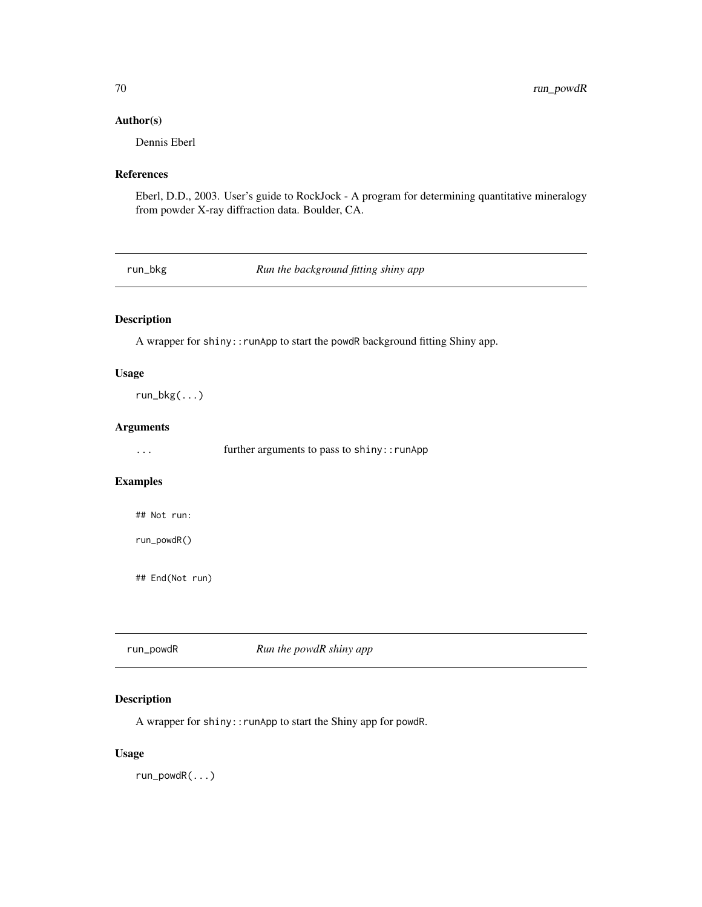## Author(s)

Dennis Eberl

## References

Eberl, D.D., 2003. User's guide to RockJock - A program for determining quantitative mineralogy from powder X-ray diffraction data. Boulder, CA.

---

# run_bkg *Run the background fitting shiny app*

## Description

A wrapper for `shiny::runApp` to start the `powdR` background fitting Shiny app.

## Usage

```
run_bkg(...)
```

## Arguments

| | |
|---|---|
| ... | further arguments to pass to `shiny::runApp` |

## Examples

```
## Not run:

run_powdR()

## End(Not run)
```

---

# run_powdR *Run the powdR shiny app*

## Description

A wrapper for `shiny::runApp` to start the Shiny app for `powdR`.

## Usage

```
run_powdR(...)
```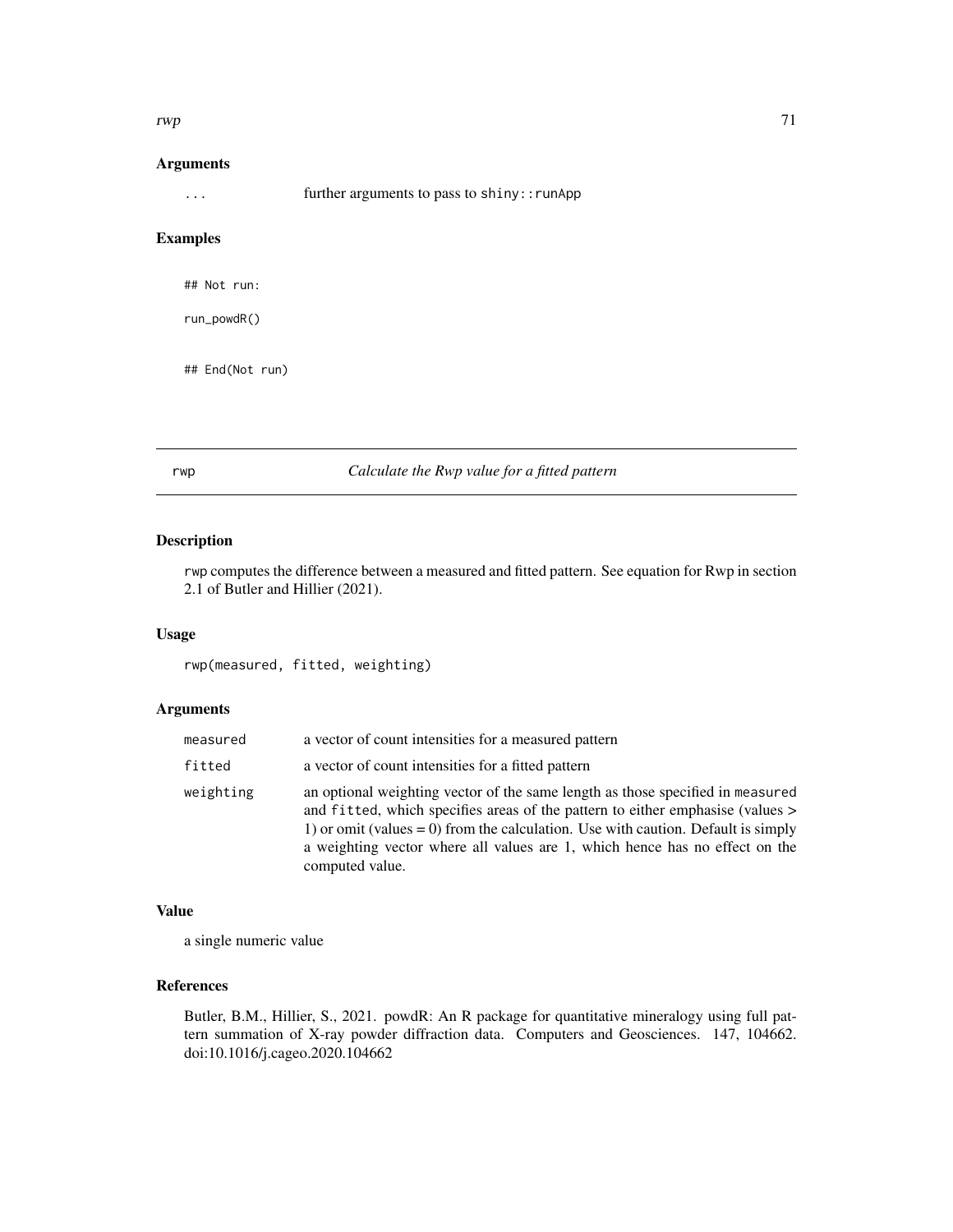## Arguments

| | |
|---|---|
| ... | further arguments to pass to shiny::runApp |

## Examples

```
## Not run:

run_powdR()


## End(Not run)
```

---

# rwp — *Calculate the Rwp value for a fitted pattern*

## Description

rwp computes the difference between a measured and fitted pattern. See equation for Rwp in section 2.1 of Butler and Hillier (2021).

## Usage

```
rwp(measured, fitted, weighting)
```

## Arguments

| | |
|---|---|
| measured | a vector of count intensities for a measured pattern |
| fitted | a vector of count intensities for a fitted pattern |
| weighting | an optional weighting vector of the same length as those specified in measured and fitted, which specifies areas of the pattern to either emphasise (values > 1) or omit (values = 0) from the calculation. Use with caution. Default is simply a weighting vector where all values are 1, which hence has no effect on the computed value. |

## Value

a single numeric value

## References

Butler, B.M., Hillier, S., 2021. powdR: An R package for quantitative mineralogy using full pattern summation of X-ray powder diffraction data. Computers and Geosciences. 147, 104662. doi:10.1016/j.cageo.2020.104662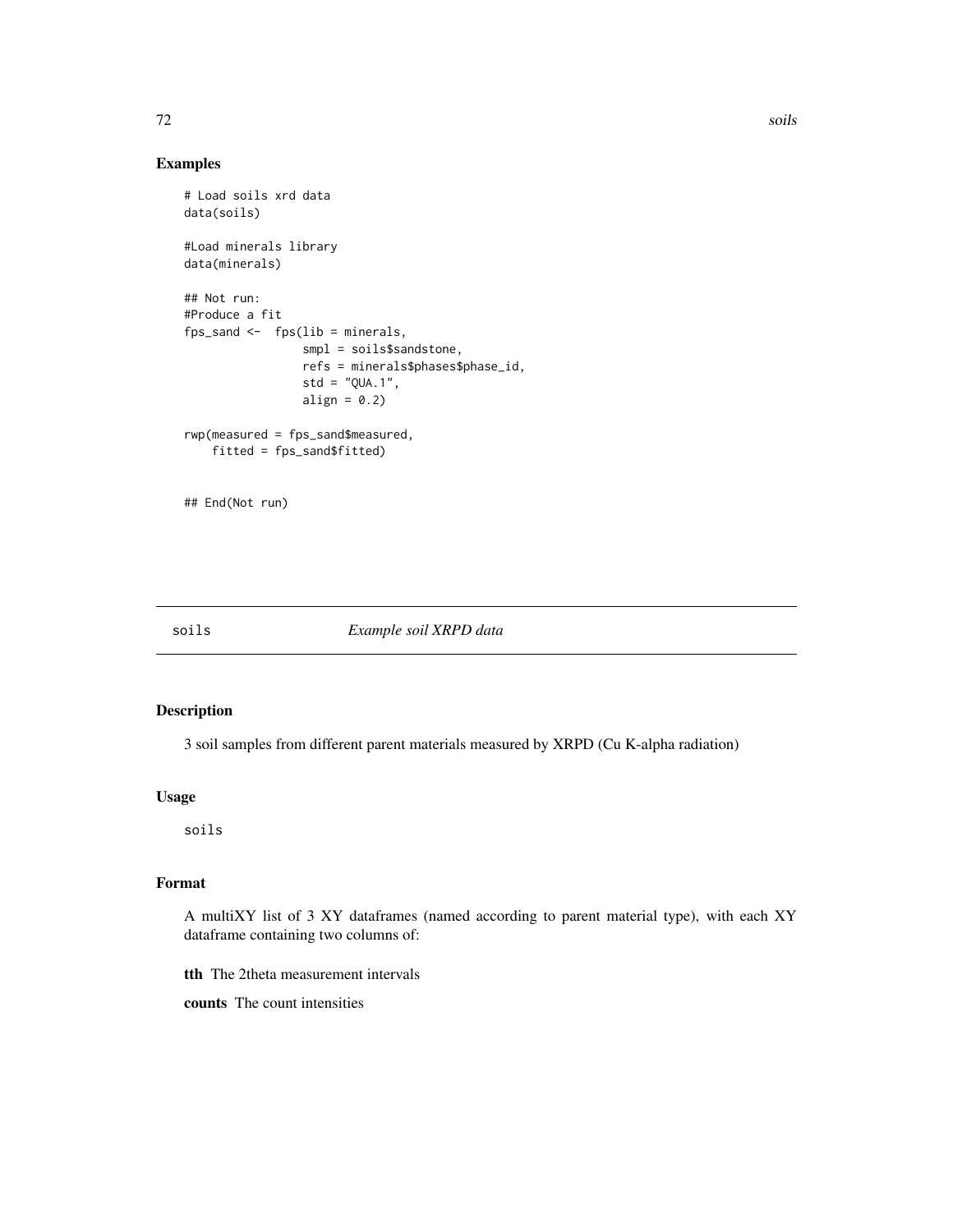## Examples

```
# Load soils xrd data
data(soils)

#Load minerals library
data(minerals)

## Not run:
#Produce a fit
fps_sand <-  fps(lib = minerals,
                 smpl = soils$sandstone,
                 refs = minerals$phases$phase_id,
                 std = "QUA.1",
                 align = 0.2)

rwp(measured = fps_sand$measured,
    fitted = fps_sand$fitted)


## End(Not run)
```

---

soils &nbsp;&nbsp;&nbsp;&nbsp;&nbsp;&nbsp;&nbsp;&nbsp; *Example soil XRPD data*

---

## Description

3 soil samples from different parent materials measured by XRPD (Cu K-alpha radiation)

## Usage

```
soils
```

## Format

A multiXY list of 3 XY dataframes (named according to parent material type), with each XY dataframe containing two columns of:

**tth** The 2theta measurement intervals

**counts** The count intensities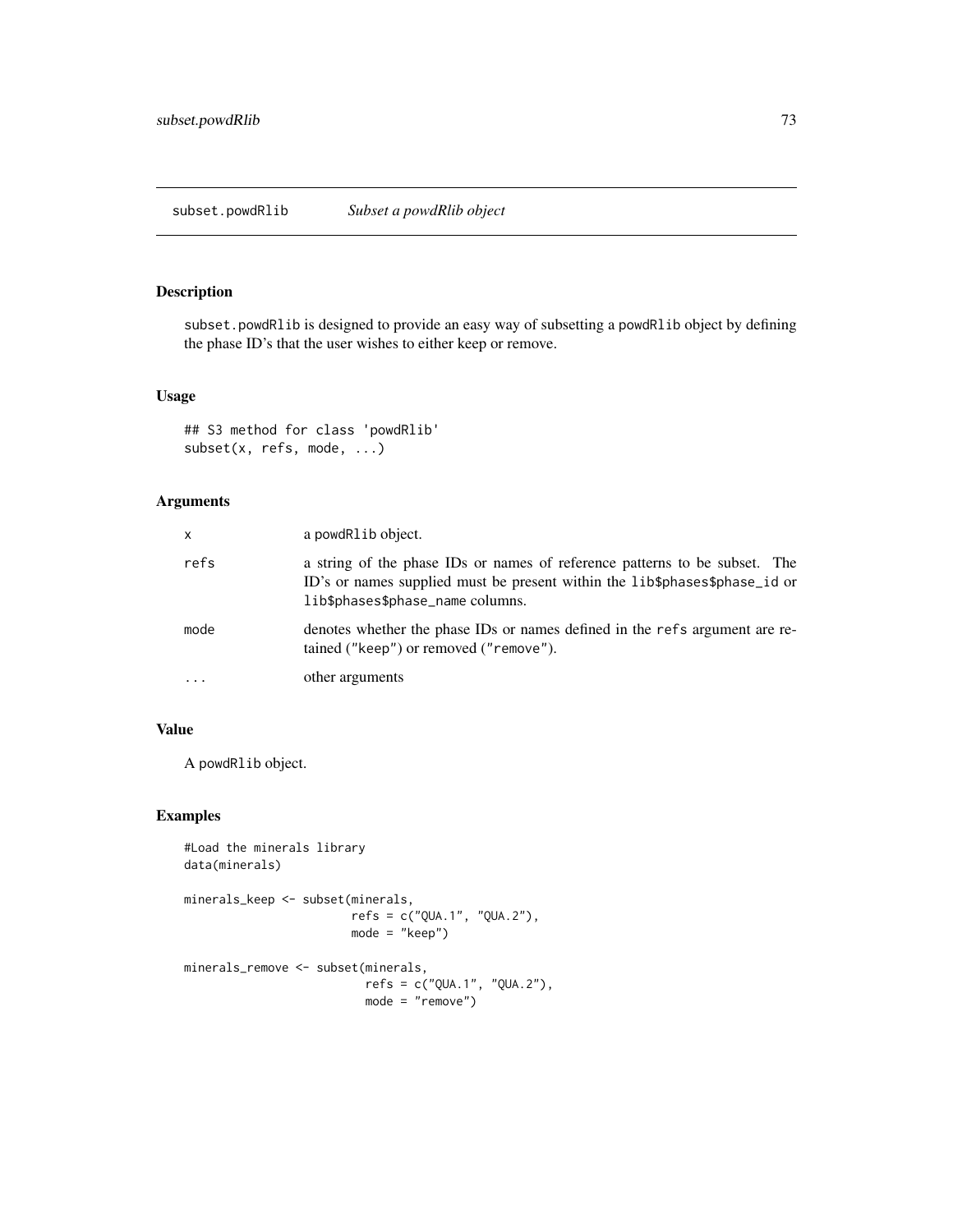## subset.powdRlib *Subset a powdRlib object*

### Description

subset.powdRlib is designed to provide an easy way of subsetting a powdRlib object by defining the phase ID's that the user wishes to either keep or remove.

### Usage

```
## S3 method for class 'powdRlib'
subset(x, refs, mode, ...)
```

### Arguments

| | |
|---|---|
| x | a powdRlib object. |
| refs | a string of the phase IDs or names of reference patterns to be subset. The ID's or names supplied must be present within the lib$phases$phase_id or lib$phases$phase_name columns. |
| mode | denotes whether the phase IDs or names defined in the refs argument are retained ("keep") or removed ("remove"). |
| ... | other arguments |

### Value

A powdRlib object.

### Examples

```
#Load the minerals library
data(minerals)

minerals_keep <- subset(minerals,
                        refs = c("QUA.1", "QUA.2"),
                        mode = "keep")

minerals_remove <- subset(minerals,
                          refs = c("QUA.1", "QUA.2"),
                          mode = "remove")
```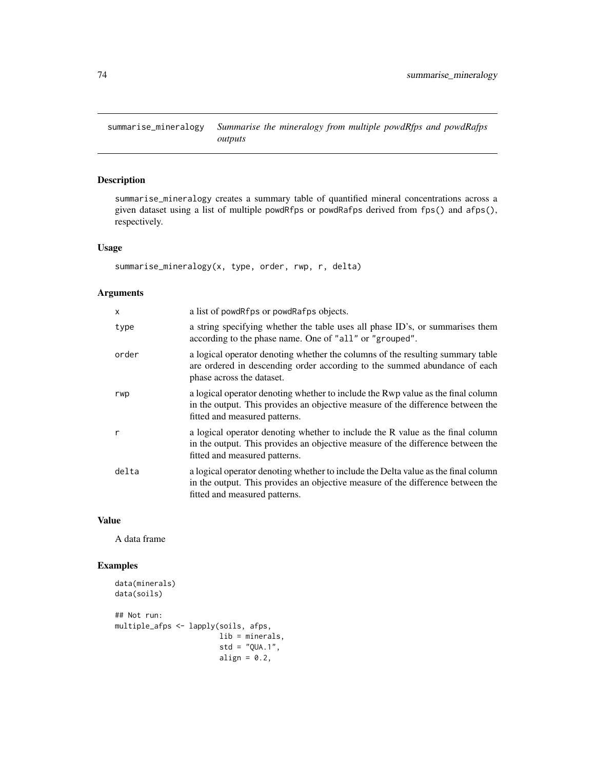## summarise_mineralogy — *Summarise the mineralogy from multiple powdRfps and powdRafps outputs*

### Description

summarise_mineralogy creates a summary table of quantified mineral concentrations across a given dataset using a list of multiple powdRfps or powdRafps derived from fps() and afps(), respectively.

### Usage

```
summarise_mineralogy(x, type, order, rwp, r, delta)
```

### Arguments

| | |
|---|---|
| x | a list of powdRfps or powdRafps objects. |
| type | a string specifying whether the table uses all phase ID's, or summarises them according to the phase name. One of "all" or "grouped". |
| order | a logical operator denoting whether the columns of the resulting summary table are ordered in descending order according to the summed abundance of each phase across the dataset. |
| rwp | a logical operator denoting whether to include the Rwp value as the final column in the output. This provides an objective measure of the difference between the fitted and measured patterns. |
| r | a logical operator denoting whether to include the R value as the final column in the output. This provides an objective measure of the difference between the fitted and measured patterns. |
| delta | a logical operator denoting whether to include the Delta value as the final column in the output. This provides an objective measure of the difference between the fitted and measured patterns. |

### Value

A data frame

### Examples

```
data(minerals)
data(soils)

## Not run:
multiple_afps <- lapply(soils, afps,
                        lib = minerals,
                        std = "QUA.1",
                        align = 0.2,
```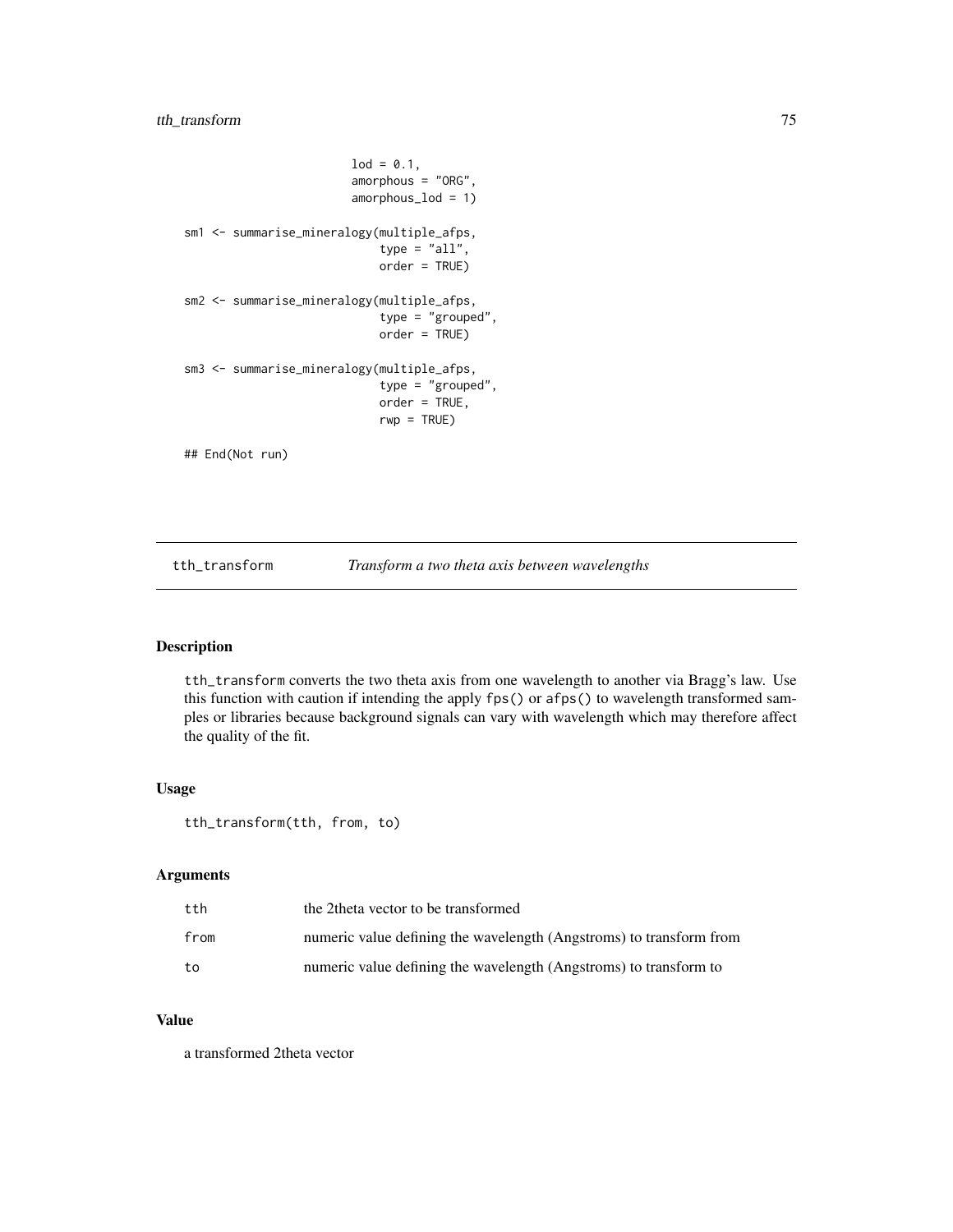```
                        lod = 0.1,
                        amorphous = "ORG",
                        amorphous_lod = 1)

sm1 <- summarise_mineralogy(multiple_afps,
                            type = "all",
                            order = TRUE)

sm2 <- summarise_mineralogy(multiple_afps,
                            type = "grouped",
                            order = TRUE)

sm3 <- summarise_mineralogy(multiple_afps,
                            type = "grouped",
                            order = TRUE,
                            rwp = TRUE)

## End(Not run)
```

## tth_transform *Transform a two theta axis between wavelengths*

### Description

tth_transform converts the two theta axis from one wavelength to another via Bragg's law. Use this function with caution if intending the apply fps() or afps() to wavelength transformed samples or libraries because background signals can vary with wavelength which may therefore affect the quality of the fit.

### Usage

```
tth_transform(tth, from, to)
```

### Arguments

| | |
|---|---|
| tth | the 2theta vector to be transformed |
| from | numeric value defining the wavelength (Angstroms) to transform from |
| to | numeric value defining the wavelength (Angstroms) to transform to |

### Value

a transformed 2theta vector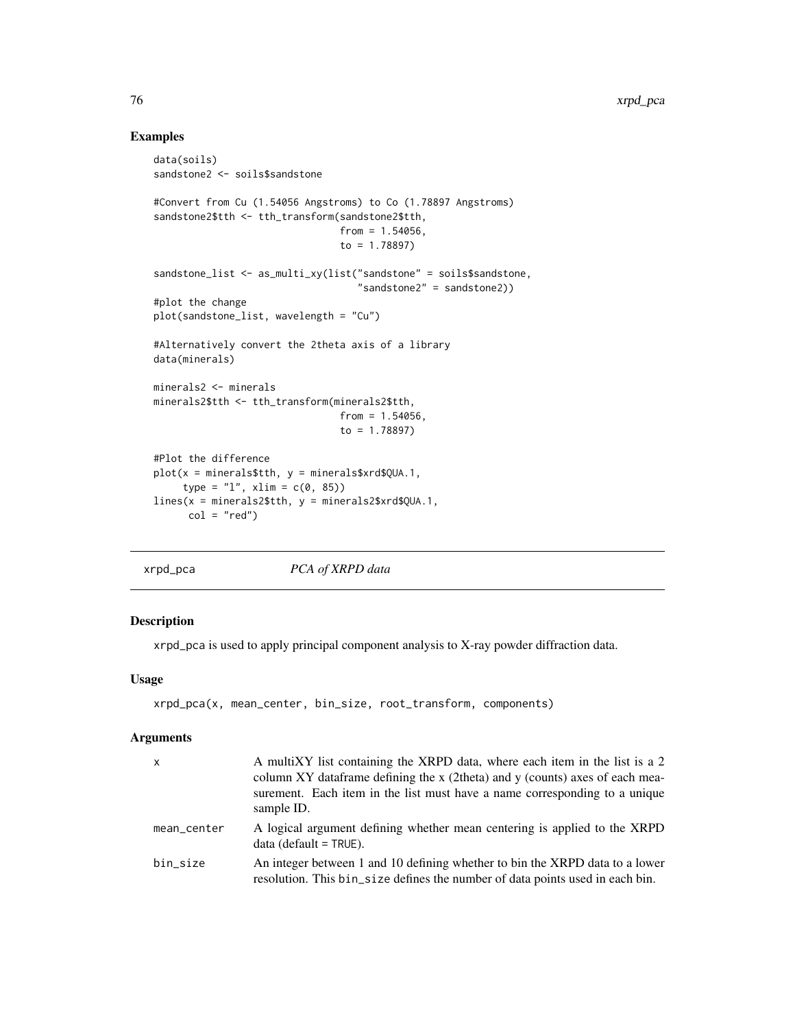## Examples

```
data(soils)
sandstone2 <- soils$sandstone

#Convert from Cu (1.54056 Angstroms) to Co (1.78897 Angstroms)
sandstone2$tth <- tth_transform(sandstone2$tth,
                                from = 1.54056,
                                to = 1.78897)

sandstone_list <- as_multi_xy(list("sandstone" = soils$sandstone,
                                    "sandstone2" = sandstone2))
#plot the change
plot(sandstone_list, wavelength = "Cu")

#Alternatively convert the 2theta axis of a library
data(minerals)

minerals2 <- minerals
minerals2$tth <- tth_transform(minerals2$tth,
                                from = 1.54056,
                                to = 1.78897)

#Plot the difference
plot(x = minerals$tth, y = minerals$xrd$QUA.1,
     type = "l", xlim = c(0, 85))
lines(x = minerals2$tth, y = minerals2$xrd$QUA.1,
      col = "red")
```

---

# xrpd_pca — *PCA of XRPD data*

## Description

xrpd_pca is used to apply principal component analysis to X-ray powder diffraction data.

## Usage

```
xrpd_pca(x, mean_center, bin_size, root_transform, components)
```

## Arguments

| | |
|---|---|
| x | A multiXY list containing the XRPD data, where each item in the list is a 2 column XY dataframe defining the x (2theta) and y (counts) axes of each measurement. Each item in the list must have a name corresponding to a unique sample ID. |
| mean_center | A logical argument defining whether mean centering is applied to the XRPD data (default = TRUE). |
| bin_size | An integer between 1 and 10 defining whether to bin the XRPD data to a lower resolution. This bin_size defines the number of data points used in each bin. |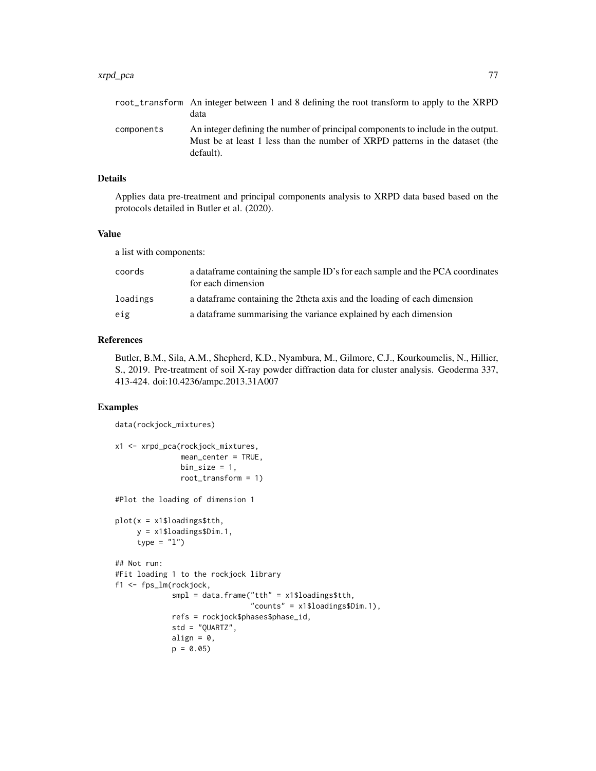| | |
|---|---|
| root_transform | An integer between 1 and 8 defining the root transform to apply to the XRPD data |
| components | An integer defining the number of principal components to include in the output. Must be at least 1 less than the number of XRPD patterns in the dataset (the default). |

### Details

Applies data pre-treatment and principal components analysis to XRPD data based based on the protocols detailed in Butler et al. (2020).

### Value

a list with components:

| | |
|---|---|
| coords | a dataframe containing the sample ID's for each sample and the PCA coordinates for each dimension |
| loadings | a dataframe containing the 2theta axis and the loading of each dimension |
| eig | a dataframe summarising the variance explained by each dimension |

### References

Butler, B.M., Sila, A.M., Shepherd, K.D., Nyambura, M., Gilmore, C.J., Kourkoumelis, N., Hillier, S., 2019. Pre-treatment of soil X-ray powder diffraction data for cluster analysis. Geoderma 337, 413-424. doi:10.4236/ampc.2013.31A007

### Examples

```
data(rockjock_mixtures)

x1 <- xrpd_pca(rockjock_mixtures,
               mean_center = TRUE,
               bin_size = 1,
               root_transform = 1)

#Plot the loading of dimension 1

plot(x = x1$loadings$tth,
     y = x1$loadings$Dim.1,
     type = "l")

## Not run:
#Fit loading 1 to the rockjock library
f1 <- fps_lm(rockjock,
             smpl = data.frame("tth" = x1$loadings$tth,
                               "counts" = x1$loadings$Dim.1),
             refs = rockjock$phases$phase_id,
             std = "QUARTZ",
             align = 0,
             p = 0.05)
```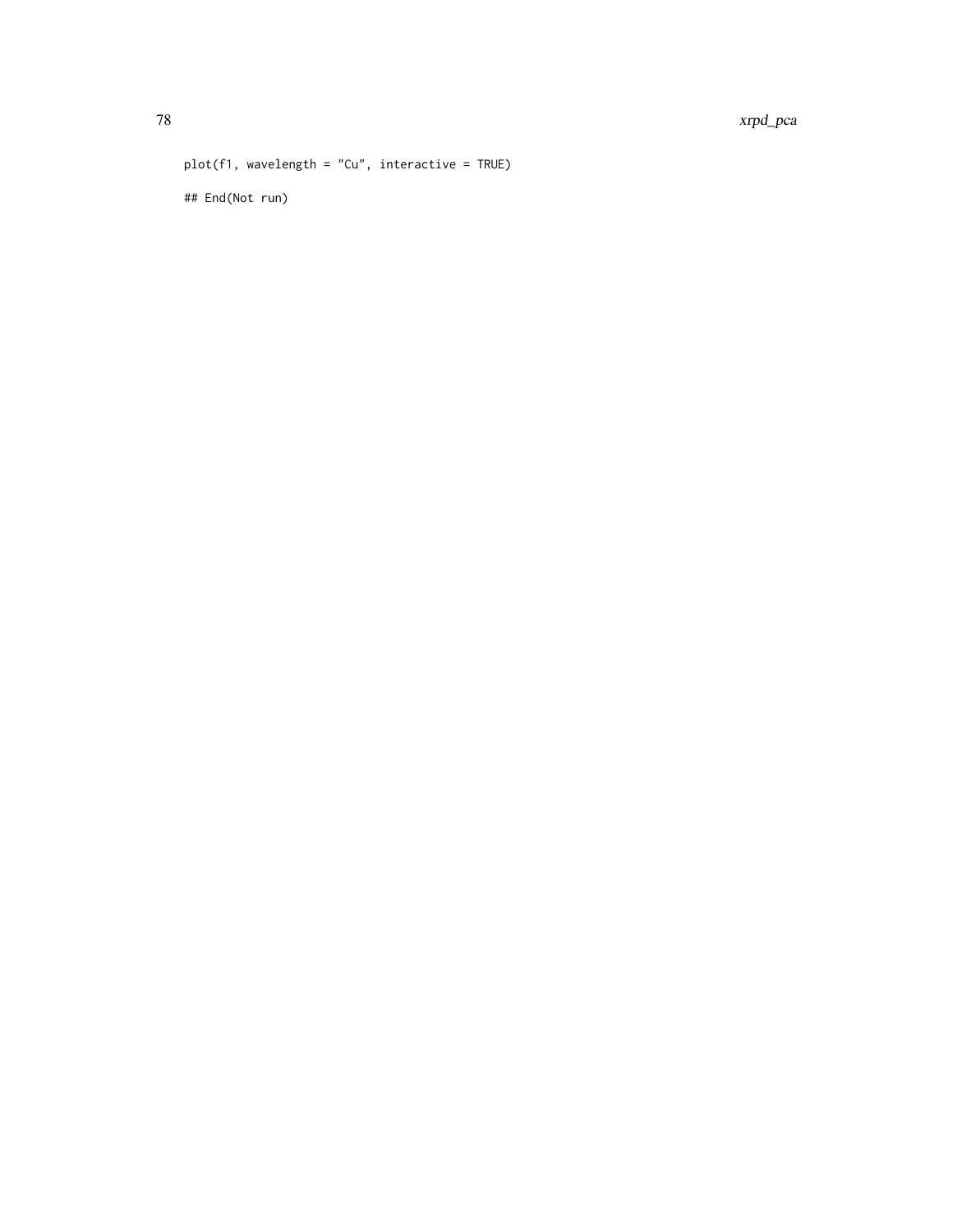```
plot(f1, wavelength = "Cu", interactive = TRUE)

## End(Not run)
```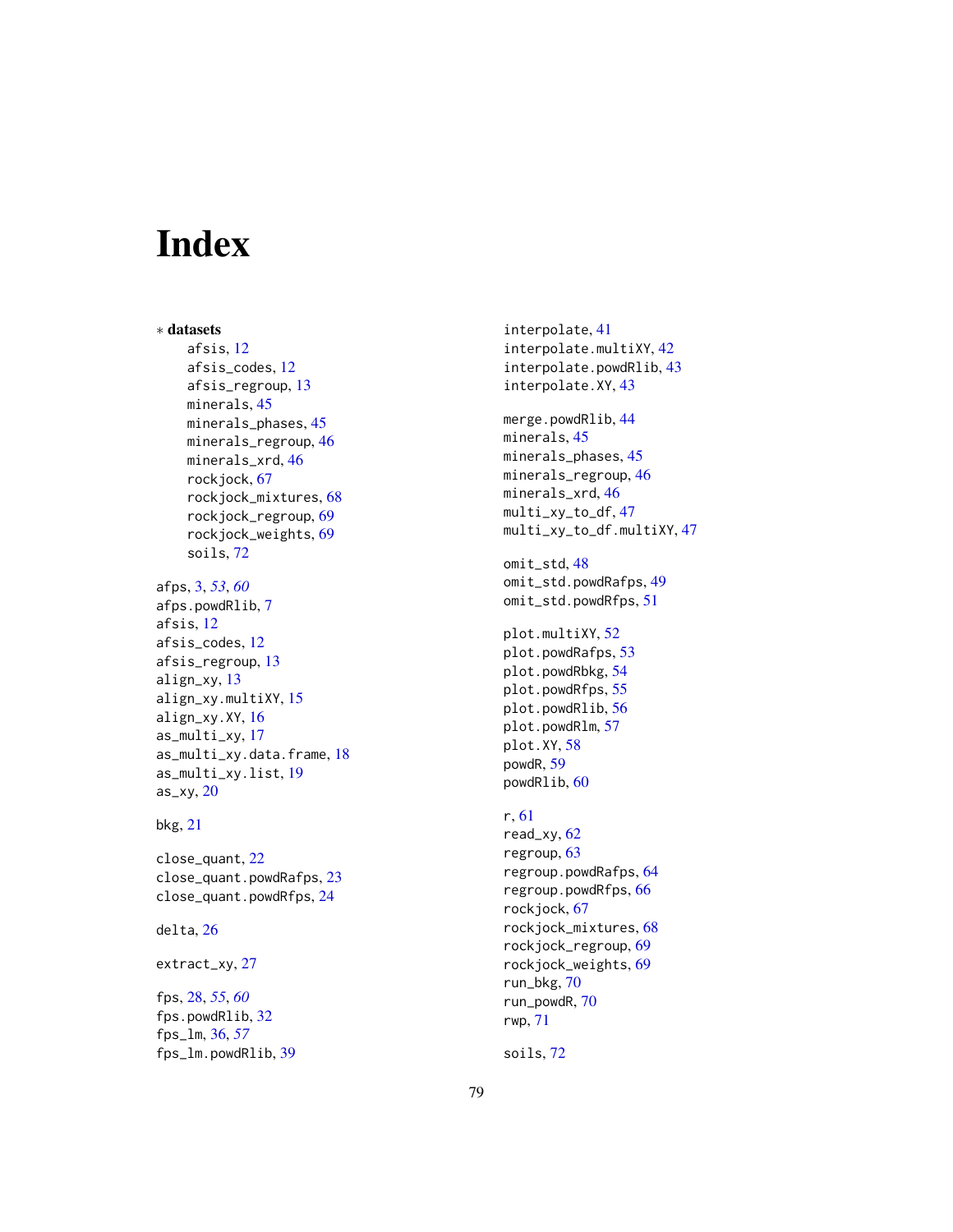# Index

∗ **datasets**

afsis, 12
afsis_codes, 12
afsis_regroup, 13
minerals, 45
minerals_phases, 45
minerals_regroup, 46
minerals_xrd, 46
rockjock, 67
rockjock_mixtures, 68
rockjock_regroup, 69
rockjock_weights, 69
soils, 72

afps, 3, *53*, *60*
afps.powdRlib, 7
afsis, 12
afsis_codes, 12
afsis_regroup, 13
align_xy, 13
align_xy.multiXY, 15
align_xy.XY, 16
as_multi_xy, 17
as_multi_xy.data.frame, 18
as_multi_xy.list, 19
as_xy, 20

bkg, 21

close_quant, 22
close_quant.powdRafps, 23
close_quant.powdRfps, 24

delta, 26

extract_xy, 27

fps, 28, *55*, *60*
fps.powdRlib, 32
fps_lm, 36, *57*
fps_lm.powdRlib, 39

interpolate, 41
interpolate.multiXY, 42
interpolate.powdRlib, 43
interpolate.XY, 43

merge.powdRlib, 44
minerals, 45
minerals_phases, 45
minerals_regroup, 46
minerals_xrd, 46
multi_xy_to_df, 47
multi_xy_to_df.multiXY, 47

omit_std, 48
omit_std.powdRafps, 49
omit_std.powdRfps, 51

plot.multiXY, 52
plot.powdRafps, 53
plot.powdRbkg, 54
plot.powdRfps, 55
plot.powdRlib, 56
plot.powdRlm, 57
plot.XY, 58
powdR, 59
powdRlib, 60

r, 61
read_xy, 62
regroup, 63
regroup.powdRafps, 64
regroup.powdRfps, 66
rockjock, 67
rockjock_mixtures, 68
rockjock_regroup, 69
rockjock_weights, 69
run_bkg, 70
run_powdR, 70
rwp, 71

soils, 72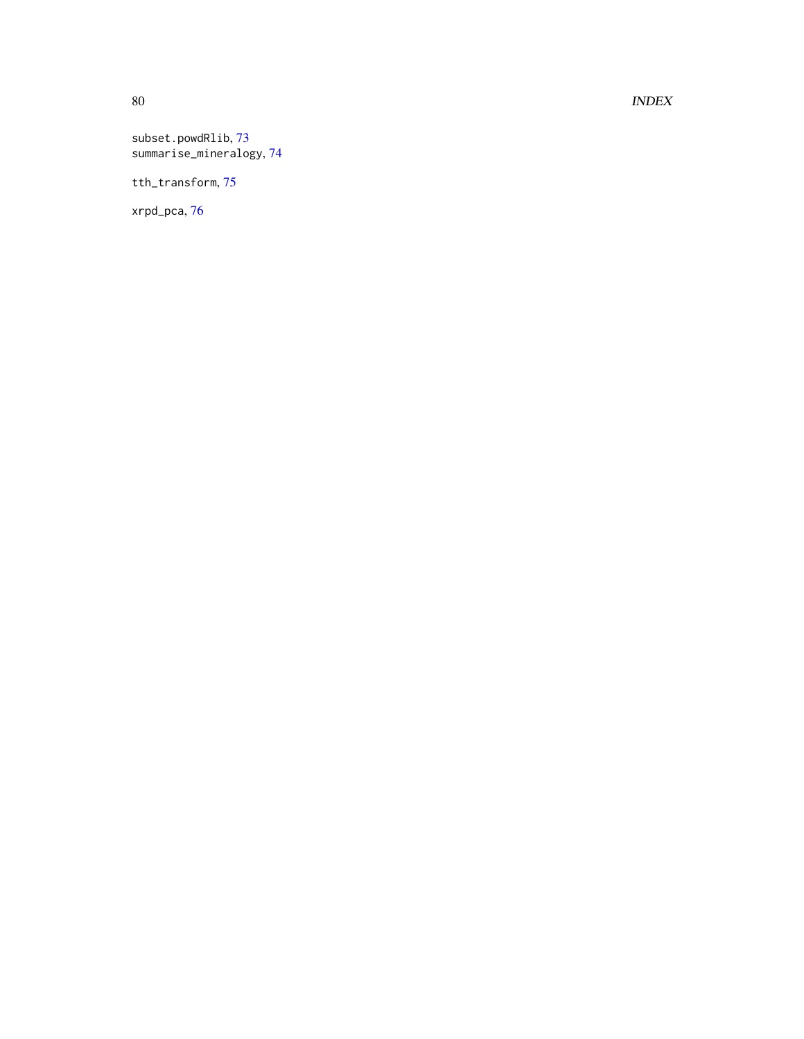subset.powdRlib, 73
summarise_mineralogy, 74

tth_transform, 75

xrpd_pca, 76